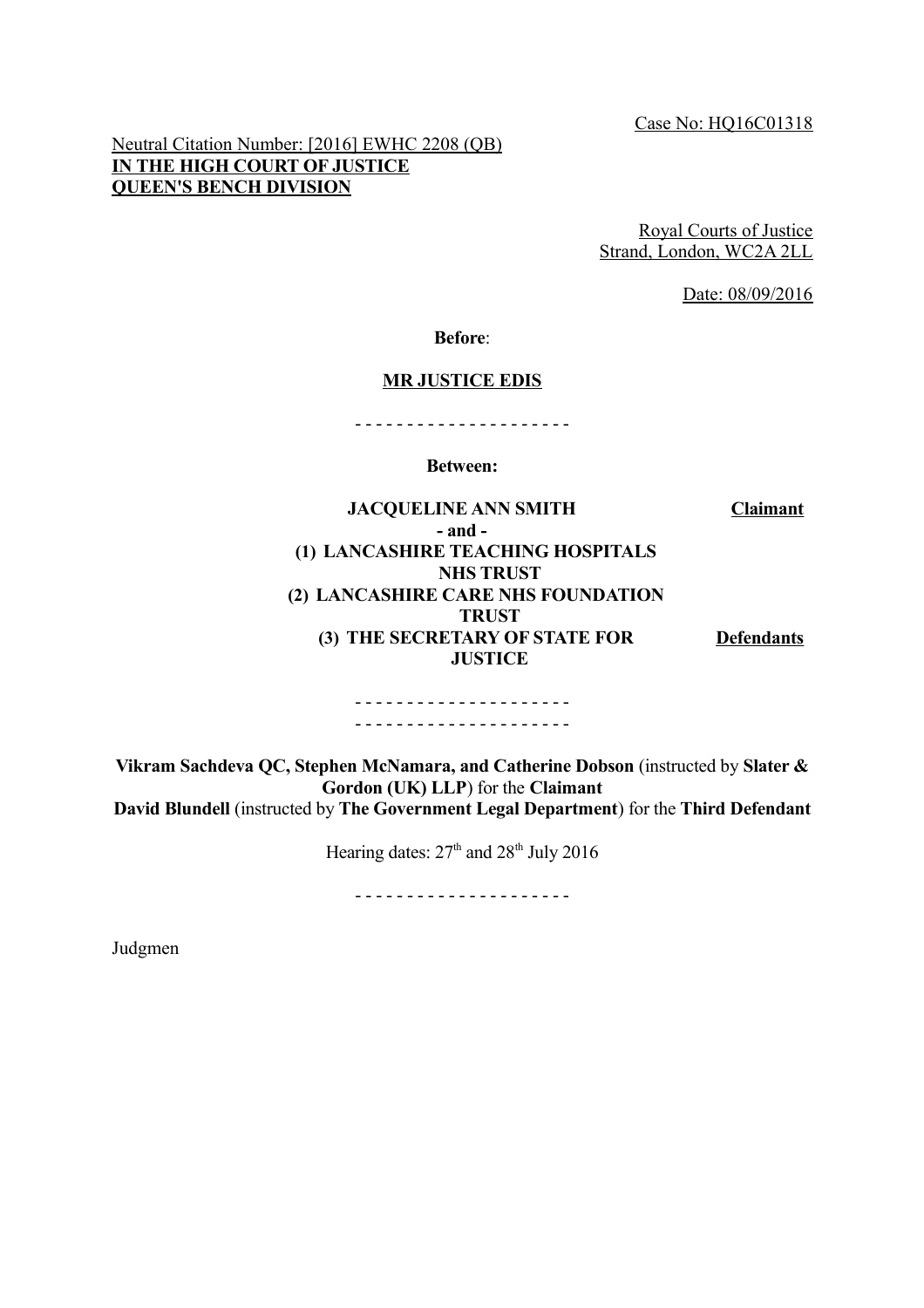Case No: HQ16C01318

Neutral Citation Number: [2016] EWHC 2208 (QB)
**IN THE HIGH COURT OF JUSTICE**
**QUEEN'S BENCH DIVISION**

Royal Courts of Justice
Strand, London, WC2A 2LL

Date: 08/09/2016

**Before**:

**MR JUSTICE EDIS**

- - - - - - - - - - - - - - - - - - - - -

**Between:**

| | |
|---|---|
| **JACQUELINE ANN SMITH** | **Claimant** |
| **- and -** | |
| **(1) LANCASHIRE TEACHING HOSPITALS NHS TRUST** | |
| **(2) LANCASHIRE CARE NHS FOUNDATION TRUST** | |
| **(3) THE SECRETARY OF STATE FOR JUSTICE** | **Defendants** |

- - - - - - - - - - - - - - - - - - - - -
- - - - - - - - - - - - - - - - - - - - -

**Vikram Sachdeva QC, Stephen McNamara, and Catherine Dobson** (instructed by **Slater & Gordon (UK) LLP**) for the **Claimant**
**David Blundell** (instructed by **The Government Legal Department**) for the **Third Defendant**

Hearing dates: 27th and 28th July 2016

- - - - - - - - - - - - - - - - - - - - -

Judgmen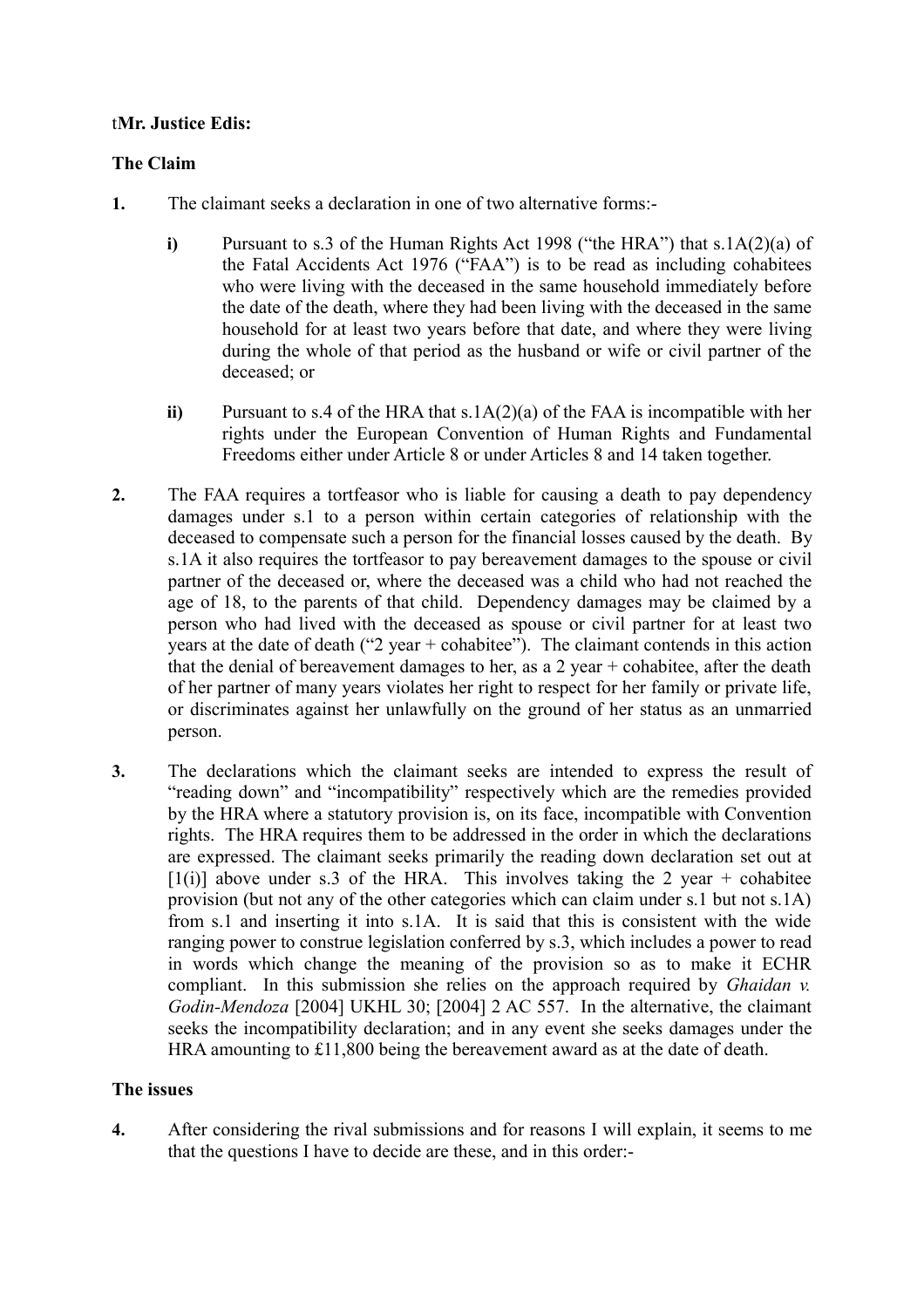t**Mr. Justice Edis:**

**The Claim**

**1.** The claimant seeks a declaration in one of two alternative forms:-

**i)** Pursuant to s.3 of the Human Rights Act 1998 ("the HRA") that s.1A(2)(a) of the Fatal Accidents Act 1976 ("FAA") is to be read as including cohabitees who were living with the deceased in the same household immediately before the date of the death, where they had been living with the deceased in the same household for at least two years before that date, and where they were living during the whole of that period as the husband or wife or civil partner of the deceased; or

**ii)** Pursuant to s.4 of the HRA that s.1A(2)(a) of the FAA is incompatible with her rights under the European Convention of Human Rights and Fundamental Freedoms either under Article 8 or under Articles 8 and 14 taken together.

**2.** The FAA requires a tortfeasor who is liable for causing a death to pay dependency damages under s.1 to a person within certain categories of relationship with the deceased to compensate such a person for the financial losses caused by the death. By s.1A it also requires the tortfeasor to pay bereavement damages to the spouse or civil partner of the deceased or, where the deceased was a child who had not reached the age of 18, to the parents of that child. Dependency damages may be claimed by a person who had lived with the deceased as spouse or civil partner for at least two years at the date of death ("2 year + cohabitee"). The claimant contends in this action that the denial of bereavement damages to her, as a 2 year + cohabitee, after the death of her partner of many years violates her right to respect for her family or private life, or discriminates against her unlawfully on the ground of her status as an unmarried person.

**3.** The declarations which the claimant seeks are intended to express the result of "reading down" and "incompatibility" respectively which are the remedies provided by the HRA where a statutory provision is, on its face, incompatible with Convention rights. The HRA requires them to be addressed in the order in which the declarations are expressed. The claimant seeks primarily the reading down declaration set out at [1(i)] above under s.3 of the HRA. This involves taking the 2 year + cohabitee provision (but not any of the other categories which can claim under s.1 but not s.1A) from s.1 and inserting it into s.1A. It is said that this is consistent with the wide ranging power to construe legislation conferred by s.3, which includes a power to read in words which change the meaning of the provision so as to make it ECHR compliant. In this submission she relies on the approach required by *Ghaidan v. Godin-Mendoza* [2004] UKHL 30; [2004] 2 AC 557. In the alternative, the claimant seeks the incompatibility declaration; and in any event she seeks damages under the HRA amounting to £11,800 being the bereavement award as at the date of death.

**The issues**

**4.** After considering the rival submissions and for reasons I will explain, it seems to me that the questions I have to decide are these, and in this order:-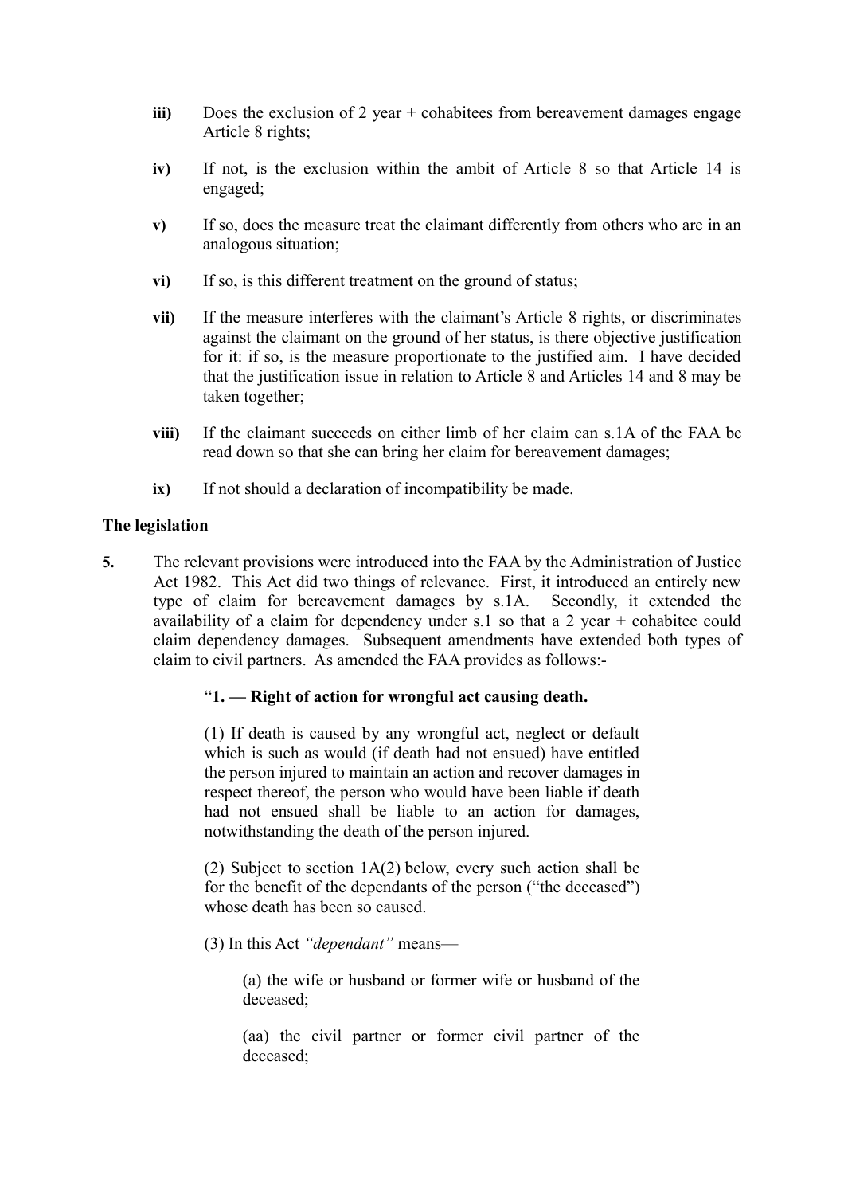**iii)** Does the exclusion of 2 year + cohabitees from bereavement damages engage Article 8 rights;

**iv)** If not, is the exclusion within the ambit of Article 8 so that Article 14 is engaged;

**v)** If so, does the measure treat the claimant differently from others who are in an analogous situation;

**vi)** If so, is this different treatment on the ground of status;

**vii)** If the measure interferes with the claimant's Article 8 rights, or discriminates against the claimant on the ground of her status, is there objective justification for it: if so, is the measure proportionate to the justified aim. I have decided that the justification issue in relation to Article 8 and Articles 14 and 8 may be taken together;

**viii)** If the claimant succeeds on either limb of her claim can s.1A of the FAA be read down so that she can bring her claim for bereavement damages;

**ix)** If not should a declaration of incompatibility be made.

## The legislation

**5.** The relevant provisions were introduced into the FAA by the Administration of Justice Act 1982. This Act did two things of relevance. First, it introduced an entirely new type of claim for bereavement damages by s.1A. Secondly, it extended the availability of a claim for dependency under s.1 so that a 2 year + cohabitee could claim dependency damages. Subsequent amendments have extended both types of claim to civil partners. As amended the FAA provides as follows:-

> "**1. — Right of action for wrongful act causing death.**
>
> (1) If death is caused by any wrongful act, neglect or default which is such as would (if death had not ensued) have entitled the person injured to maintain an action and recover damages in respect thereof, the person who would have been liable if death had not ensued shall be liable to an action for damages, notwithstanding the death of the person injured.
>
> (2) Subject to section 1A(2) below, every such action shall be for the benefit of the dependants of the person ("the deceased") whose death has been so caused.
>
> (3) In this Act *"dependant"* means—
>
> > (a) the wife or husband or former wife or husband of the deceased;
> >
> > (aa) the civil partner or former civil partner of the deceased;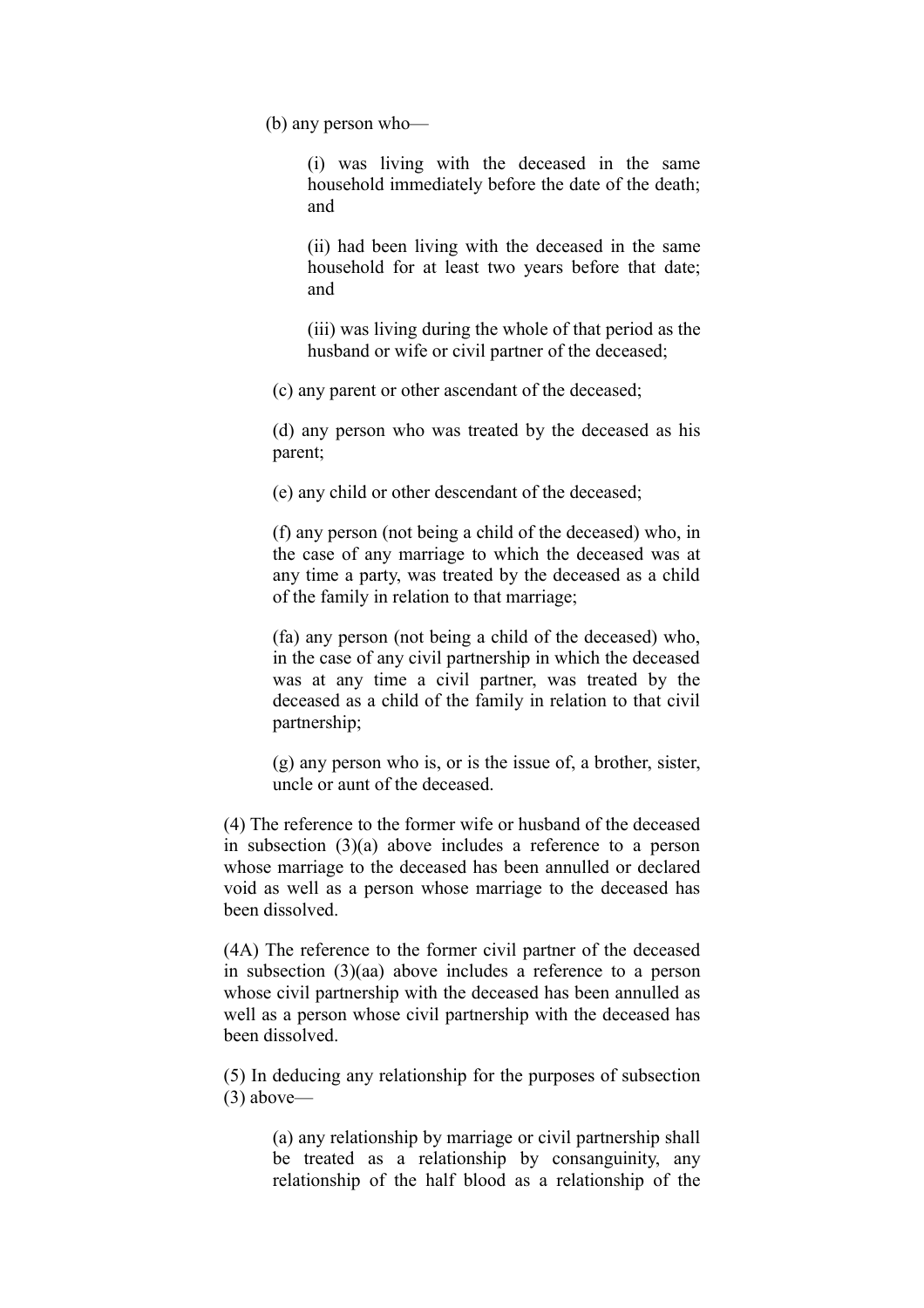(b) any person who—

(i) was living with the deceased in the same household immediately before the date of the death; and

(ii) had been living with the deceased in the same household for at least two years before that date; and

(iii) was living during the whole of that period as the husband or wife or civil partner of the deceased;

(c) any parent or other ascendant of the deceased;

(d) any person who was treated by the deceased as his parent;

(e) any child or other descendant of the deceased;

(f) any person (not being a child of the deceased) who, in the case of any marriage to which the deceased was at any time a party, was treated by the deceased as a child of the family in relation to that marriage;

(fa) any person (not being a child of the deceased) who, in the case of any civil partnership in which the deceased was at any time a civil partner, was treated by the deceased as a child of the family in relation to that civil partnership;

(g) any person who is, or is the issue of, a brother, sister, uncle or aunt of the deceased.

(4) The reference to the former wife or husband of the deceased in subsection (3)(a) above includes a reference to a person whose marriage to the deceased has been annulled or declared void as well as a person whose marriage to the deceased has been dissolved.

(4A) The reference to the former civil partner of the deceased in subsection (3)(aa) above includes a reference to a person whose civil partnership with the deceased has been annulled as well as a person whose civil partnership with the deceased has been dissolved.

(5) In deducing any relationship for the purposes of subsection (3) above—

(a) any relationship by marriage or civil partnership shall be treated as a relationship by consanguinity, any relationship of the half blood as a relationship of the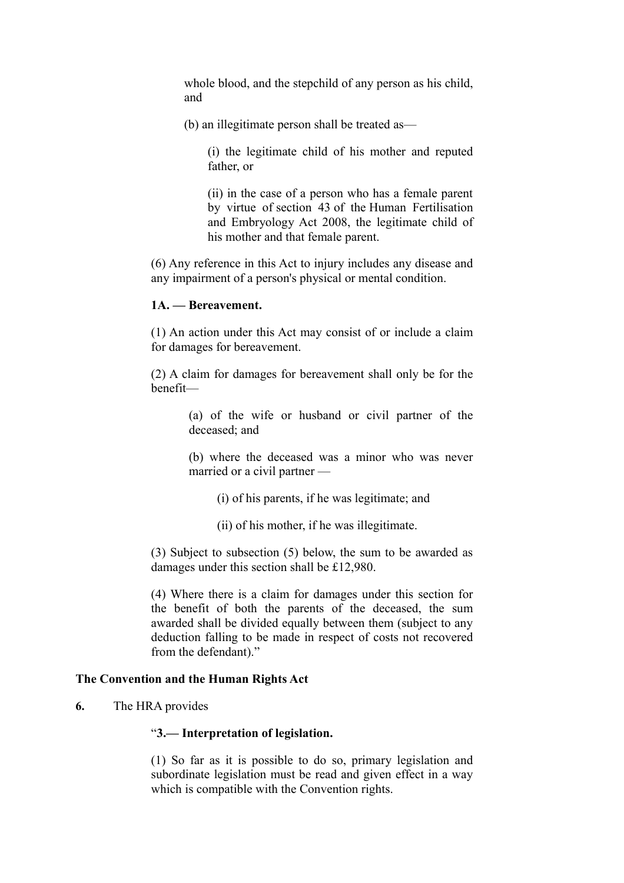whole blood, and the stepchild of any person as his child, and

(b) an illegitimate person shall be treated as—

(i) the legitimate child of his mother and reputed father, or

(ii) in the case of a person who has a female parent by virtue of section 43 of the Human Fertilisation and Embryology Act 2008, the legitimate child of his mother and that female parent.

(6) Any reference in this Act to injury includes any disease and any impairment of a person's physical or mental condition.

**1A. — Bereavement.**

(1) An action under this Act may consist of or include a claim for damages for bereavement.

(2) A claim for damages for bereavement shall only be for the benefit—

(a) of the wife or husband or civil partner of the deceased; and

(b) where the deceased was a minor who was never married or a civil partner —

(i) of his parents, if he was legitimate; and

(ii) of his mother, if he was illegitimate.

(3) Subject to subsection (5) below, the sum to be awarded as damages under this section shall be £12,980.

(4) Where there is a claim for damages under this section for the benefit of both the parents of the deceased, the sum awarded shall be divided equally between them (subject to any deduction falling to be made in respect of costs not recovered from the defendant)."

**The Convention and the Human Rights Act**

**6.** The HRA provides

"**3.— Interpretation of legislation.**

(1) So far as it is possible to do so, primary legislation and subordinate legislation must be read and given effect in a way which is compatible with the Convention rights.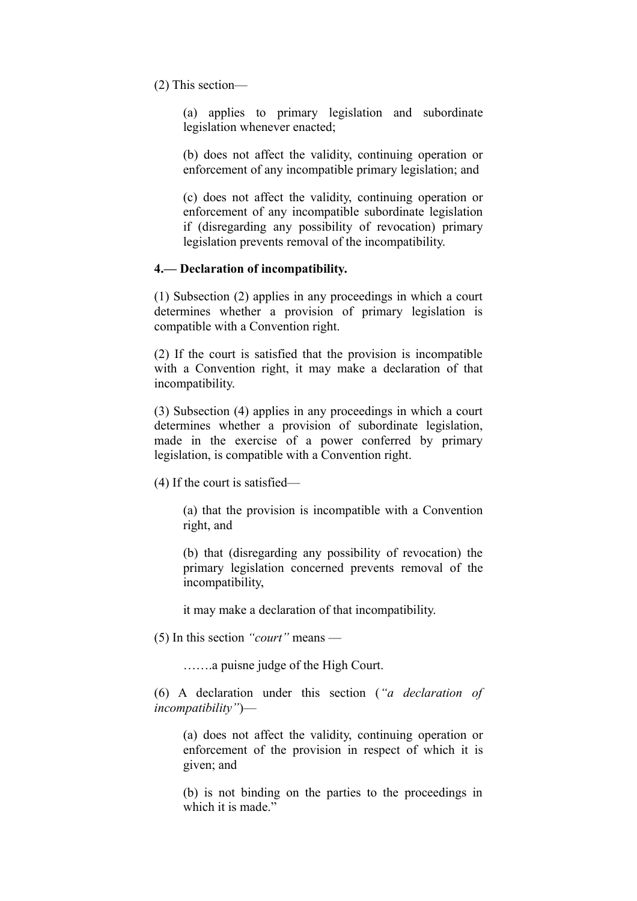(2) This section—

> (a) applies to primary legislation and subordinate legislation whenever enacted;
>
> (b) does not affect the validity, continuing operation or enforcement of any incompatible primary legislation; and
>
> (c) does not affect the validity, continuing operation or enforcement of any incompatible subordinate legislation if (disregarding any possibility of revocation) primary legislation prevents removal of the incompatibility.

**4.— Declaration of incompatibility.**

(1) Subsection (2) applies in any proceedings in which a court determines whether a provision of primary legislation is compatible with a Convention right.

(2) If the court is satisfied that the provision is incompatible with a Convention right, it may make a declaration of that incompatibility.

(3) Subsection (4) applies in any proceedings in which a court determines whether a provision of subordinate legislation, made in the exercise of a power conferred by primary legislation, is compatible with a Convention right.

(4) If the court is satisfied—

> (a) that the provision is incompatible with a Convention right, and
>
> (b) that (disregarding any possibility of revocation) the primary legislation concerned prevents removal of the incompatibility,
>
> it may make a declaration of that incompatibility.

(5) In this section *"court"* means —

> …….a puisne judge of the High Court.

(6) A declaration under this section (*"a declaration of incompatibility"*)—

> (a) does not affect the validity, continuing operation or enforcement of the provision in respect of which it is given; and
>
> (b) is not binding on the parties to the proceedings in which it is made."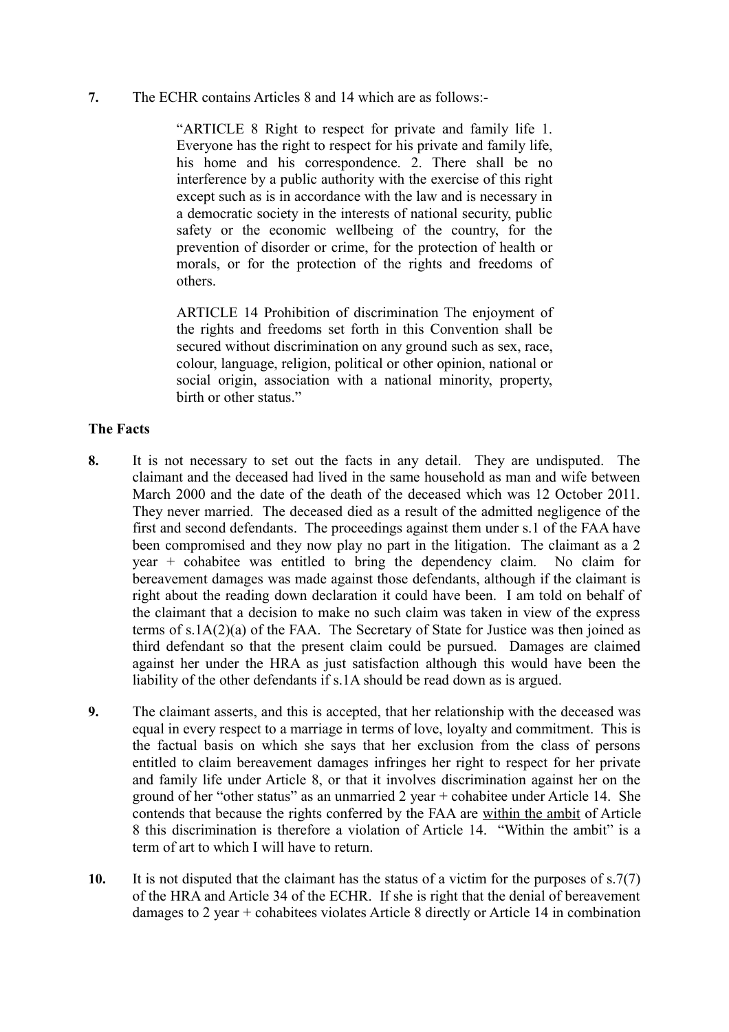**7.** The ECHR contains Articles 8 and 14 which are as follows:-

> "ARTICLE 8 Right to respect for private and family life 1. Everyone has the right to respect for his private and family life, his home and his correspondence. 2. There shall be no interference by a public authority with the exercise of this right except such as is in accordance with the law and is necessary in a democratic society in the interests of national security, public safety or the economic wellbeing of the country, for the prevention of disorder or crime, for the protection of health or morals, or for the protection of the rights and freedoms of others.
>
> ARTICLE 14 Prohibition of discrimination The enjoyment of the rights and freedoms set forth in this Convention shall be secured without discrimination on any ground such as sex, race, colour, language, religion, political or other opinion, national or social origin, association with a national minority, property, birth or other status."

**The Facts**

**8.** It is not necessary to set out the facts in any detail. They are undisputed. The claimant and the deceased had lived in the same household as man and wife between March 2000 and the date of the death of the deceased which was 12 October 2011. They never married. The deceased died as a result of the admitted negligence of the first and second defendants. The proceedings against them under s.1 of the FAA have been compromised and they now play no part in the litigation. The claimant as a 2 year + cohabitee was entitled to bring the dependency claim. No claim for bereavement damages was made against those defendants, although if the claimant is right about the reading down declaration it could have been. I am told on behalf of the claimant that a decision to make no such claim was taken in view of the express terms of s.1A(2)(a) of the FAA. The Secretary of State for Justice was then joined as third defendant so that the present claim could be pursued. Damages are claimed against her under the HRA as just satisfaction although this would have been the liability of the other defendants if s.1A should be read down as is argued.

**9.** The claimant asserts, and this is accepted, that her relationship with the deceased was equal in every respect to a marriage in terms of love, loyalty and commitment. This is the factual basis on which she says that her exclusion from the class of persons entitled to claim bereavement damages infringes her right to respect for her private and family life under Article 8, or that it involves discrimination against her on the ground of her "other status" as an unmarried 2 year + cohabitee under Article 14. She contends that because the rights conferred by the FAA are <u>within the ambit</u> of Article 8 this discrimination is therefore a violation of Article 14. "Within the ambit" is a term of art to which I will have to return.

**10.** It is not disputed that the claimant has the status of a victim for the purposes of s.7(7) of the HRA and Article 34 of the ECHR. If she is right that the denial of bereavement damages to 2 year + cohabitees violates Article 8 directly or Article 14 in combination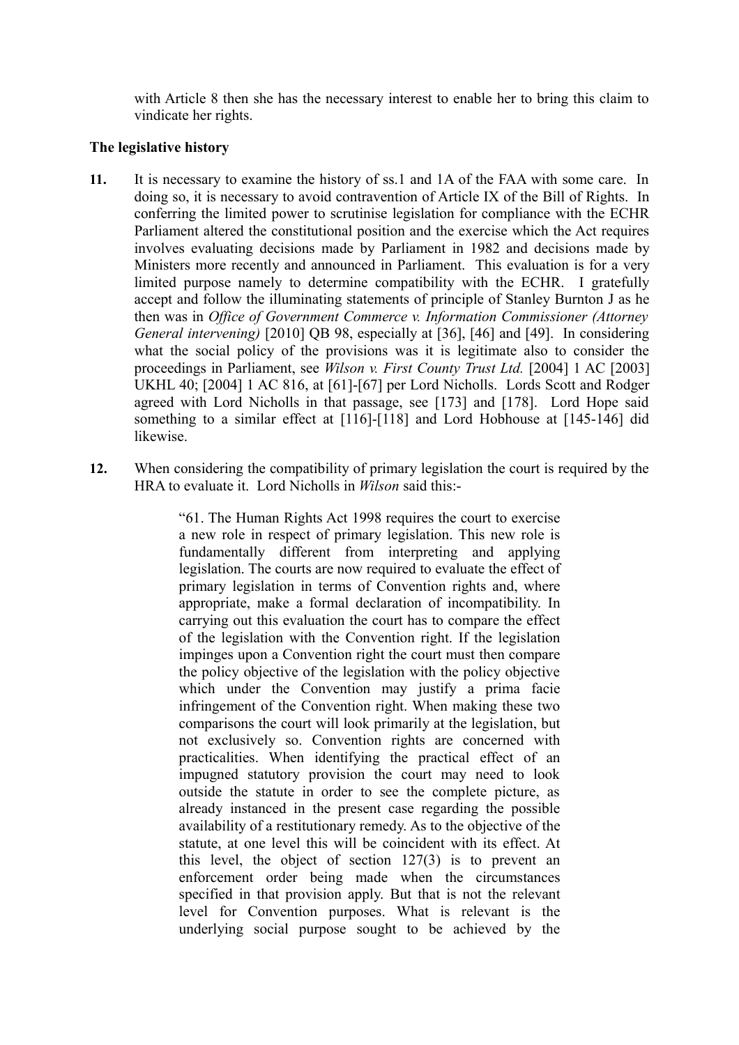with Article 8 then she has the necessary interest to enable her to bring this claim to vindicate her rights.

**The legislative history**

**11.** It is necessary to examine the history of ss.1 and 1A of the FAA with some care. In doing so, it is necessary to avoid contravention of Article IX of the Bill of Rights. In conferring the limited power to scrutinise legislation for compliance with the ECHR Parliament altered the constitutional position and the exercise which the Act requires involves evaluating decisions made by Parliament in 1982 and decisions made by Ministers more recently and announced in Parliament. This evaluation is for a very limited purpose namely to determine compatibility with the ECHR. I gratefully accept and follow the illuminating statements of principle of Stanley Burnton J as he then was in *Office of Government Commerce v. Information Commissioner (Attorney General intervening)* [2010] QB 98, especially at [36], [46] and [49]. In considering what the social policy of the provisions was it is legitimate also to consider the proceedings in Parliament, see *Wilson v. First County Trust Ltd.* [2004] 1 AC [2003] UKHL 40; [2004] 1 AC 816, at [61]-[67] per Lord Nicholls. Lords Scott and Rodger agreed with Lord Nicholls in that passage, see [173] and [178]. Lord Hope said something to a similar effect at [116]-[118] and Lord Hobhouse at [145-146] did likewise.

**12.** When considering the compatibility of primary legislation the court is required by the HRA to evaluate it. Lord Nicholls in *Wilson* said this:-

> "61. The Human Rights Act 1998 requires the court to exercise a new role in respect of primary legislation. This new role is fundamentally different from interpreting and applying legislation. The courts are now required to evaluate the effect of primary legislation in terms of Convention rights and, where appropriate, make a formal declaration of incompatibility. In carrying out this evaluation the court has to compare the effect of the legislation with the Convention right. If the legislation impinges upon a Convention right the court must then compare the policy objective of the legislation with the policy objective which under the Convention may justify a prima facie infringement of the Convention right. When making these two comparisons the court will look primarily at the legislation, but not exclusively so. Convention rights are concerned with practicalities. When identifying the practical effect of an impugned statutory provision the court may need to look outside the statute in order to see the complete picture, as already instanced in the present case regarding the possible availability of a restitutionary remedy. As to the objective of the statute, at one level this will be coincident with its effect. At this level, the object of section 127(3) is to prevent an enforcement order being made when the circumstances specified in that provision apply. But that is not the relevant level for Convention purposes. What is relevant is the underlying social purpose sought to be achieved by the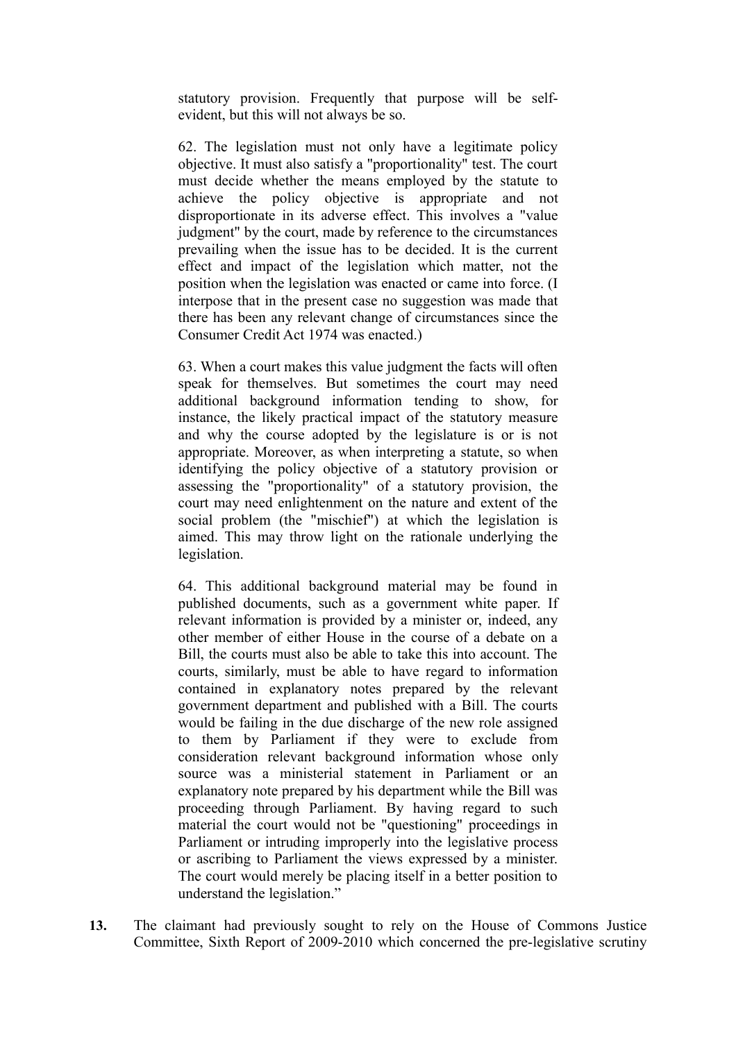> statutory provision. Frequently that purpose will be self-evident, but this will not always be so.
>
> 62. The legislation must not only have a legitimate policy objective. It must also satisfy a "proportionality" test. The court must decide whether the means employed by the statute to achieve the policy objective is appropriate and not disproportionate in its adverse effect. This involves a "value judgment" by the court, made by reference to the circumstances prevailing when the issue has to be decided. It is the current effect and impact of the legislation which matter, not the position when the legislation was enacted or came into force. (I interpose that in the present case no suggestion was made that there has been any relevant change of circumstances since the Consumer Credit Act 1974 was enacted.)
>
> 63. When a court makes this value judgment the facts will often speak for themselves. But sometimes the court may need additional background information tending to show, for instance, the likely practical impact of the statutory measure and why the course adopted by the legislature is or is not appropriate. Moreover, as when interpreting a statute, so when identifying the policy objective of a statutory provision or assessing the "proportionality" of a statutory provision, the court may need enlightenment on the nature and extent of the social problem (the "mischief") at which the legislation is aimed. This may throw light on the rationale underlying the legislation.
>
> 64. This additional background material may be found in published documents, such as a government white paper. If relevant information is provided by a minister or, indeed, any other member of either House in the course of a debate on a Bill, the courts must also be able to take this into account. The courts, similarly, must be able to have regard to information contained in explanatory notes prepared by the relevant government department and published with a Bill. The courts would be failing in the due discharge of the new role assigned to them by Parliament if they were to exclude from consideration relevant background information whose only source was a ministerial statement in Parliament or an explanatory note prepared by his department while the Bill was proceeding through Parliament. By having regard to such material the court would not be "questioning" proceedings in Parliament or intruding improperly into the legislative process or ascribing to Parliament the views expressed by a minister. The court would merely be placing itself in a better position to understand the legislation."

**13.** The claimant had previously sought to rely on the House of Commons Justice Committee, Sixth Report of 2009-2010 which concerned the pre-legislative scrutiny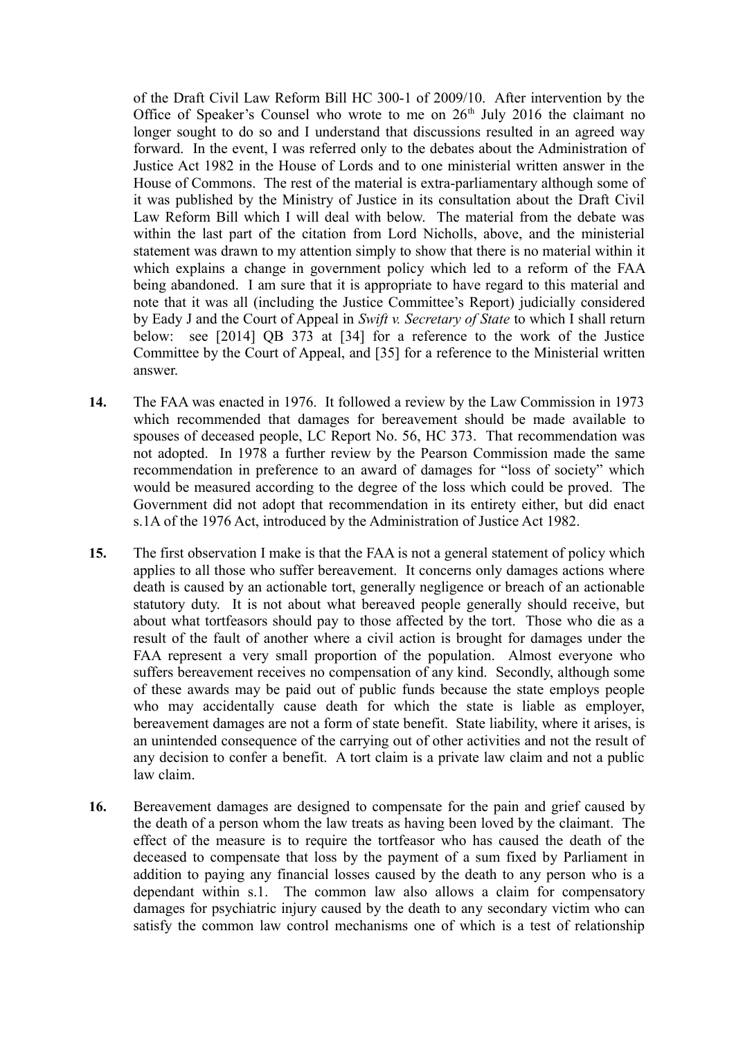of the Draft Civil Law Reform Bill HC 300-1 of 2009/10. After intervention by the Office of Speaker's Counsel who wrote to me on 26th July 2016 the claimant no longer sought to do so and I understand that discussions resulted in an agreed way forward. In the event, I was referred only to the debates about the Administration of Justice Act 1982 in the House of Lords and to one ministerial written answer in the House of Commons. The rest of the material is extra-parliamentary although some of it was published by the Ministry of Justice in its consultation about the Draft Civil Law Reform Bill which I will deal with below. The material from the debate was within the last part of the citation from Lord Nicholls, above, and the ministerial statement was drawn to my attention simply to show that there is no material within it which explains a change in government policy which led to a reform of the FAA being abandoned. I am sure that it is appropriate to have regard to this material and note that it was all (including the Justice Committee's Report) judicially considered by Eady J and the Court of Appeal in *Swift v. Secretary of State* to which I shall return below: see [2014] QB 373 at [34] for a reference to the work of the Justice Committee by the Court of Appeal, and [35] for a reference to the Ministerial written answer.

**14.** The FAA was enacted in 1976. It followed a review by the Law Commission in 1973 which recommended that damages for bereavement should be made available to spouses of deceased people, LC Report No. 56, HC 373. That recommendation was not adopted. In 1978 a further review by the Pearson Commission made the same recommendation in preference to an award of damages for "loss of society" which would be measured according to the degree of the loss which could be proved. The Government did not adopt that recommendation in its entirety either, but did enact s.1A of the 1976 Act, introduced by the Administration of Justice Act 1982.

**15.** The first observation I make is that the FAA is not a general statement of policy which applies to all those who suffer bereavement. It concerns only damages actions where death is caused by an actionable tort, generally negligence or breach of an actionable statutory duty. It is not about what bereaved people generally should receive, but about what tortfeasors should pay to those affected by the tort. Those who die as a result of the fault of another where a civil action is brought for damages under the FAA represent a very small proportion of the population. Almost everyone who suffers bereavement receives no compensation of any kind. Secondly, although some of these awards may be paid out of public funds because the state employs people who may accidentally cause death for which the state is liable as employer, bereavement damages are not a form of state benefit. State liability, where it arises, is an unintended consequence of the carrying out of other activities and not the result of any decision to confer a benefit. A tort claim is a private law claim and not a public law claim.

**16.** Bereavement damages are designed to compensate for the pain and grief caused by the death of a person whom the law treats as having been loved by the claimant. The effect of the measure is to require the tortfeasor who has caused the death of the deceased to compensate that loss by the payment of a sum fixed by Parliament in addition to paying any financial losses caused by the death to any person who is a dependant within s.1. The common law also allows a claim for compensatory damages for psychiatric injury caused by the death to any secondary victim who can satisfy the common law control mechanisms one of which is a test of relationship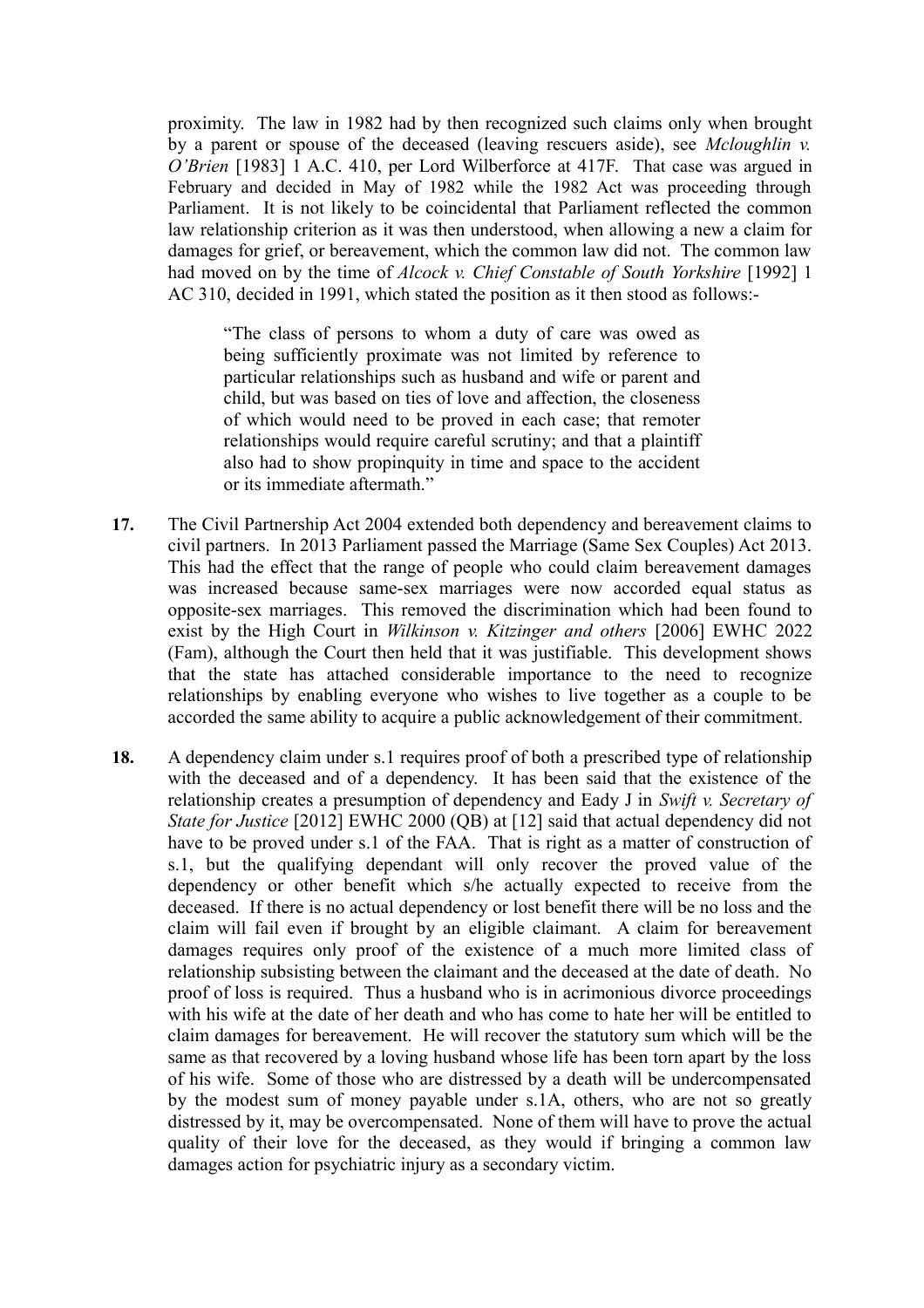proximity. The law in 1982 had by then recognized such claims only when brought by a parent or spouse of the deceased (leaving rescuers aside), see *Mcloughlin v. O'Brien* [1983] 1 A.C. 410, per Lord Wilberforce at 417F. That case was argued in February and decided in May of 1982 while the 1982 Act was proceeding through Parliament. It is not likely to be coincidental that Parliament reflected the common law relationship criterion as it was then understood, when allowing a new a claim for damages for grief, or bereavement, which the common law did not. The common law had moved on by the time of *Alcock v. Chief Constable of South Yorkshire* [1992] 1 AC 310, decided in 1991, which stated the position as it then stood as follows:-

> "The class of persons to whom a duty of care was owed as being sufficiently proximate was not limited by reference to particular relationships such as husband and wife or parent and child, but was based on ties of love and affection, the closeness of which would need to be proved in each case; that remoter relationships would require careful scrutiny; and that a plaintiff also had to show propinquity in time and space to the accident or its immediate aftermath."

**17.** The Civil Partnership Act 2004 extended both dependency and bereavement claims to civil partners. In 2013 Parliament passed the Marriage (Same Sex Couples) Act 2013. This had the effect that the range of people who could claim bereavement damages was increased because same-sex marriages were now accorded equal status as opposite-sex marriages. This removed the discrimination which had been found to exist by the High Court in *Wilkinson v. Kitzinger and others* [2006] EWHC 2022 (Fam), although the Court then held that it was justifiable. This development shows that the state has attached considerable importance to the need to recognize relationships by enabling everyone who wishes to live together as a couple to be accorded the same ability to acquire a public acknowledgement of their commitment.

**18.** A dependency claim under s.1 requires proof of both a prescribed type of relationship with the deceased and of a dependency. It has been said that the existence of the relationship creates a presumption of dependency and Eady J in *Swift v. Secretary of State for Justice* [2012] EWHC 2000 (QB) at [12] said that actual dependency did not have to be proved under s.1 of the FAA. That is right as a matter of construction of s.1, but the qualifying dependant will only recover the proved value of the dependency or other benefit which s/he actually expected to receive from the deceased. If there is no actual dependency or lost benefit there will be no loss and the claim will fail even if brought by an eligible claimant. A claim for bereavement damages requires only proof of the existence of a much more limited class of relationship subsisting between the claimant and the deceased at the date of death. No proof of loss is required. Thus a husband who is in acrimonious divorce proceedings with his wife at the date of her death and who has come to hate her will be entitled to claim damages for bereavement. He will recover the statutory sum which will be the same as that recovered by a loving husband whose life has been torn apart by the loss of his wife. Some of those who are distressed by a death will be undercompensated by the modest sum of money payable under s.1A, others, who are not so greatly distressed by it, may be overcompensated. None of them will have to prove the actual quality of their love for the deceased, as they would if bringing a common law damages action for psychiatric injury as a secondary victim.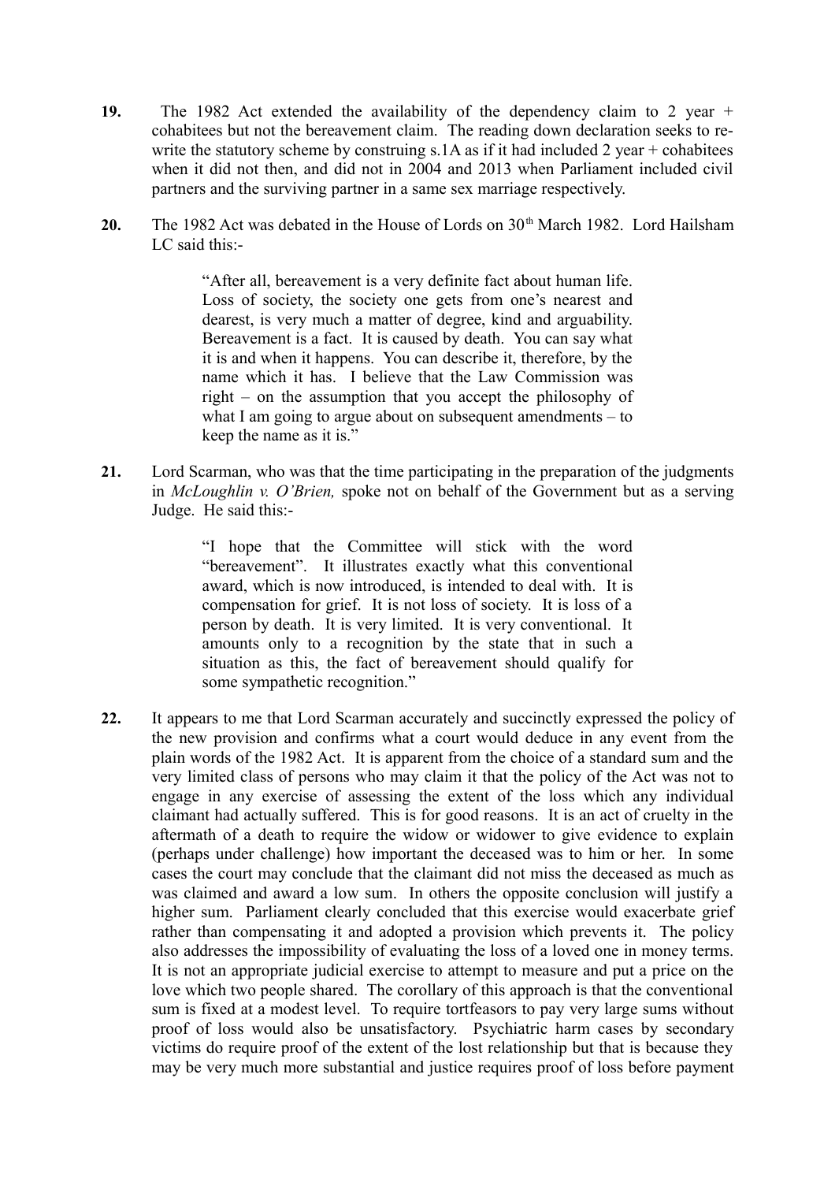**19.** The 1982 Act extended the availability of the dependency claim to 2 year + cohabitees but not the bereavement claim. The reading down declaration seeks to re-write the statutory scheme by construing s.1A as if it had included 2 year + cohabitees when it did not then, and did not in 2004 and 2013 when Parliament included civil partners and the surviving partner in a same sex marriage respectively.

**20.** The 1982 Act was debated in the House of Lords on 30th March 1982. Lord Hailsham LC said this:-

> "After all, bereavement is a very definite fact about human life. Loss of society, the society one gets from one's nearest and dearest, is very much a matter of degree, kind and arguability. Bereavement is a fact. It is caused by death. You can say what it is and when it happens. You can describe it, therefore, by the name which it has. I believe that the Law Commission was right – on the assumption that you accept the philosophy of what I am going to argue about on subsequent amendments – to keep the name as it is."

**21.** Lord Scarman, who was that the time participating in the preparation of the judgments in *McLoughlin v. O'Brien,* spoke not on behalf of the Government but as a serving Judge. He said this:-

> "I hope that the Committee will stick with the word "bereavement". It illustrates exactly what this conventional award, which is now introduced, is intended to deal with. It is compensation for grief. It is not loss of society. It is loss of a person by death. It is very limited. It is very conventional. It amounts only to a recognition by the state that in such a situation as this, the fact of bereavement should qualify for some sympathetic recognition."

**22.** It appears to me that Lord Scarman accurately and succinctly expressed the policy of the new provision and confirms what a court would deduce in any event from the plain words of the 1982 Act. It is apparent from the choice of a standard sum and the very limited class of persons who may claim it that the policy of the Act was not to engage in any exercise of assessing the extent of the loss which any individual claimant had actually suffered. This is for good reasons. It is an act of cruelty in the aftermath of a death to require the widow or widower to give evidence to explain (perhaps under challenge) how important the deceased was to him or her. In some cases the court may conclude that the claimant did not miss the deceased as much as was claimed and award a low sum. In others the opposite conclusion will justify a higher sum. Parliament clearly concluded that this exercise would exacerbate grief rather than compensating it and adopted a provision which prevents it. The policy also addresses the impossibility of evaluating the loss of a loved one in money terms. It is not an appropriate judicial exercise to attempt to measure and put a price on the love which two people shared. The corollary of this approach is that the conventional sum is fixed at a modest level. To require tortfeasors to pay very large sums without proof of loss would also be unsatisfactory. Psychiatric harm cases by secondary victims do require proof of the extent of the lost relationship but that is because they may be very much more substantial and justice requires proof of loss before payment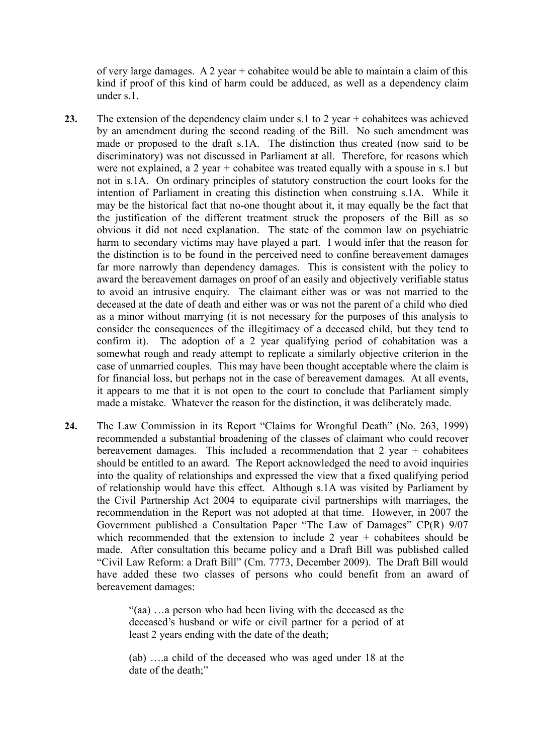of very large damages. A 2 year + cohabitee would be able to maintain a claim of this kind if proof of this kind of harm could be adduced, as well as a dependency claim under s.1.

**23.** The extension of the dependency claim under s.1 to 2 year + cohabitees was achieved by an amendment during the second reading of the Bill. No such amendment was made or proposed to the draft s.1A. The distinction thus created (now said to be discriminatory) was not discussed in Parliament at all. Therefore, for reasons which were not explained, a 2 year + cohabitee was treated equally with a spouse in s.1 but not in s.1A. On ordinary principles of statutory construction the court looks for the intention of Parliament in creating this distinction when construing s.1A. While it may be the historical fact that no-one thought about it, it may equally be the fact that the justification of the different treatment struck the proposers of the Bill as so obvious it did not need explanation. The state of the common law on psychiatric harm to secondary victims may have played a part. I would infer that the reason for the distinction is to be found in the perceived need to confine bereavement damages far more narrowly than dependency damages. This is consistent with the policy to award the bereavement damages on proof of an easily and objectively verifiable status to avoid an intrusive enquiry. The claimant either was or was not married to the deceased at the date of death and either was or was not the parent of a child who died as a minor without marrying (it is not necessary for the purposes of this analysis to consider the consequences of the illegitimacy of a deceased child, but they tend to confirm it). The adoption of a 2 year qualifying period of cohabitation was a somewhat rough and ready attempt to replicate a similarly objective criterion in the case of unmarried couples. This may have been thought acceptable where the claim is for financial loss, but perhaps not in the case of bereavement damages. At all events, it appears to me that it is not open to the court to conclude that Parliament simply made a mistake. Whatever the reason for the distinction, it was deliberately made.

**24.** The Law Commission in its Report "Claims for Wrongful Death" (No. 263, 1999) recommended a substantial broadening of the classes of claimant who could recover bereavement damages. This included a recommendation that 2 year + cohabitees should be entitled to an award. The Report acknowledged the need to avoid inquiries into the quality of relationships and expressed the view that a fixed qualifying period of relationship would have this effect. Although s.1A was visited by Parliament by the Civil Partnership Act 2004 to equiparate civil partnerships with marriages, the recommendation in the Report was not adopted at that time. However, in 2007 the Government published a Consultation Paper "The Law of Damages" CP(R) 9/07 which recommended that the extension to include 2 year + cohabitees should be made. After consultation this became policy and a Draft Bill was published called "Civil Law Reform: a Draft Bill" (Cm. 7773, December 2009). The Draft Bill would have added these two classes of persons who could benefit from an award of bereavement damages:

> "(aa) …a person who had been living with the deceased as the deceased's husband or wife or civil partner for a period of at least 2 years ending with the date of the death;
>
> (ab) ….a child of the deceased who was aged under 18 at the date of the death;"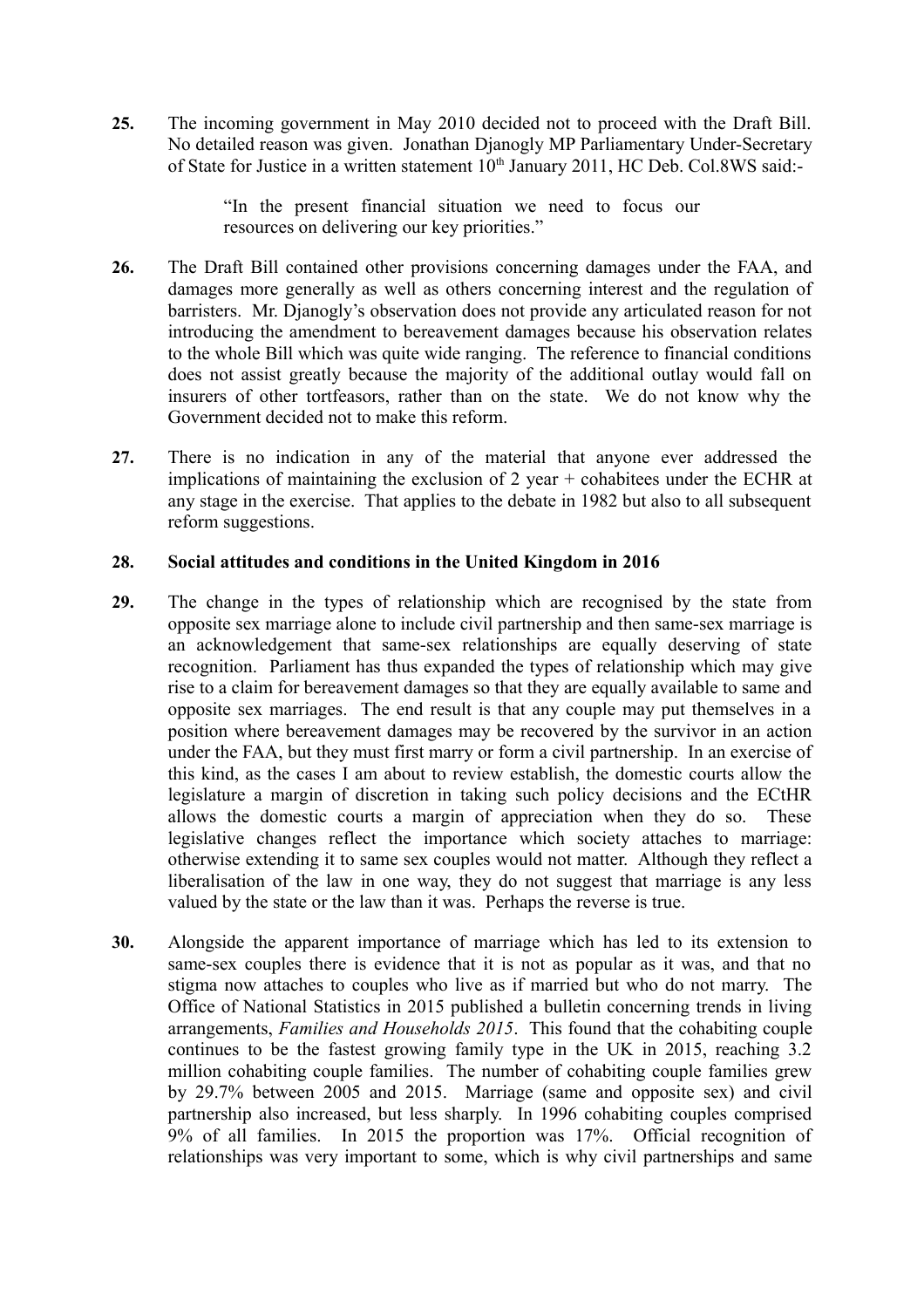**25.** The incoming government in May 2010 decided not to proceed with the Draft Bill. No detailed reason was given. Jonathan Djanogly MP Parliamentary Under-Secretary of State for Justice in a written statement 10th January 2011, HC Deb. Col.8WS said:-

> "In the present financial situation we need to focus our resources on delivering our key priorities."

**26.** The Draft Bill contained other provisions concerning damages under the FAA, and damages more generally as well as others concerning interest and the regulation of barristers. Mr. Djanogly's observation does not provide any articulated reason for not introducing the amendment to bereavement damages because his observation relates to the whole Bill which was quite wide ranging. The reference to financial conditions does not assist greatly because the majority of the additional outlay would fall on insurers of other tortfeasors, rather than on the state. We do not know why the Government decided not to make this reform.

**27.** There is no indication in any of the material that anyone ever addressed the implications of maintaining the exclusion of 2 year + cohabitees under the ECHR at any stage in the exercise. That applies to the debate in 1982 but also to all subsequent reform suggestions.

**28. Social attitudes and conditions in the United Kingdom in 2016**

**29.** The change in the types of relationship which are recognised by the state from opposite sex marriage alone to include civil partnership and then same-sex marriage is an acknowledgement that same-sex relationships are equally deserving of state recognition. Parliament has thus expanded the types of relationship which may give rise to a claim for bereavement damages so that they are equally available to same and opposite sex marriages. The end result is that any couple may put themselves in a position where bereavement damages may be recovered by the survivor in an action under the FAA, but they must first marry or form a civil partnership. In an exercise of this kind, as the cases I am about to review establish, the domestic courts allow the legislature a margin of discretion in taking such policy decisions and the ECtHR allows the domestic courts a margin of appreciation when they do so. These legislative changes reflect the importance which society attaches to marriage: otherwise extending it to same sex couples would not matter. Although they reflect a liberalisation of the law in one way, they do not suggest that marriage is any less valued by the state or the law than it was. Perhaps the reverse is true.

**30.** Alongside the apparent importance of marriage which has led to its extension to same-sex couples there is evidence that it is not as popular as it was, and that no stigma now attaches to couples who live as if married but who do not marry. The Office of National Statistics in 2015 published a bulletin concerning trends in living arrangements, *Families and Households 2015*. This found that the cohabiting couple continues to be the fastest growing family type in the UK in 2015, reaching 3.2 million cohabiting couple families. The number of cohabiting couple families grew by 29.7% between 2005 and 2015. Marriage (same and opposite sex) and civil partnership also increased, but less sharply. In 1996 cohabiting couples comprised 9% of all families. In 2015 the proportion was 17%. Official recognition of relationships was very important to some, which is why civil partnerships and same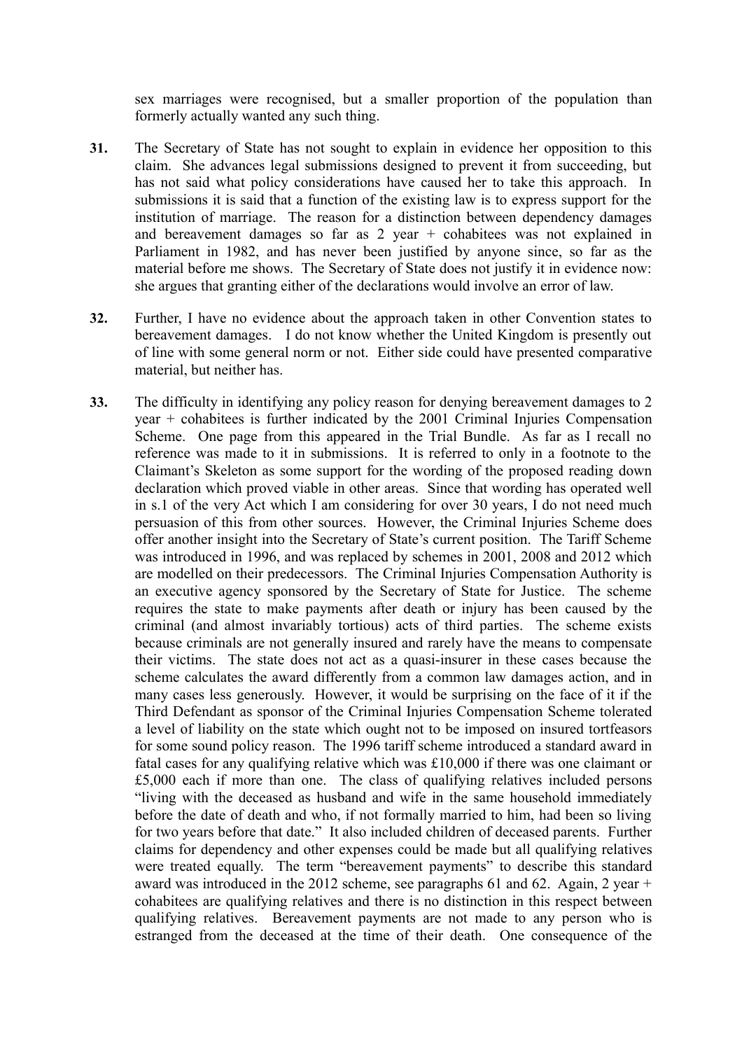sex marriages were recognised, but a smaller proportion of the population than formerly actually wanted any such thing.

**31.** The Secretary of State has not sought to explain in evidence her opposition to this claim. She advances legal submissions designed to prevent it from succeeding, but has not said what policy considerations have caused her to take this approach. In submissions it is said that a function of the existing law is to express support for the institution of marriage. The reason for a distinction between dependency damages and bereavement damages so far as 2 year + cohabitees was not explained in Parliament in 1982, and has never been justified by anyone since, so far as the material before me shows. The Secretary of State does not justify it in evidence now: she argues that granting either of the declarations would involve an error of law.

**32.** Further, I have no evidence about the approach taken in other Convention states to bereavement damages. I do not know whether the United Kingdom is presently out of line with some general norm or not. Either side could have presented comparative material, but neither has.

**33.** The difficulty in identifying any policy reason for denying bereavement damages to 2 year + cohabitees is further indicated by the 2001 Criminal Injuries Compensation Scheme. One page from this appeared in the Trial Bundle. As far as I recall no reference was made to it in submissions. It is referred to only in a footnote to the Claimant's Skeleton as some support for the wording of the proposed reading down declaration which proved viable in other areas. Since that wording has operated well in s.1 of the very Act which I am considering for over 30 years, I do not need much persuasion of this from other sources. However, the Criminal Injuries Scheme does offer another insight into the Secretary of State's current position. The Tariff Scheme was introduced in 1996, and was replaced by schemes in 2001, 2008 and 2012 which are modelled on their predecessors. The Criminal Injuries Compensation Authority is an executive agency sponsored by the Secretary of State for Justice. The scheme requires the state to make payments after death or injury has been caused by the criminal (and almost invariably tortious) acts of third parties. The scheme exists because criminals are not generally insured and rarely have the means to compensate their victims. The state does not act as a quasi-insurer in these cases because the scheme calculates the award differently from a common law damages action, and in many cases less generously. However, it would be surprising on the face of it if the Third Defendant as sponsor of the Criminal Injuries Compensation Scheme tolerated a level of liability on the state which ought not to be imposed on insured tortfeasors for some sound policy reason. The 1996 tariff scheme introduced a standard award in fatal cases for any qualifying relative which was £10,000 if there was one claimant or £5,000 each if more than one. The class of qualifying relatives included persons "living with the deceased as husband and wife in the same household immediately before the date of death and who, if not formally married to him, had been so living for two years before that date." It also included children of deceased parents. Further claims for dependency and other expenses could be made but all qualifying relatives were treated equally. The term "bereavement payments" to describe this standard award was introduced in the 2012 scheme, see paragraphs 61 and 62. Again, 2 year + cohabitees are qualifying relatives and there is no distinction in this respect between qualifying relatives. Bereavement payments are not made to any person who is estranged from the deceased at the time of their death. One consequence of the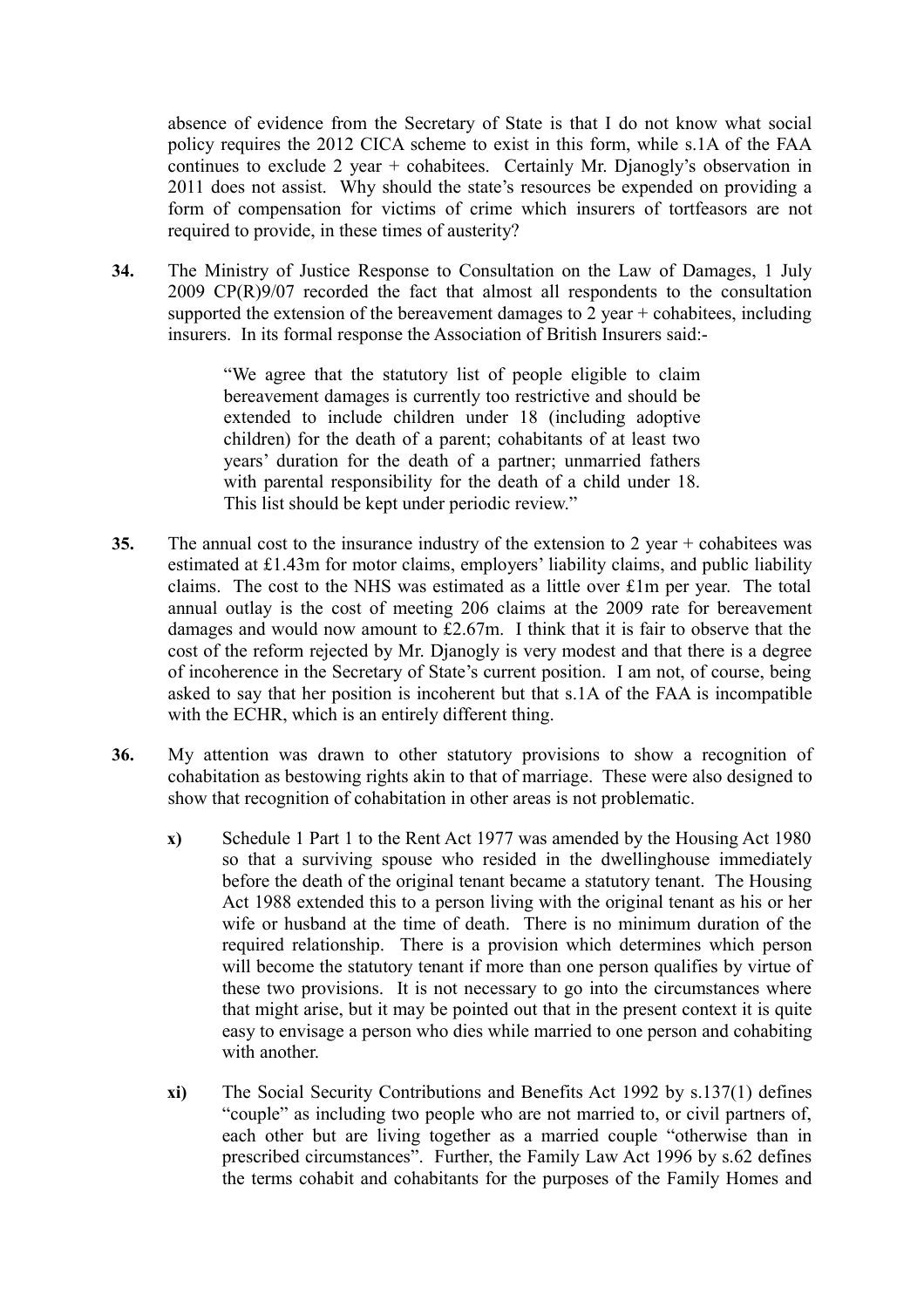absence of evidence from the Secretary of State is that I do not know what social policy requires the 2012 CICA scheme to exist in this form, while s.1A of the FAA continues to exclude 2 year + cohabitees. Certainly Mr. Djanogly's observation in 2011 does not assist. Why should the state's resources be expended on providing a form of compensation for victims of crime which insurers of tortfeasors are not required to provide, in these times of austerity?

**34.** The Ministry of Justice Response to Consultation on the Law of Damages, 1 July 2009 CP(R)9/07 recorded the fact that almost all respondents to the consultation supported the extension of the bereavement damages to 2 year + cohabitees, including insurers. In its formal response the Association of British Insurers said:-

> "We agree that the statutory list of people eligible to claim bereavement damages is currently too restrictive and should be extended to include children under 18 (including adoptive children) for the death of a parent; cohabitants of at least two years' duration for the death of a partner; unmarried fathers with parental responsibility for the death of a child under 18. This list should be kept under periodic review."

**35.** The annual cost to the insurance industry of the extension to 2 year + cohabitees was estimated at £1.43m for motor claims, employers' liability claims, and public liability claims. The cost to the NHS was estimated as a little over £1m per year. The total annual outlay is the cost of meeting 206 claims at the 2009 rate for bereavement damages and would now amount to £2.67m. I think that it is fair to observe that the cost of the reform rejected by Mr. Djanogly is very modest and that there is a degree of incoherence in the Secretary of State's current position. I am not, of course, being asked to say that her position is incoherent but that s.1A of the FAA is incompatible with the ECHR, which is an entirely different thing.

**36.** My attention was drawn to other statutory provisions to show a recognition of cohabitation as bestowing rights akin to that of marriage. These were also designed to show that recognition of cohabitation in other areas is not problematic.

**x)** Schedule 1 Part 1 to the Rent Act 1977 was amended by the Housing Act 1980 so that a surviving spouse who resided in the dwellinghouse immediately before the death of the original tenant became a statutory tenant. The Housing Act 1988 extended this to a person living with the original tenant as his or her wife or husband at the time of death. There is no minimum duration of the required relationship. There is a provision which determines which person will become the statutory tenant if more than one person qualifies by virtue of these two provisions. It is not necessary to go into the circumstances where that might arise, but it may be pointed out that in the present context it is quite easy to envisage a person who dies while married to one person and cohabiting with another.

**xi)** The Social Security Contributions and Benefits Act 1992 by s.137(1) defines "couple" as including two people who are not married to, or civil partners of, each other but are living together as a married couple "otherwise than in prescribed circumstances". Further, the Family Law Act 1996 by s.62 defines the terms cohabit and cohabitants for the purposes of the Family Homes and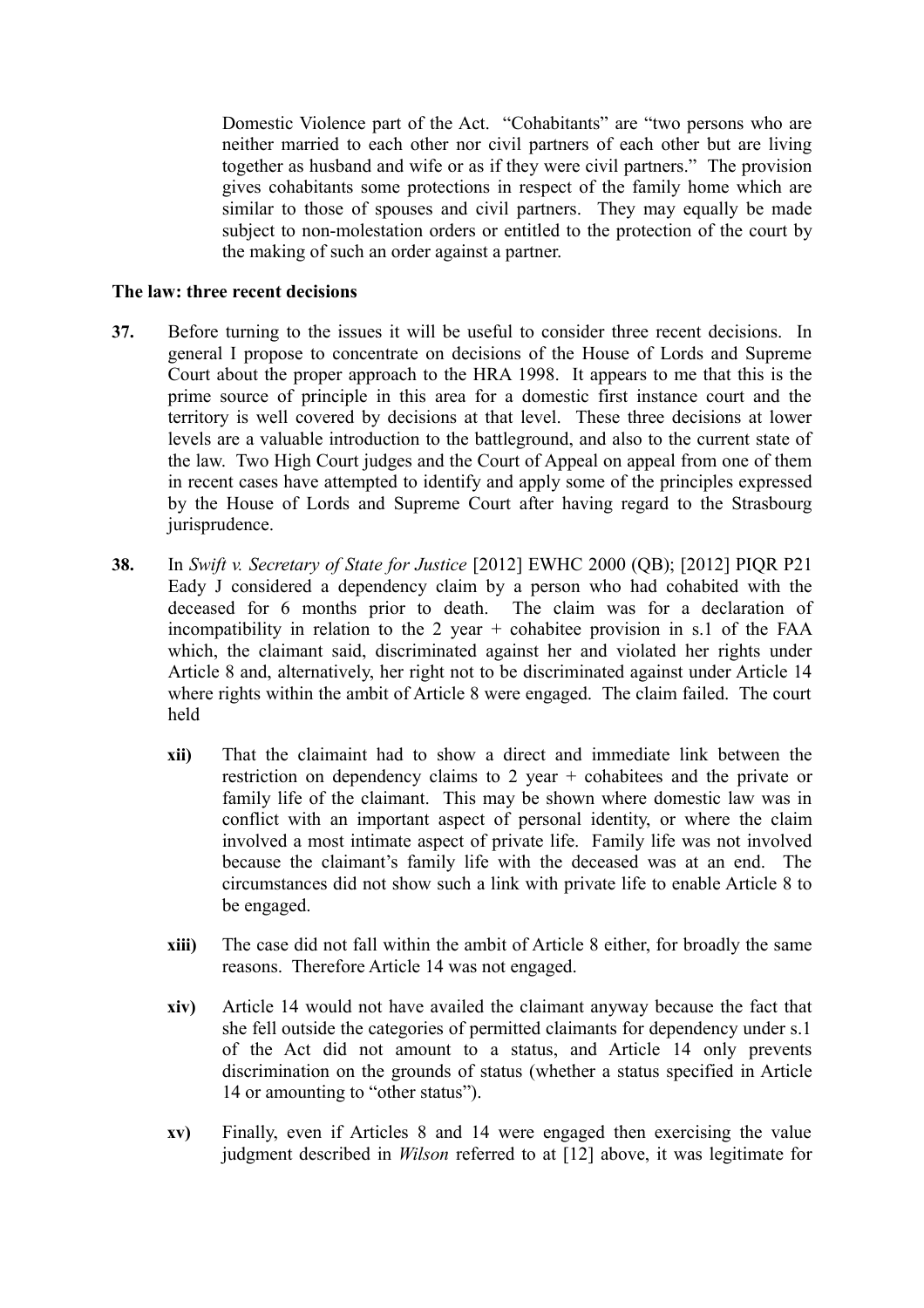Domestic Violence part of the Act. "Cohabitants" are "two persons who are neither married to each other nor civil partners of each other but are living together as husband and wife or as if they were civil partners." The provision gives cohabitants some protections in respect of the family home which are similar to those of spouses and civil partners. They may equally be made subject to non-molestation orders or entitled to the protection of the court by the making of such an order against a partner.

**The law: three recent decisions**

**37.** Before turning to the issues it will be useful to consider three recent decisions. In general I propose to concentrate on decisions of the House of Lords and Supreme Court about the proper approach to the HRA 1998. It appears to me that this is the prime source of principle in this area for a domestic first instance court and the territory is well covered by decisions at that level. These three decisions at lower levels are a valuable introduction to the battleground, and also to the current state of the law. Two High Court judges and the Court of Appeal on appeal from one of them in recent cases have attempted to identify and apply some of the principles expressed by the House of Lords and Supreme Court after having regard to the Strasbourg jurisprudence.

**38.** In *Swift v. Secretary of State for Justice* [2012] EWHC 2000 (QB); [2012] PIQR P21 Eady J considered a dependency claim by a person who had cohabited with the deceased for 6 months prior to death. The claim was for a declaration of incompatibility in relation to the 2 year + cohabitee provision in s.1 of the FAA which, the claimant said, discriminated against her and violated her rights under Article 8 and, alternatively, her right not to be discriminated against under Article 14 where rights within the ambit of Article 8 were engaged. The claim failed. The court held

- **xii)** That the claimaint had to show a direct and immediate link between the restriction on dependency claims to 2 year + cohabitees and the private or family life of the claimant. This may be shown where domestic law was in conflict with an important aspect of personal identity, or where the claim involved a most intimate aspect of private life. Family life was not involved because the claimant's family life with the deceased was at an end. The circumstances did not show such a link with private life to enable Article 8 to be engaged.

- **xiii)** The case did not fall within the ambit of Article 8 either, for broadly the same reasons. Therefore Article 14 was not engaged.

- **xiv)** Article 14 would not have availed the claimant anyway because the fact that she fell outside the categories of permitted claimants for dependency under s.1 of the Act did not amount to a status, and Article 14 only prevents discrimination on the grounds of status (whether a status specified in Article 14 or amounting to "other status").

- **xv)** Finally, even if Articles 8 and 14 were engaged then exercising the value judgment described in *Wilson* referred to at [12] above, it was legitimate for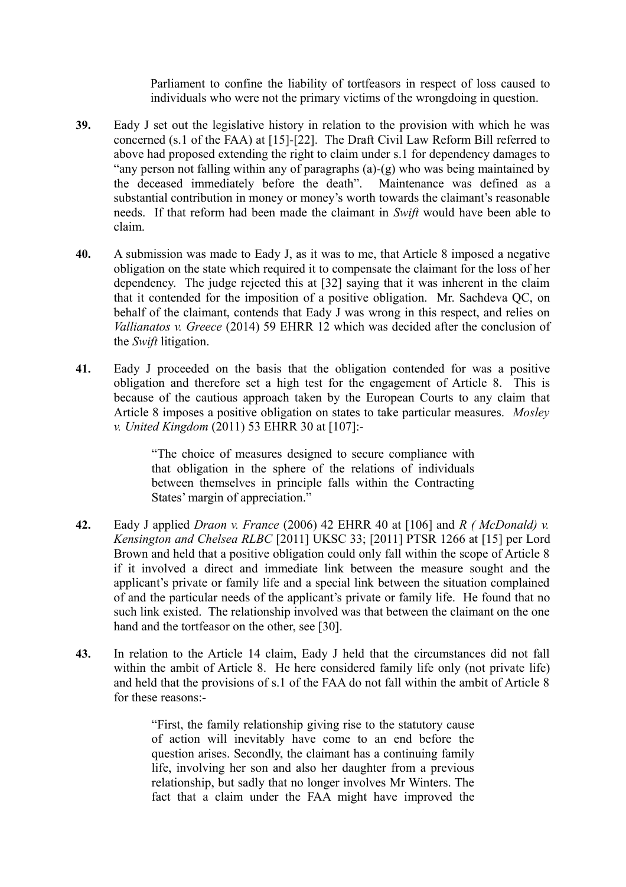> Parliament to confine the liability of tortfeasors in respect of loss caused to individuals who were not the primary victims of the wrongdoing in question.

**39.** Eady J set out the legislative history in relation to the provision with which he was concerned (s.1 of the FAA) at [15]-[22]. The Draft Civil Law Reform Bill referred to above had proposed extending the right to claim under s.1 for dependency damages to "any person not falling within any of paragraphs (a)-(g) who was being maintained by the deceased immediately before the death". Maintenance was defined as a substantial contribution in money or money's worth towards the claimant's reasonable needs. If that reform had been made the claimant in *Swift* would have been able to claim.

**40.** A submission was made to Eady J, as it was to me, that Article 8 imposed a negative obligation on the state which required it to compensate the claimant for the loss of her dependency. The judge rejected this at [32] saying that it was inherent in the claim that it contended for the imposition of a positive obligation. Mr. Sachdeva QC, on behalf of the claimant, contends that Eady J was wrong in this respect, and relies on *Vallianatos v. Greece* (2014) 59 EHRR 12 which was decided after the conclusion of the *Swift* litigation.

**41.** Eady J proceeded on the basis that the obligation contended for was a positive obligation and therefore set a high test for the engagement of Article 8. This is because of the cautious approach taken by the European Courts to any claim that Article 8 imposes a positive obligation on states to take particular measures. *Mosley v. United Kingdom* (2011) 53 EHRR 30 at [107]:-

> "The choice of measures designed to secure compliance with that obligation in the sphere of the relations of individuals between themselves in principle falls within the Contracting States' margin of appreciation."

**42.** Eady J applied *Draon v. France* (2006) 42 EHRR 40 at [106] and *R ( McDonald) v. Kensington and Chelsea RLBC* [2011] UKSC 33; [2011] PTSR 1266 at [15] per Lord Brown and held that a positive obligation could only fall within the scope of Article 8 if it involved a direct and immediate link between the measure sought and the applicant's private or family life and a special link between the situation complained of and the particular needs of the applicant's private or family life. He found that no such link existed. The relationship involved was that between the claimant on the one hand and the tortfeasor on the other, see [30].

**43.** In relation to the Article 14 claim, Eady J held that the circumstances did not fall within the ambit of Article 8. He here considered family life only (not private life) and held that the provisions of s.1 of the FAA do not fall within the ambit of Article 8 for these reasons:-

> "First, the family relationship giving rise to the statutory cause of action will inevitably have come to an end before the question arises. Secondly, the claimant has a continuing family life, involving her son and also her daughter from a previous relationship, but sadly that no longer involves Mr Winters. The fact that a claim under the FAA might have improved the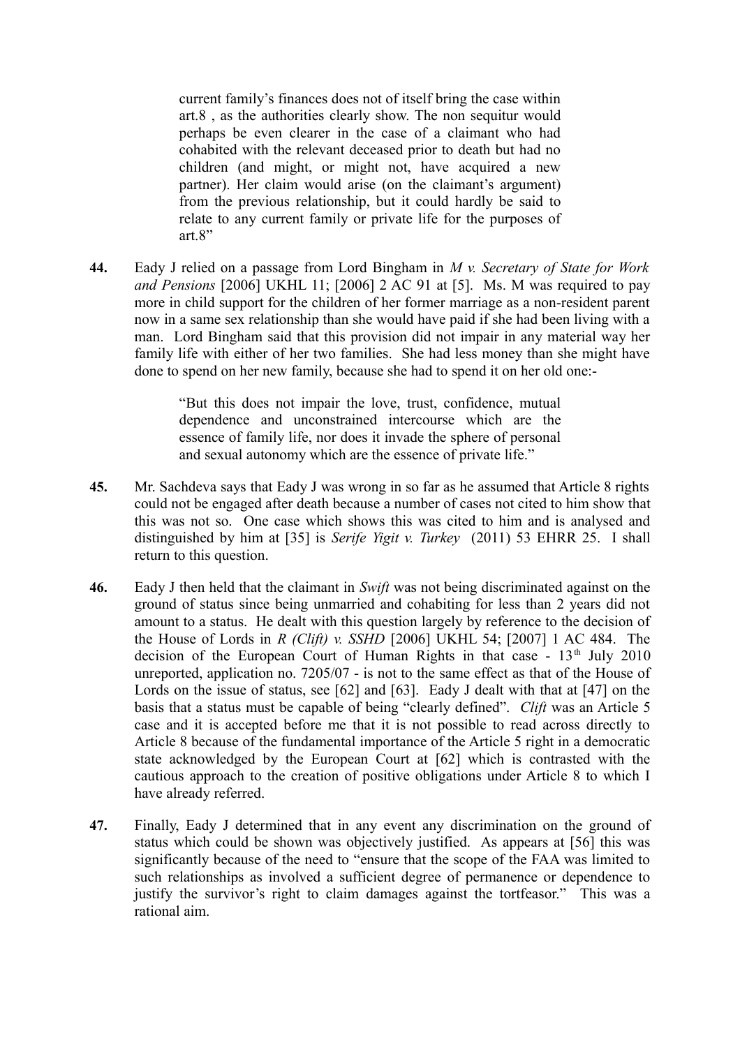> current family's finances does not of itself bring the case within art.8 , as the authorities clearly show. The non sequitur would perhaps be even clearer in the case of a claimant who had cohabited with the relevant deceased prior to death but had no children (and might, or might not, have acquired a new partner). Her claim would arise (on the claimant's argument) from the previous relationship, but it could hardly be said to relate to any current family or private life for the purposes of art.8"

**44.** Eady J relied on a passage from Lord Bingham in *M v. Secretary of State for Work and Pensions* [2006] UKHL 11; [2006] 2 AC 91 at [5]. Ms. M was required to pay more in child support for the children of her former marriage as a non-resident parent now in a same sex relationship than she would have paid if she had been living with a man. Lord Bingham said that this provision did not impair in any material way her family life with either of her two families. She had less money than she might have done to spend on her new family, because she had to spend it on her old one:-

> "But this does not impair the love, trust, confidence, mutual dependence and unconstrained intercourse which are the essence of family life, nor does it invade the sphere of personal and sexual autonomy which are the essence of private life."

**45.** Mr. Sachdeva says that Eady J was wrong in so far as he assumed that Article 8 rights could not be engaged after death because a number of cases not cited to him show that this was not so. One case which shows this was cited to him and is analysed and distinguished by him at [35] is *Serife Yigit v. Turkey* (2011) 53 EHRR 25. I shall return to this question.

**46.** Eady J then held that the claimant in *Swift* was not being discriminated against on the ground of status since being unmarried and cohabiting for less than 2 years did not amount to a status. He dealt with this question largely by reference to the decision of the House of Lords in *R (Clift) v. SSHD* [2006] UKHL 54; [2007] 1 AC 484. The decision of the European Court of Human Rights in that case - 13th July 2010 unreported, application no. 7205/07 - is not to the same effect as that of the House of Lords on the issue of status, see [62] and [63]. Eady J dealt with that at [47] on the basis that a status must be capable of being "clearly defined". *Clift* was an Article 5 case and it is accepted before me that it is not possible to read across directly to Article 8 because of the fundamental importance of the Article 5 right in a democratic state acknowledged by the European Court at [62] which is contrasted with the cautious approach to the creation of positive obligations under Article 8 to which I have already referred.

**47.** Finally, Eady J determined that in any event any discrimination on the ground of status which could be shown was objectively justified. As appears at [56] this was significantly because of the need to "ensure that the scope of the FAA was limited to such relationships as involved a sufficient degree of permanence or dependence to justify the survivor's right to claim damages against the tortfeasor." This was a rational aim.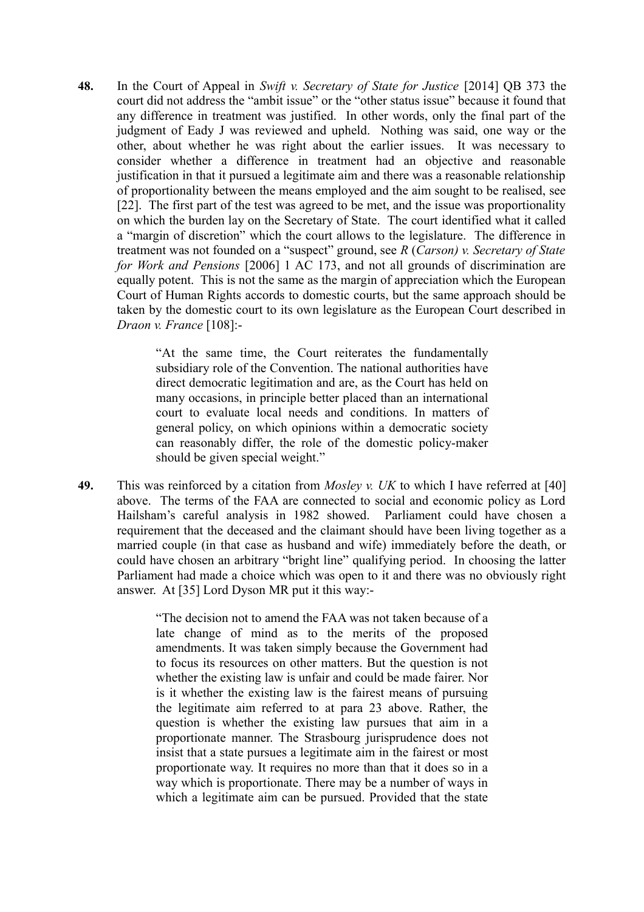**48.** In the Court of Appeal in *Swift v. Secretary of State for Justice* [2014] QB 373 the court did not address the "ambit issue" or the "other status issue" because it found that any difference in treatment was justified. In other words, only the final part of the judgment of Eady J was reviewed and upheld. Nothing was said, one way or the other, about whether he was right about the earlier issues. It was necessary to consider whether a difference in treatment had an objective and reasonable justification in that it pursued a legitimate aim and there was a reasonable relationship of proportionality between the means employed and the aim sought to be realised, see [22]. The first part of the test was agreed to be met, and the issue was proportionality on which the burden lay on the Secretary of State. The court identified what it called a "margin of discretion" which the court allows to the legislature. The difference in treatment was not founded on a "suspect" ground, see *R* (*Carson) v. Secretary of State for Work and Pensions* [2006] 1 AC 173, and not all grounds of discrimination are equally potent. This is not the same as the margin of appreciation which the European Court of Human Rights accords to domestic courts, but the same approach should be taken by the domestic court to its own legislature as the European Court described in *Draon v. France* [108]:-

> "At the same time, the Court reiterates the fundamentally subsidiary role of the Convention. The national authorities have direct democratic legitimation and are, as the Court has held on many occasions, in principle better placed than an international court to evaluate local needs and conditions. In matters of general policy, on which opinions within a democratic society can reasonably differ, the role of the domestic policy-maker should be given special weight."

**49.** This was reinforced by a citation from *Mosley v. UK* to which I have referred at [40] above. The terms of the FAA are connected to social and economic policy as Lord Hailsham's careful analysis in 1982 showed. Parliament could have chosen a requirement that the deceased and the claimant should have been living together as a married couple (in that case as husband and wife) immediately before the death, or could have chosen an arbitrary "bright line" qualifying period. In choosing the latter Parliament had made a choice which was open to it and there was no obviously right answer. At [35] Lord Dyson MR put it this way:-

> "The decision not to amend the FAA was not taken because of a late change of mind as to the merits of the proposed amendments. It was taken simply because the Government had to focus its resources on other matters. But the question is not whether the existing law is unfair and could be made fairer. Nor is it whether the existing law is the fairest means of pursuing the legitimate aim referred to at para 23 above. Rather, the question is whether the existing law pursues that aim in a proportionate manner. The Strasbourg jurisprudence does not insist that a state pursues a legitimate aim in the fairest or most proportionate way. It requires no more than that it does so in a way which is proportionate. There may be a number of ways in which a legitimate aim can be pursued. Provided that the state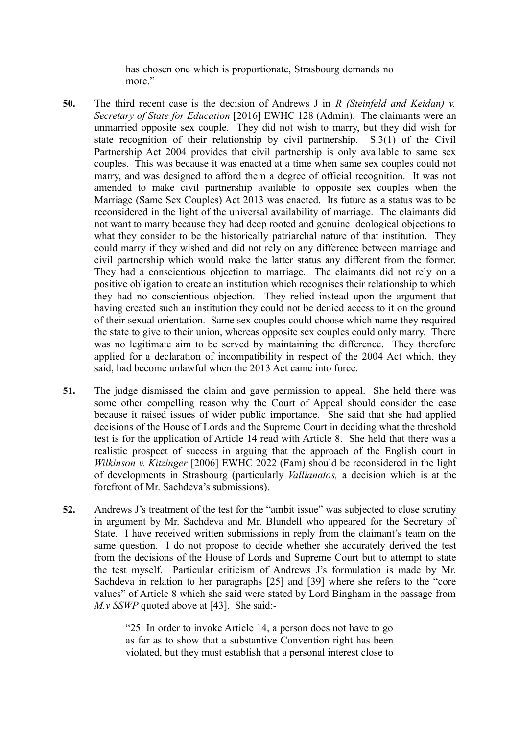has chosen one which is proportionate, Strasbourg demands no more."

**50.** The third recent case is the decision of Andrews J in *R (Steinfeld and Keidan) v. Secretary of State for Education* [2016] EWHC 128 (Admin). The claimants were an unmarried opposite sex couple. They did not wish to marry, but they did wish for state recognition of their relationship by civil partnership. S.3(1) of the Civil Partnership Act 2004 provides that civil partnership is only available to same sex couples. This was because it was enacted at a time when same sex couples could not marry, and was designed to afford them a degree of official recognition. It was not amended to make civil partnership available to opposite sex couples when the Marriage (Same Sex Couples) Act 2013 was enacted. Its future as a status was to be reconsidered in the light of the universal availability of marriage. The claimants did not want to marry because they had deep rooted and genuine ideological objections to what they consider to be the historically patriarchal nature of that institution. They could marry if they wished and did not rely on any difference between marriage and civil partnership which would make the latter status any different from the former. They had a conscientious objection to marriage. The claimants did not rely on a positive obligation to create an institution which recognises their relationship to which they had no conscientious objection. They relied instead upon the argument that having created such an institution they could not be denied access to it on the ground of their sexual orientation. Same sex couples could choose which name they required the state to give to their union, whereas opposite sex couples could only marry. There was no legitimate aim to be served by maintaining the difference. They therefore applied for a declaration of incompatibility in respect of the 2004 Act which, they said, had become unlawful when the 2013 Act came into force.

**51.** The judge dismissed the claim and gave permission to appeal. She held there was some other compelling reason why the Court of Appeal should consider the case because it raised issues of wider public importance. She said that she had applied decisions of the House of Lords and the Supreme Court in deciding what the threshold test is for the application of Article 14 read with Article 8. She held that there was a realistic prospect of success in arguing that the approach of the English court in *Wilkinson v. Kitzinger* [2006] EWHC 2022 (Fam) should be reconsidered in the light of developments in Strasbourg (particularly *Vallianatos,* a decision which is at the forefront of Mr. Sachdeva's submissions).

**52.** Andrews J's treatment of the test for the "ambit issue" was subjected to close scrutiny in argument by Mr. Sachdeva and Mr. Blundell who appeared for the Secretary of State. I have received written submissions in reply from the claimant's team on the same question. I do not propose to decide whether she accurately derived the test from the decisions of the House of Lords and Supreme Court but to attempt to state the test myself. Particular criticism of Andrews J's formulation is made by Mr. Sachdeva in relation to her paragraphs [25] and [39] where she refers to the "core values" of Article 8 which she said were stated by Lord Bingham in the passage from *M.v SSWP* quoted above at [43]. She said:-

> "25. In order to invoke Article 14, a person does not have to go as far as to show that a substantive Convention right has been violated, but they must establish that a personal interest close to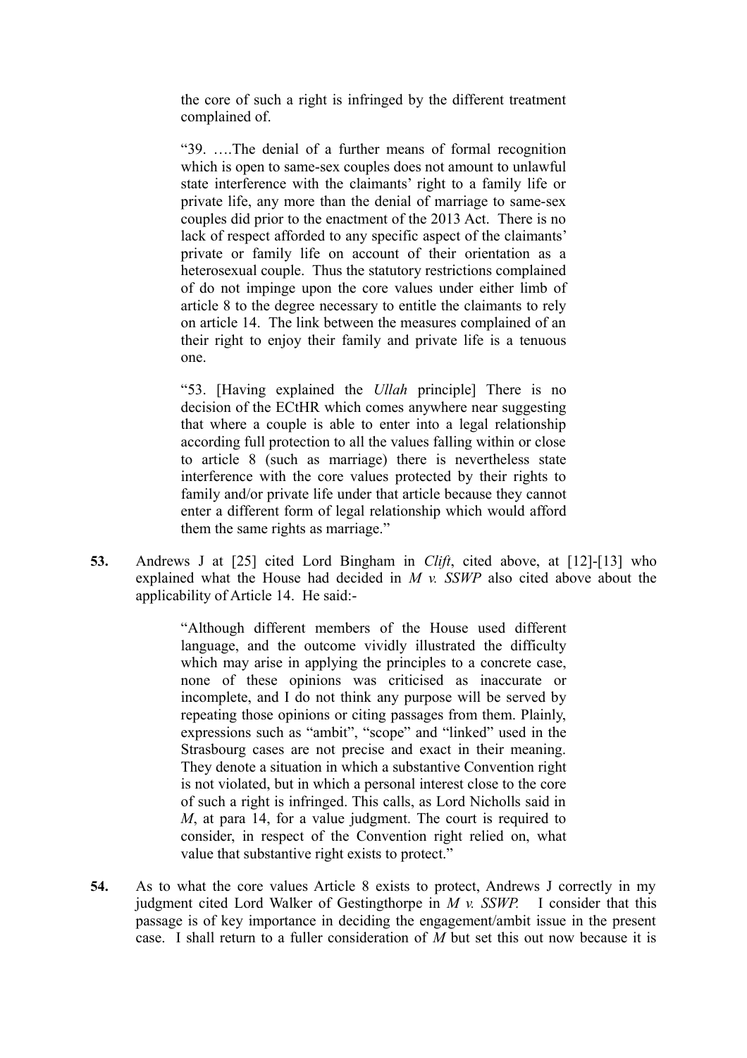the core of such a right is infringed by the different treatment complained of.

> "39. ….The denial of a further means of formal recognition which is open to same-sex couples does not amount to unlawful state interference with the claimants' right to a family life or private life, any more than the denial of marriage to same-sex couples did prior to the enactment of the 2013 Act. There is no lack of respect afforded to any specific aspect of the claimants' private or family life on account of their orientation as a heterosexual couple. Thus the statutory restrictions complained of do not impinge upon the core values under either limb of article 8 to the degree necessary to entitle the claimants to rely on article 14. The link between the measures complained of an their right to enjoy their family and private life is a tenuous one.
>
> "53. [Having explained the *Ullah* principle] There is no decision of the ECtHR which comes anywhere near suggesting that where a couple is able to enter into a legal relationship according full protection to all the values falling within or close to article 8 (such as marriage) there is nevertheless state interference with the core values protected by their rights to family and/or private life under that article because they cannot enter a different form of legal relationship which would afford them the same rights as marriage."

**53.** Andrews J at [25] cited Lord Bingham in *Clift*, cited above, at [12]-[13] who explained what the House had decided in *M v. SSWP* also cited above about the applicability of Article 14. He said:-

> "Although different members of the House used different language, and the outcome vividly illustrated the difficulty which may arise in applying the principles to a concrete case, none of these opinions was criticised as inaccurate or incomplete, and I do not think any purpose will be served by repeating those opinions or citing passages from them. Plainly, expressions such as "ambit", "scope" and "linked" used in the Strasbourg cases are not precise and exact in their meaning. They denote a situation in which a substantive Convention right is not violated, but in which a personal interest close to the core of such a right is infringed. This calls, as Lord Nicholls said in *M*, at para 14, for a value judgment. The court is required to consider, in respect of the Convention right relied on, what value that substantive right exists to protect."

**54.** As to what the core values Article 8 exists to protect, Andrews J correctly in my judgment cited Lord Walker of Gestingthorpe in *M v. SSWP.* I consider that this passage is of key importance in deciding the engagement/ambit issue in the present case. I shall return to a fuller consideration of *M* but set this out now because it is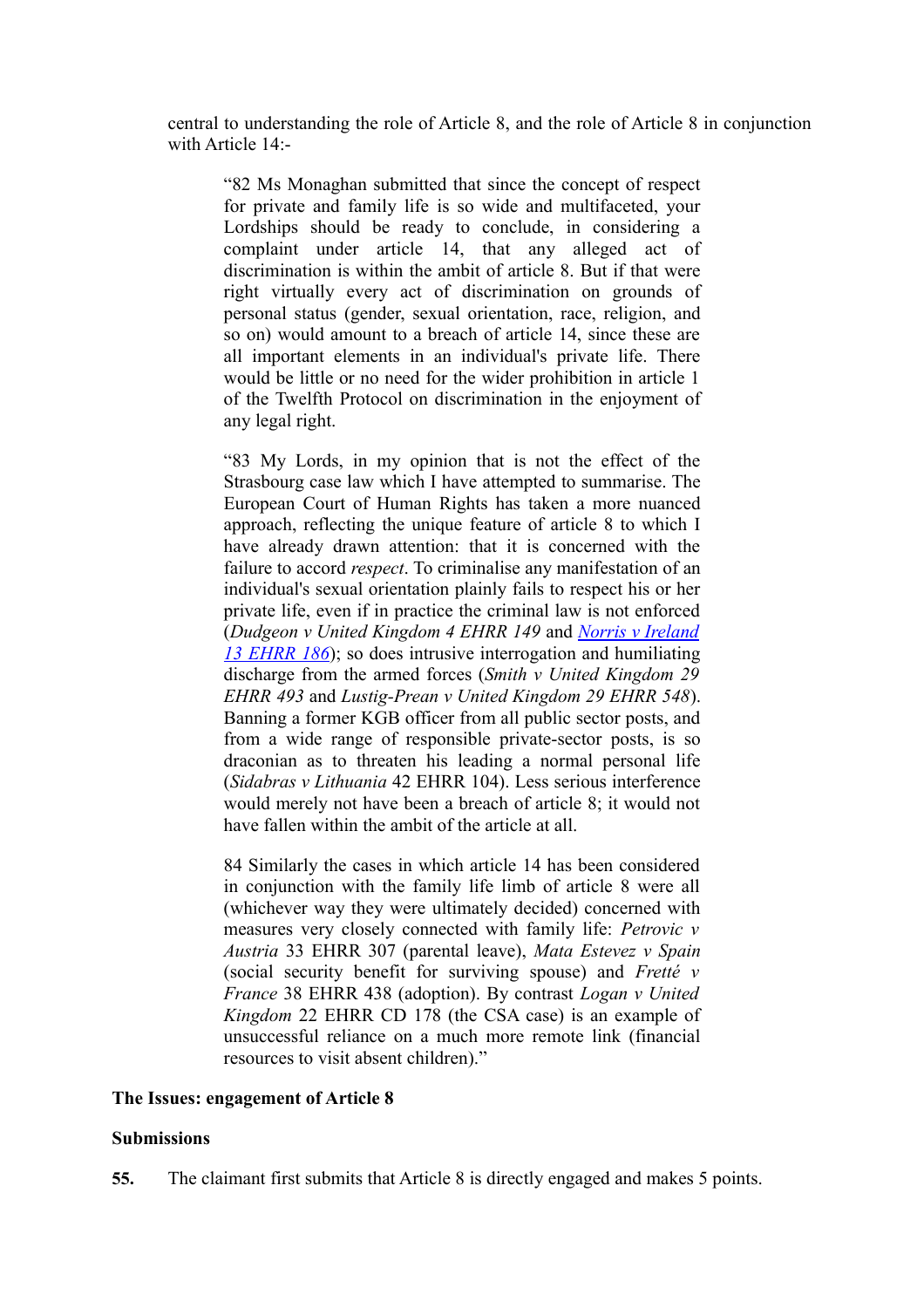central to understanding the role of Article 8, and the role of Article 8 in conjunction with Article 14:-

> "82 Ms Monaghan submitted that since the concept of respect for private and family life is so wide and multifaceted, your Lordships should be ready to conclude, in considering a complaint under article 14, that any alleged act of discrimination is within the ambit of article 8. But if that were right virtually every act of discrimination on grounds of personal status (gender, sexual orientation, race, religion, and so on) would amount to a breach of article 14, since these are all important elements in an individual's private life. There would be little or no need for the wider prohibition in article 1 of the Twelfth Protocol on discrimination in the enjoyment of any legal right.
>
> "83 My Lords, in my opinion that is not the effect of the Strasbourg case law which I have attempted to summarise. The European Court of Human Rights has taken a more nuanced approach, reflecting the unique feature of article 8 to which I have already drawn attention: that it is concerned with the failure to accord *respect*. To criminalise any manifestation of an individual's sexual orientation plainly fails to respect his or her private life, even if in practice the criminal law is not enforced (*Dudgeon v United Kingdom 4 EHRR 149* and *Norris v Ireland 13 EHRR 186*); so does intrusive interrogation and humiliating discharge from the armed forces (*Smith v United Kingdom 29 EHRR 493* and *Lustig-Prean v United Kingdom 29 EHRR 548*). Banning a former KGB officer from all public sector posts, and from a wide range of responsible private-sector posts, is so draconian as to threaten his leading a normal personal life (*Sidabras v Lithuania* 42 EHRR 104). Less serious interference would merely not have been a breach of article 8; it would not have fallen within the ambit of the article at all.
>
> 84 Similarly the cases in which article 14 has been considered in conjunction with the family life limb of article 8 were all (whichever way they were ultimately decided) concerned with measures very closely connected with family life: *Petrovic v Austria* 33 EHRR 307 (parental leave), *Mata Estevez v Spain* (social security benefit for surviving spouse) and *Fretté v France* 38 EHRR 438 (adoption). By contrast *Logan v United Kingdom* 22 EHRR CD 178 (the CSA case) is an example of unsuccessful reliance on a much more remote link (financial resources to visit absent children)."

**The Issues: engagement of Article 8**

**Submissions**

**55.** The claimant first submits that Article 8 is directly engaged and makes 5 points.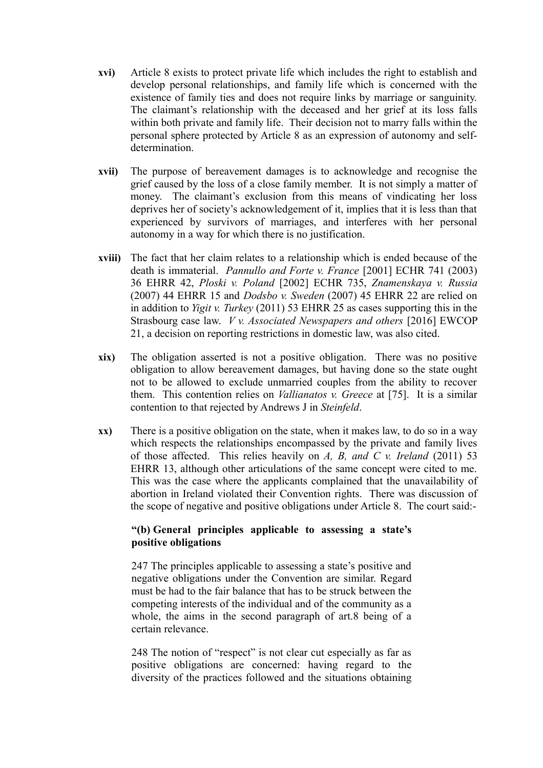**xvi)** Article 8 exists to protect private life which includes the right to establish and develop personal relationships, and family life which is concerned with the existence of family ties and does not require links by marriage or sanguinity. The claimant's relationship with the deceased and her grief at its loss falls within both private and family life. Their decision not to marry falls within the personal sphere protected by Article 8 as an expression of autonomy and self-determination.

**xvii)** The purpose of bereavement damages is to acknowledge and recognise the grief caused by the loss of a close family member. It is not simply a matter of money. The claimant's exclusion from this means of vindicating her loss deprives her of society's acknowledgement of it, implies that it is less than that experienced by survivors of marriages, and interferes with her personal autonomy in a way for which there is no justification.

**xviii)** The fact that her claim relates to a relationship which is ended because of the death is immaterial. *Pannullo and Forte v. France* [2001] ECHR 741 (2003) 36 EHRR 42, *Ploski v. Poland* [2002] ECHR 735, *Znamenskaya v. Russia* (2007) 44 EHRR 15 and *Dodsbo v. Sweden* (2007) 45 EHRR 22 are relied on in addition to *Yigit v. Turkey* (2011) 53 EHRR 25 as cases supporting this in the Strasbourg case law. *V v. Associated Newspapers and others* [2016] EWCOP 21, a decision on reporting restrictions in domestic law, was also cited.

**xix)** The obligation asserted is not a positive obligation. There was no positive obligation to allow bereavement damages, but having done so the state ought not to be allowed to exclude unmarried couples from the ability to recover them. This contention relies on *Vallianatos v. Greece* at [75]. It is a similar contention to that rejected by Andrews J in *Steinfeld*.

**xx)** There is a positive obligation on the state, when it makes law, to do so in a way which respects the relationships encompassed by the private and family lives of those affected. This relies heavily on *A, B, and C v. Ireland* (2011) 53 EHRR 13, although other articulations of the same concept were cited to me. This was the case where the applicants complained that the unavailability of abortion in Ireland violated their Convention rights. There was discussion of the scope of negative and positive obligations under Article 8. The court said:-

> **"(b) General principles applicable to assessing a state's positive obligations**
>
> 247 The principles applicable to assessing a state's positive and negative obligations under the Convention are similar. Regard must be had to the fair balance that has to be struck between the competing interests of the individual and of the community as a whole, the aims in the second paragraph of art.8 being of a certain relevance.
>
> 248 The notion of "respect" is not clear cut especially as far as positive obligations are concerned: having regard to the diversity of the practices followed and the situations obtaining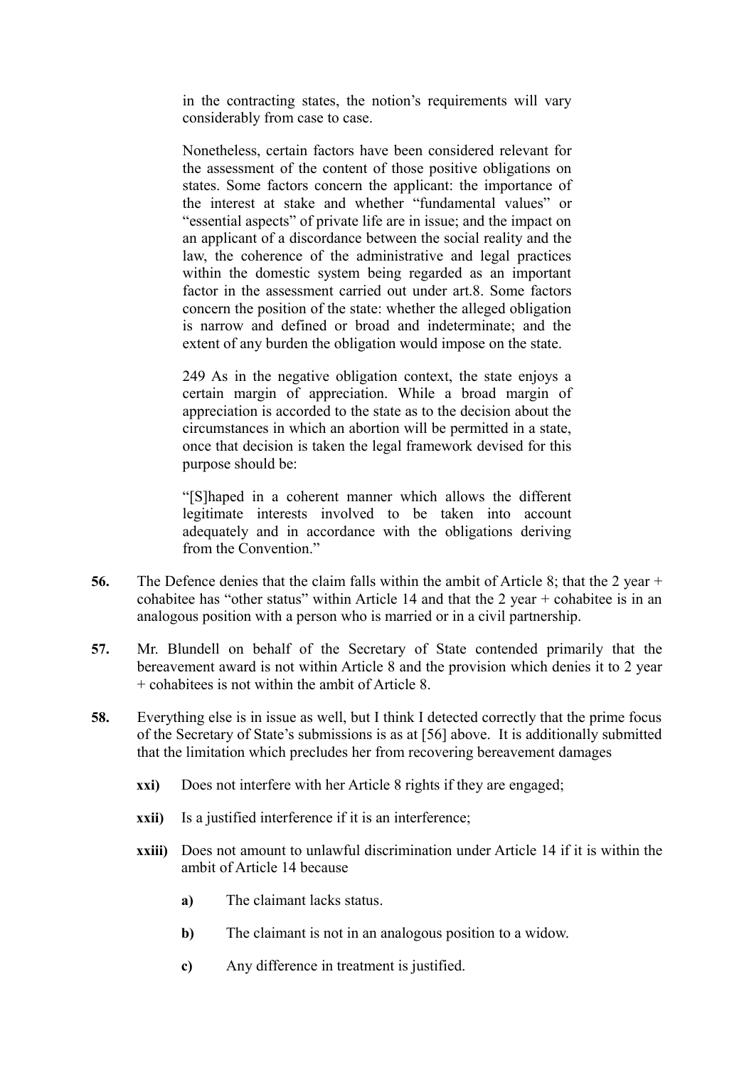> in the contracting states, the notion's requirements will vary considerably from case to case.
>
> Nonetheless, certain factors have been considered relevant for the assessment of the content of those positive obligations on states. Some factors concern the applicant: the importance of the interest at stake and whether "fundamental values" or "essential aspects" of private life are in issue; and the impact on an applicant of a discordance between the social reality and the law, the coherence of the administrative and legal practices within the domestic system being regarded as an important factor in the assessment carried out under art.8. Some factors concern the position of the state: whether the alleged obligation is narrow and defined or broad and indeterminate; and the extent of any burden the obligation would impose on the state.
>
> 249 As in the negative obligation context, the state enjoys a certain margin of appreciation. While a broad margin of appreciation is accorded to the state as to the decision about the circumstances in which an abortion will be permitted in a state, once that decision is taken the legal framework devised for this purpose should be:
>
> "[S]haped in a coherent manner which allows the different legitimate interests involved to be taken into account adequately and in accordance with the obligations deriving from the Convention."

**56.** The Defence denies that the claim falls within the ambit of Article 8; that the 2 year + cohabitee has "other status" within Article 14 and that the 2 year + cohabitee is in an analogous position with a person who is married or in a civil partnership.

**57.** Mr. Blundell on behalf of the Secretary of State contended primarily that the bereavement award is not within Article 8 and the provision which denies it to 2 year + cohabitees is not within the ambit of Article 8.

**58.** Everything else is in issue as well, but I think I detected correctly that the prime focus of the Secretary of State's submissions is as at [56] above. It is additionally submitted that the limitation which precludes her from recovering bereavement damages

- **xxi)** Does not interfere with her Article 8 rights if they are engaged;
- **xxii)** Is a justified interference if it is an interference;
- **xxiii)** Does not amount to unlawful discrimination under Article 14 if it is within the ambit of Article 14 because
  - **a)** The claimant lacks status.
  - **b)** The claimant is not in an analogous position to a widow.
  - **c)** Any difference in treatment is justified.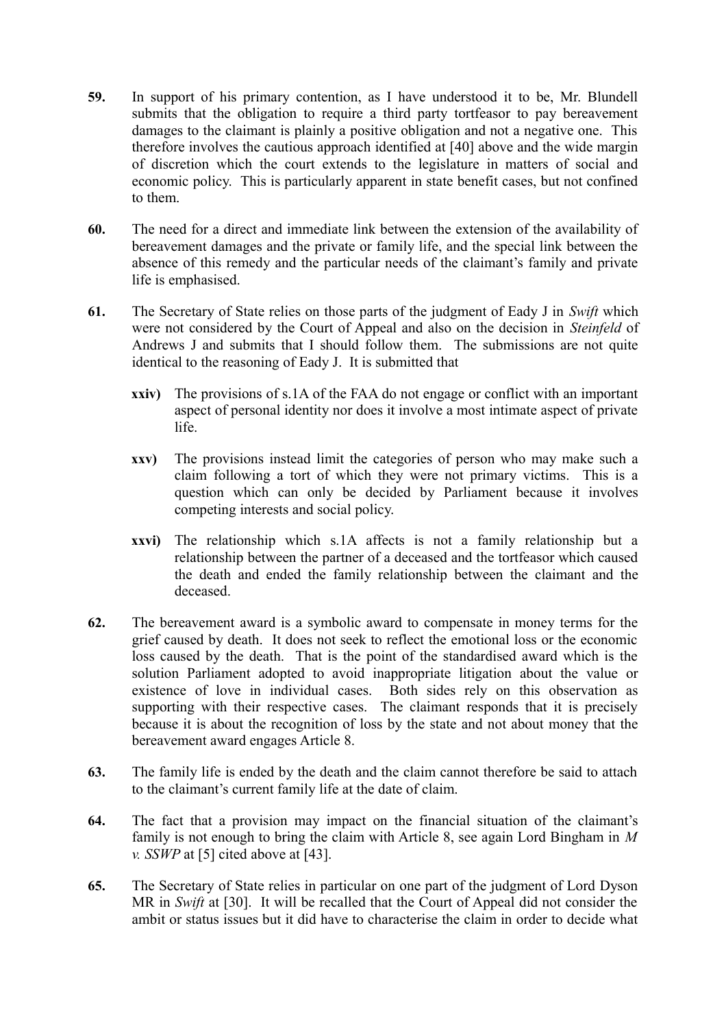**59.** In support of his primary contention, as I have understood it to be, Mr. Blundell submits that the obligation to require a third party tortfeasor to pay bereavement damages to the claimant is plainly a positive obligation and not a negative one. This therefore involves the cautious approach identified at [40] above and the wide margin of discretion which the court extends to the legislature in matters of social and economic policy. This is particularly apparent in state benefit cases, but not confined to them.

**60.** The need for a direct and immediate link between the extension of the availability of bereavement damages and the private or family life, and the special link between the absence of this remedy and the particular needs of the claimant's family and private life is emphasised.

**61.** The Secretary of State relies on those parts of the judgment of Eady J in *Swift* which were not considered by the Court of Appeal and also on the decision in *Steinfeld* of Andrews J and submits that I should follow them. The submissions are not quite identical to the reasoning of Eady J. It is submitted that

- **xxiv)** The provisions of s.1A of the FAA do not engage or conflict with an important aspect of personal identity nor does it involve a most intimate aspect of private life.
- **xxv)** The provisions instead limit the categories of person who may make such a claim following a tort of which they were not primary victims. This is a question which can only be decided by Parliament because it involves competing interests and social policy.
- **xxvi)** The relationship which s.1A affects is not a family relationship but a relationship between the partner of a deceased and the tortfeasor which caused the death and ended the family relationship between the claimant and the deceased.

**62.** The bereavement award is a symbolic award to compensate in money terms for the grief caused by death. It does not seek to reflect the emotional loss or the economic loss caused by the death. That is the point of the standardised award which is the solution Parliament adopted to avoid inappropriate litigation about the value or existence of love in individual cases. Both sides rely on this observation as supporting with their respective cases. The claimant responds that it is precisely because it is about the recognition of loss by the state and not about money that the bereavement award engages Article 8.

**63.** The family life is ended by the death and the claim cannot therefore be said to attach to the claimant's current family life at the date of claim.

**64.** The fact that a provision may impact on the financial situation of the claimant's family is not enough to bring the claim with Article 8, see again Lord Bingham in *M v. SSWP* at [5] cited above at [43].

**65.** The Secretary of State relies in particular on one part of the judgment of Lord Dyson MR in *Swift* at [30]. It will be recalled that the Court of Appeal did not consider the ambit or status issues but it did have to characterise the claim in order to decide what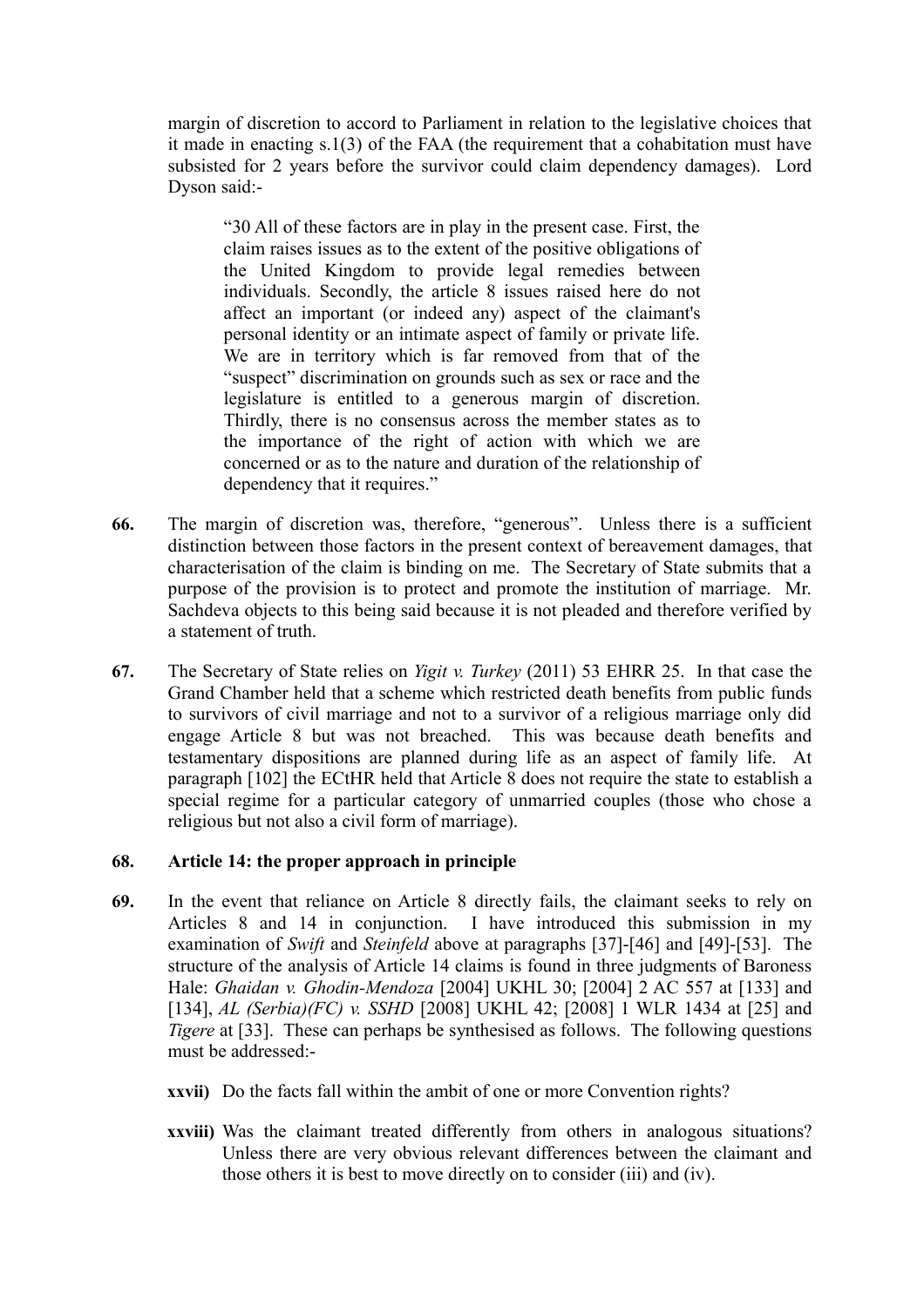margin of discretion to accord to Parliament in relation to the legislative choices that it made in enacting s.1(3) of the FAA (the requirement that a cohabitation must have subsisted for 2 years before the survivor could claim dependency damages). Lord Dyson said:-

> "30 All of these factors are in play in the present case. First, the claim raises issues as to the extent of the positive obligations of the United Kingdom to provide legal remedies between individuals. Secondly, the article 8 issues raised here do not affect an important (or indeed any) aspect of the claimant's personal identity or an intimate aspect of family or private life. We are in territory which is far removed from that of the "suspect" discrimination on grounds such as sex or race and the legislature is entitled to a generous margin of discretion. Thirdly, there is no consensus across the member states as to the importance of the right of action with which we are concerned or as to the nature and duration of the relationship of dependency that it requires."

**66.** The margin of discretion was, therefore, "generous". Unless there is a sufficient distinction between those factors in the present context of bereavement damages, that characterisation of the claim is binding on me. The Secretary of State submits that a purpose of the provision is to protect and promote the institution of marriage. Mr. Sachdeva objects to this being said because it is not pleaded and therefore verified by a statement of truth.

**67.** The Secretary of State relies on *Yigit v. Turkey* (2011) 53 EHRR 25. In that case the Grand Chamber held that a scheme which restricted death benefits from public funds to survivors of civil marriage and not to a survivor of a religious marriage only did engage Article 8 but was not breached. This was because death benefits and testamentary dispositions are planned during life as an aspect of family life. At paragraph [102] the ECtHR held that Article 8 does not require the state to establish a special regime for a particular category of unmarried couples (those who chose a religious but not also a civil form of marriage).

**68. Article 14: the proper approach in principle**

**69.** In the event that reliance on Article 8 directly fails, the claimant seeks to rely on Articles 8 and 14 in conjunction. I have introduced this submission in my examination of *Swift* and *Steinfeld* above at paragraphs [37]-[46] and [49]-[53]. The structure of the analysis of Article 14 claims is found in three judgments of Baroness Hale: *Ghaidan v. Ghodin-Mendoza* [2004] UKHL 30; [2004] 2 AC 557 at [133] and [134], *AL (Serbia)(FC) v. SSHD* [2008] UKHL 42; [2008] 1 WLR 1434 at [25] and *Tigere* at [33]. These can perhaps be synthesised as follows. The following questions must be addressed:-

**xxvii)** Do the facts fall within the ambit of one or more Convention rights?

**xxviii)** Was the claimant treated differently from others in analogous situations? Unless there are very obvious relevant differences between the claimant and those others it is best to move directly on to consider (iii) and (iv).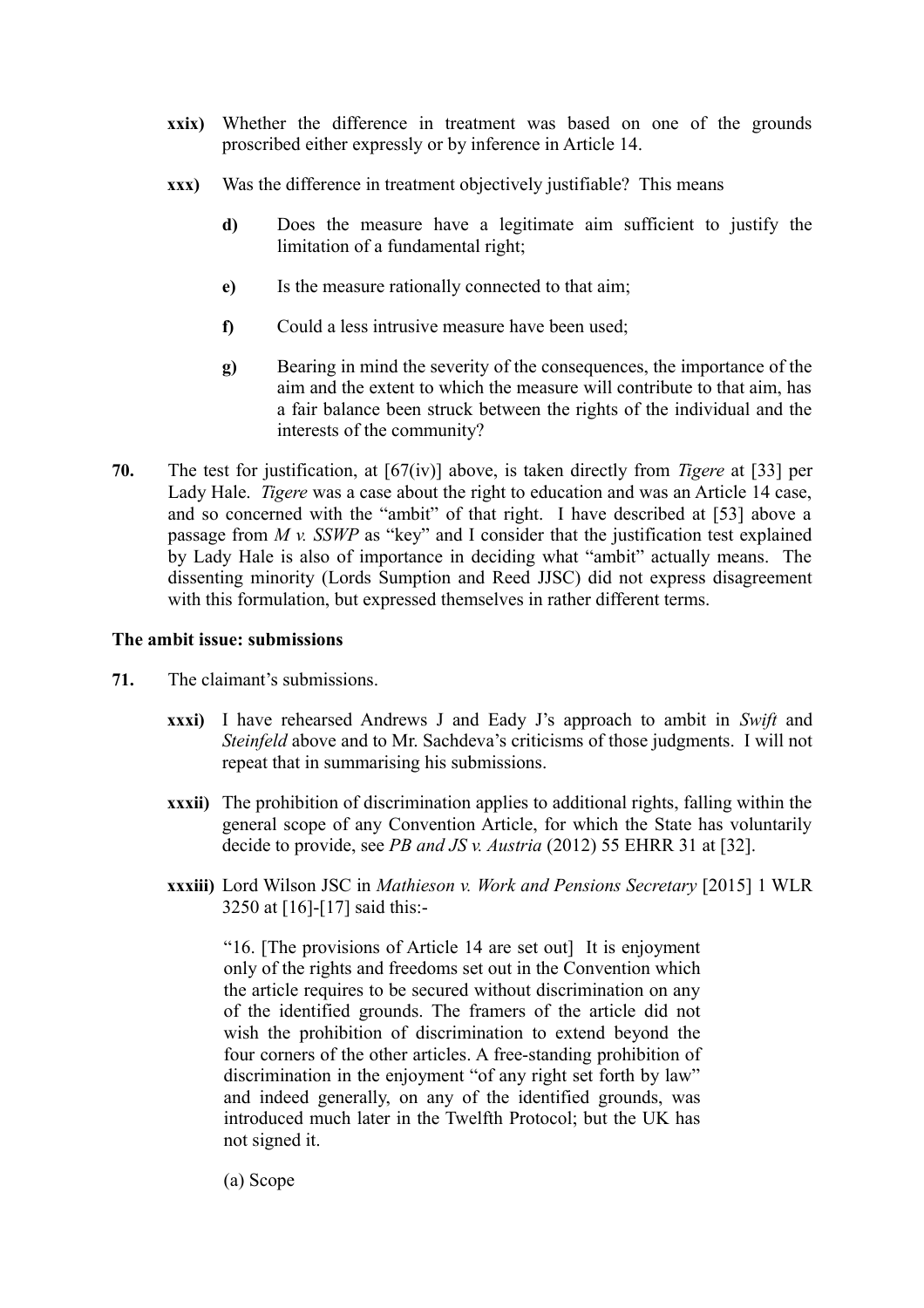**xxix)** Whether the difference in treatment was based on one of the grounds proscribed either expressly or by inference in Article 14.

**xxx)** Was the difference in treatment objectively justifiable? This means

> **d)** Does the measure have a legitimate aim sufficient to justify the limitation of a fundamental right;
>
> **e)** Is the measure rationally connected to that aim;
>
> **f)** Could a less intrusive measure have been used;
>
> **g)** Bearing in mind the severity of the consequences, the importance of the aim and the extent to which the measure will contribute to that aim, has a fair balance been struck between the rights of the individual and the interests of the community?

**70.** The test for justification, at [67(iv)] above, is taken directly from *Tigere* at [33] per Lady Hale. *Tigere* was a case about the right to education and was an Article 14 case, and so concerned with the "ambit" of that right. I have described at [53] above a passage from *M v. SSWP* as "key" and I consider that the justification test explained by Lady Hale is also of importance in deciding what "ambit" actually means. The dissenting minority (Lords Sumption and Reed JJSC) did not express disagreement with this formulation, but expressed themselves in rather different terms.

**The ambit issue: submissions**

**71.** The claimant's submissions.

**xxxi)** I have rehearsed Andrews J and Eady J's approach to ambit in *Swift* and *Steinfeld* above and to Mr. Sachdeva's criticisms of those judgments. I will not repeat that in summarising his submissions.

**xxxii)** The prohibition of discrimination applies to additional rights, falling within the general scope of any Convention Article, for which the State has voluntarily decide to provide, see *PB and JS v. Austria* (2012) 55 EHRR 31 at [32].

**xxxiii)** Lord Wilson JSC in *Mathieson v. Work and Pensions Secretary* [2015] 1 WLR 3250 at [16]-[17] said this:-

> "16. [The provisions of Article 14 are set out] It is enjoyment only of the rights and freedoms set out in the Convention which the article requires to be secured without discrimination on any of the identified grounds. The framers of the article did not wish the prohibition of discrimination to extend beyond the four corners of the other articles. A free-standing prohibition of discrimination in the enjoyment "of any right set forth by law" and indeed generally, on any of the identified grounds, was introduced much later in the Twelfth Protocol; but the UK has not signed it.
>
> (a) Scope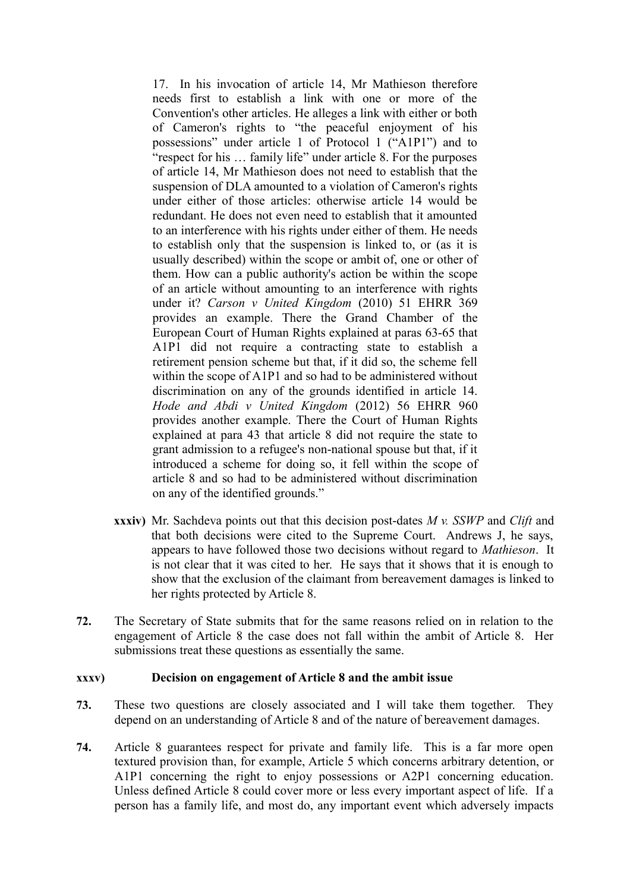> 17. In his invocation of article 14, Mr Mathieson therefore needs first to establish a link with one or more of the Convention's other articles. He alleges a link with either or both of Cameron's rights to "the peaceful enjoyment of his possessions" under article 1 of Protocol 1 ("A1P1") and to "respect for his … family life" under article 8. For the purposes of article 14, Mr Mathieson does not need to establish that the suspension of DLA amounted to a violation of Cameron's rights under either of those articles: otherwise article 14 would be redundant. He does not even need to establish that it amounted to an interference with his rights under either of them. He needs to establish only that the suspension is linked to, or (as it is usually described) within the scope or ambit of, one or other of them. How can a public authority's action be within the scope of an article without amounting to an interference with rights under it? *Carson v United Kingdom* (2010) 51 EHRR 369 provides an example. There the Grand Chamber of the European Court of Human Rights explained at paras 63-65 that A1P1 did not require a contracting state to establish a retirement pension scheme but that, if it did so, the scheme fell within the scope of A1P1 and so had to be administered without discrimination on any of the grounds identified in article 14. *Hode and Abdi v United Kingdom* (2012) 56 EHRR 960 provides another example. There the Court of Human Rights explained at para 43 that article 8 did not require the state to grant admission to a refugee's non-national spouse but that, if it introduced a scheme for doing so, it fell within the scope of article 8 and so had to be administered without discrimination on any of the identified grounds."

**xxxiv)** Mr. Sachdeva points out that this decision post-dates *M v. SSWP* and *Clift* and that both decisions were cited to the Supreme Court. Andrews J, he says, appears to have followed those two decisions without regard to *Mathieson*. It is not clear that it was cited to her. He says that it shows that it is enough to show that the exclusion of the claimant from bereavement damages is linked to her rights protected by Article 8.

**72.** The Secretary of State submits that for the same reasons relied on in relation to the engagement of Article 8 the case does not fall within the ambit of Article 8. Her submissions treat these questions as essentially the same.

### xxxv) Decision on engagement of Article 8 and the ambit issue

**73.** These two questions are closely associated and I will take them together. They depend on an understanding of Article 8 and of the nature of bereavement damages.

**74.** Article 8 guarantees respect for private and family life. This is a far more open textured provision than, for example, Article 5 which concerns arbitrary detention, or A1P1 concerning the right to enjoy possessions or A2P1 concerning education. Unless defined Article 8 could cover more or less every important aspect of life. If a person has a family life, and most do, any important event which adversely impacts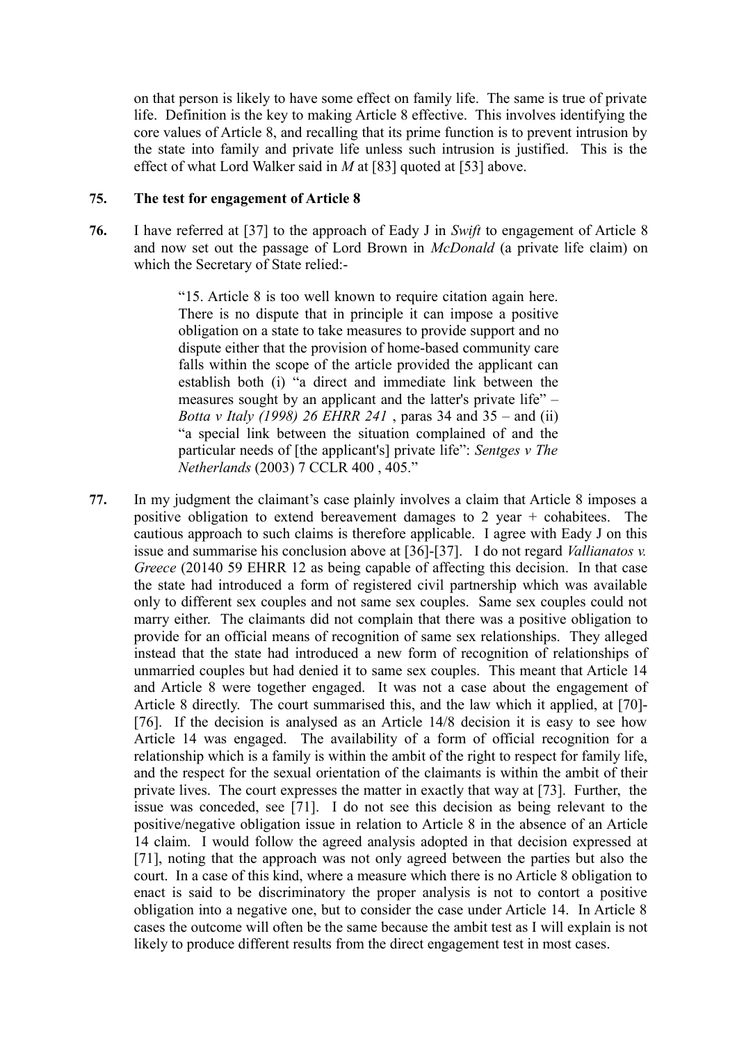on that person is likely to have some effect on family life. The same is true of private life. Definition is the key to making Article 8 effective. This involves identifying the core values of Article 8, and recalling that its prime function is to prevent intrusion by the state into family and private life unless such intrusion is justified. This is the effect of what Lord Walker said in *M* at [83] quoted at [53] above.

**75. The test for engagement of Article 8**

**76.** I have referred at [37] to the approach of Eady J in *Swift* to engagement of Article 8 and now set out the passage of Lord Brown in *McDonald* (a private life claim) on which the Secretary of State relied:-

> "15. Article 8 is too well known to require citation again here. There is no dispute that in principle it can impose a positive obligation on a state to take measures to provide support and no dispute either that the provision of home-based community care falls within the scope of the article provided the applicant can establish both (i) "a direct and immediate link between the measures sought by an applicant and the latter's private life" – *Botta v Italy (1998) 26 EHRR 241* , paras 34 and 35 – and (ii) "a special link between the situation complained of and the particular needs of [the applicant's] private life": *Sentges v The Netherlands* (2003) 7 CCLR 400 , 405."

**77.** In my judgment the claimant's case plainly involves a claim that Article 8 imposes a positive obligation to extend bereavement damages to 2 year + cohabitees. The cautious approach to such claims is therefore applicable. I agree with Eady J on this issue and summarise his conclusion above at [36]-[37]. I do not regard *Vallianatos v. Greece* (20140 59 EHRR 12 as being capable of affecting this decision. In that case the state had introduced a form of registered civil partnership which was available only to different sex couples and not same sex couples. Same sex couples could not marry either. The claimants did not complain that there was a positive obligation to provide for an official means of recognition of same sex relationships. They alleged instead that the state had introduced a new form of recognition of relationships of unmarried couples but had denied it to same sex couples. This meant that Article 14 and Article 8 were together engaged. It was not a case about the engagement of Article 8 directly. The court summarised this, and the law which it applied, at [70]-[76]. If the decision is analysed as an Article 14/8 decision it is easy to see how Article 14 was engaged. The availability of a form of official recognition for a relationship which is a family is within the ambit of the right to respect for family life, and the respect for the sexual orientation of the claimants is within the ambit of their private lives. The court expresses the matter in exactly that way at [73]. Further, the issue was conceded, see [71]. I do not see this decision as being relevant to the positive/negative obligation issue in relation to Article 8 in the absence of an Article 14 claim. I would follow the agreed analysis adopted in that decision expressed at [71], noting that the approach was not only agreed between the parties but also the court. In a case of this kind, where a measure which there is no Article 8 obligation to enact is said to be discriminatory the proper analysis is not to contort a positive obligation into a negative one, but to consider the case under Article 14. In Article 8 cases the outcome will often be the same because the ambit test as I will explain is not likely to produce different results from the direct engagement test in most cases.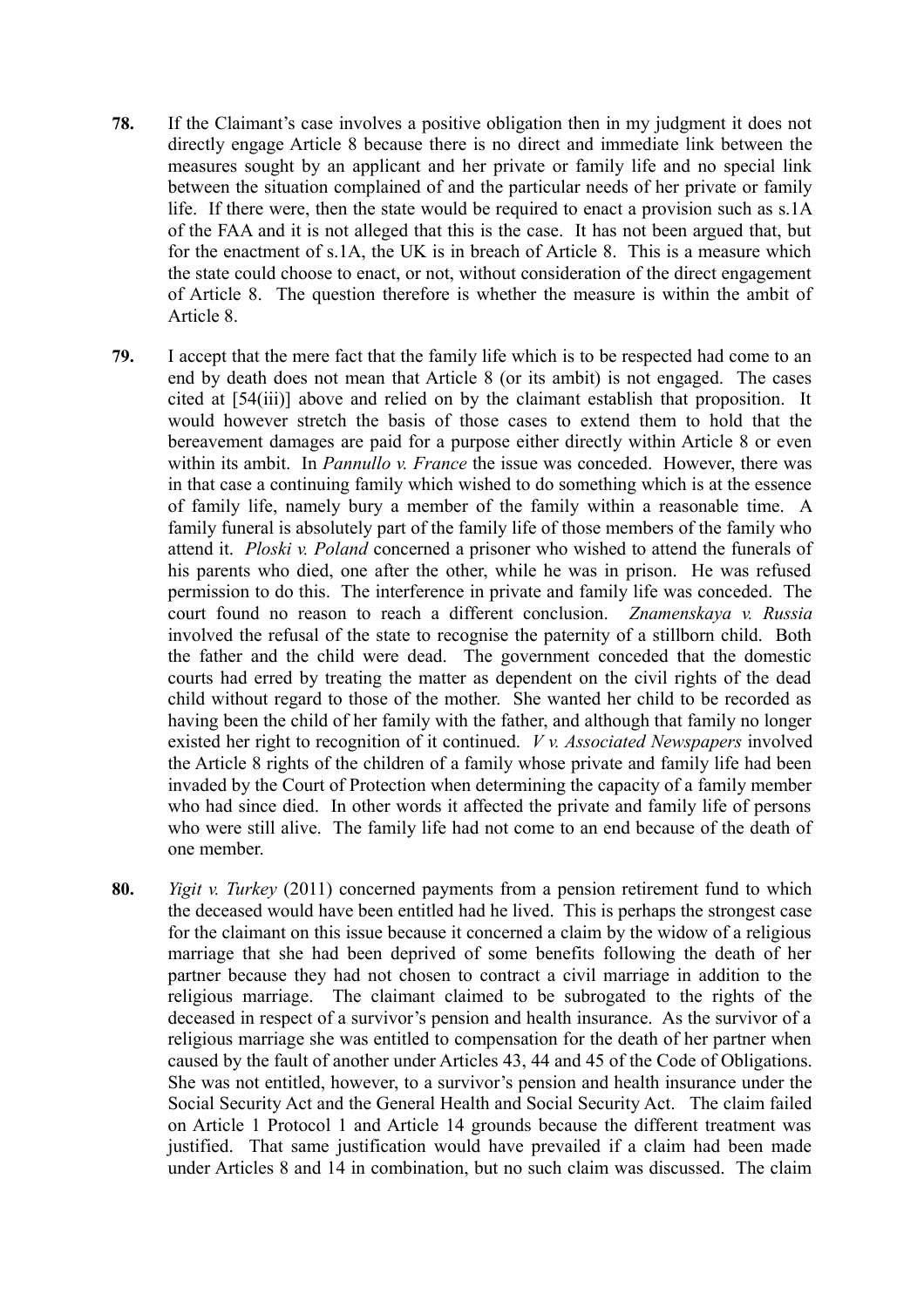**78.** If the Claimant's case involves a positive obligation then in my judgment it does not directly engage Article 8 because there is no direct and immediate link between the measures sought by an applicant and her private or family life and no special link between the situation complained of and the particular needs of her private or family life. If there were, then the state would be required to enact a provision such as s.1A of the FAA and it is not alleged that this is the case. It has not been argued that, but for the enactment of s.1A, the UK is in breach of Article 8. This is a measure which the state could choose to enact, or not, without consideration of the direct engagement of Article 8. The question therefore is whether the measure is within the ambit of Article 8.

**79.** I accept that the mere fact that the family life which is to be respected had come to an end by death does not mean that Article 8 (or its ambit) is not engaged. The cases cited at [54(iii)] above and relied on by the claimant establish that proposition. It would however stretch the basis of those cases to extend them to hold that the bereavement damages are paid for a purpose either directly within Article 8 or even within its ambit. In *Pannullo v. France* the issue was conceded. However, there was in that case a continuing family which wished to do something which is at the essence of family life, namely bury a member of the family within a reasonable time. A family funeral is absolutely part of the family life of those members of the family who attend it. *Ploski v. Poland* concerned a prisoner who wished to attend the funerals of his parents who died, one after the other, while he was in prison. He was refused permission to do this. The interference in private and family life was conceded. The court found no reason to reach a different conclusion. *Znamenskaya v. Russia* involved the refusal of the state to recognise the paternity of a stillborn child. Both the father and the child were dead. The government conceded that the domestic courts had erred by treating the matter as dependent on the civil rights of the dead child without regard to those of the mother. She wanted her child to be recorded as having been the child of her family with the father, and although that family no longer existed her right to recognition of it continued. *V v. Associated Newspapers* involved the Article 8 rights of the children of a family whose private and family life had been invaded by the Court of Protection when determining the capacity of a family member who had since died. In other words it affected the private and family life of persons who were still alive. The family life had not come to an end because of the death of one member.

**80.** *Yigit v. Turkey* (2011) concerned payments from a pension retirement fund to which the deceased would have been entitled had he lived. This is perhaps the strongest case for the claimant on this issue because it concerned a claim by the widow of a religious marriage that she had been deprived of some benefits following the death of her partner because they had not chosen to contract a civil marriage in addition to the religious marriage. The claimant claimed to be subrogated to the rights of the deceased in respect of a survivor's pension and health insurance. As the survivor of a religious marriage she was entitled to compensation for the death of her partner when caused by the fault of another under Articles 43, 44 and 45 of the Code of Obligations. She was not entitled, however, to a survivor's pension and health insurance under the Social Security Act and the General Health and Social Security Act. The claim failed on Article 1 Protocol 1 and Article 14 grounds because the different treatment was justified. That same justification would have prevailed if a claim had been made under Articles 8 and 14 in combination, but no such claim was discussed. The claim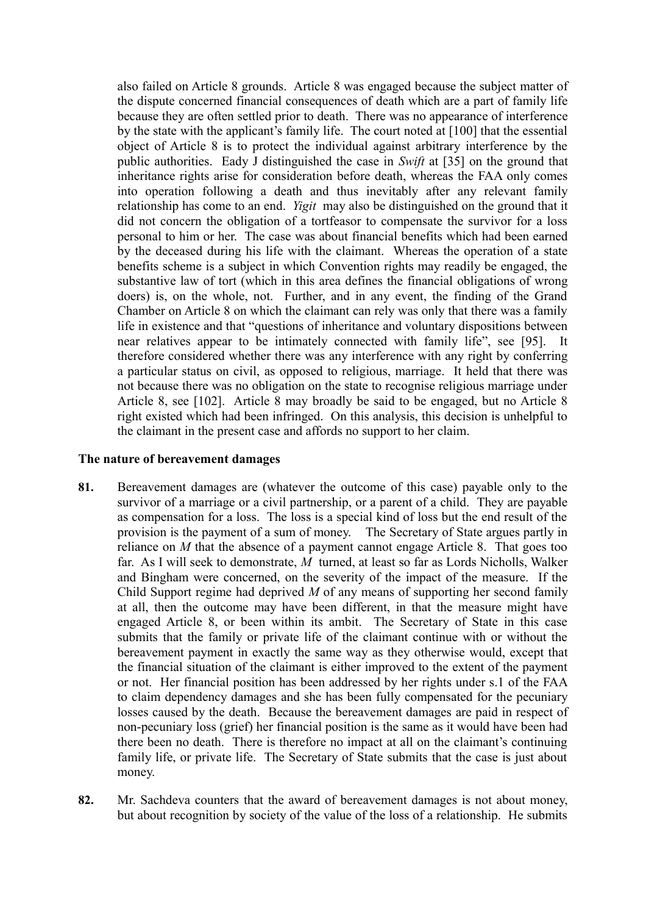also failed on Article 8 grounds. Article 8 was engaged because the subject matter of the dispute concerned financial consequences of death which are a part of family life because they are often settled prior to death. There was no appearance of interference by the state with the applicant's family life. The court noted at [100] that the essential object of Article 8 is to protect the individual against arbitrary interference by the public authorities. Eady J distinguished the case in *Swift* at [35] on the ground that inheritance rights arise for consideration before death, whereas the FAA only comes into operation following a death and thus inevitably after any relevant family relationship has come to an end. *Yigit* may also be distinguished on the ground that it did not concern the obligation of a tortfeasor to compensate the survivor for a loss personal to him or her. The case was about financial benefits which had been earned by the deceased during his life with the claimant. Whereas the operation of a state benefits scheme is a subject in which Convention rights may readily be engaged, the substantive law of tort (which in this area defines the financial obligations of wrong doers) is, on the whole, not. Further, and in any event, the finding of the Grand Chamber on Article 8 on which the claimant can rely was only that there was a family life in existence and that "questions of inheritance and voluntary dispositions between near relatives appear to be intimately connected with family life", see [95]. It therefore considered whether there was any interference with any right by conferring a particular status on civil, as opposed to religious, marriage. It held that there was not because there was no obligation on the state to recognise religious marriage under Article 8, see [102]. Article 8 may broadly be said to be engaged, but no Article 8 right existed which had been infringed. On this analysis, this decision is unhelpful to the claimant in the present case and affords no support to her claim.

**The nature of bereavement damages**

**81.** Bereavement damages are (whatever the outcome of this case) payable only to the survivor of a marriage or a civil partnership, or a parent of a child. They are payable as compensation for a loss. The loss is a special kind of loss but the end result of the provision is the payment of a sum of money. The Secretary of State argues partly in reliance on *M* that the absence of a payment cannot engage Article 8. That goes too far. As I will seek to demonstrate, *M* turned, at least so far as Lords Nicholls, Walker and Bingham were concerned, on the severity of the impact of the measure. If the Child Support regime had deprived *M* of any means of supporting her second family at all, then the outcome may have been different, in that the measure might have engaged Article 8, or been within its ambit. The Secretary of State in this case submits that the family or private life of the claimant continue with or without the bereavement payment in exactly the same way as they otherwise would, except that the financial situation of the claimant is either improved to the extent of the payment or not. Her financial position has been addressed by her rights under s.1 of the FAA to claim dependency damages and she has been fully compensated for the pecuniary losses caused by the death. Because the bereavement damages are paid in respect of non-pecuniary loss (grief) her financial position is the same as it would have been had there been no death. There is therefore no impact at all on the claimant's continuing family life, or private life. The Secretary of State submits that the case is just about money.

**82.** Mr. Sachdeva counters that the award of bereavement damages is not about money, but about recognition by society of the value of the loss of a relationship. He submits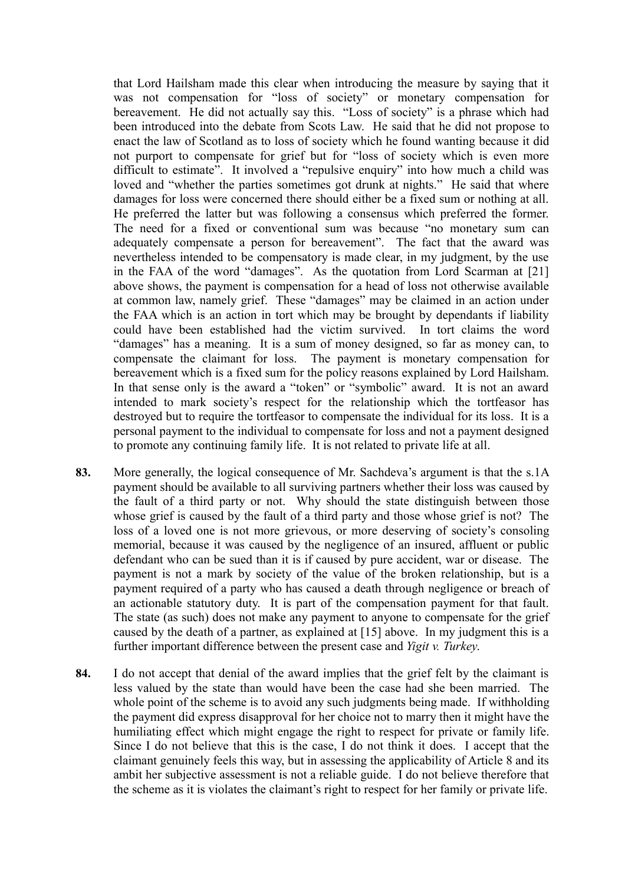that Lord Hailsham made this clear when introducing the measure by saying that it was not compensation for "loss of society" or monetary compensation for bereavement. He did not actually say this. "Loss of society" is a phrase which had been introduced into the debate from Scots Law. He said that he did not propose to enact the law of Scotland as to loss of society which he found wanting because it did not purport to compensate for grief but for "loss of society which is even more difficult to estimate". It involved a "repulsive enquiry" into how much a child was loved and "whether the parties sometimes got drunk at nights." He said that where damages for loss were concerned there should either be a fixed sum or nothing at all. He preferred the latter but was following a consensus which preferred the former. The need for a fixed or conventional sum was because "no monetary sum can adequately compensate a person for bereavement". The fact that the award was nevertheless intended to be compensatory is made clear, in my judgment, by the use in the FAA of the word "damages". As the quotation from Lord Scarman at [21] above shows, the payment is compensation for a head of loss not otherwise available at common law, namely grief. These "damages" may be claimed in an action under the FAA which is an action in tort which may be brought by dependants if liability could have been established had the victim survived. In tort claims the word "damages" has a meaning. It is a sum of money designed, so far as money can, to compensate the claimant for loss. The payment is monetary compensation for bereavement which is a fixed sum for the policy reasons explained by Lord Hailsham. In that sense only is the award a "token" or "symbolic" award. It is not an award intended to mark society's respect for the relationship which the tortfeasor has destroyed but to require the tortfeasor to compensate the individual for its loss. It is a personal payment to the individual to compensate for loss and not a payment designed to promote any continuing family life. It is not related to private life at all.

**83.** More generally, the logical consequence of Mr. Sachdeva's argument is that the s.1A payment should be available to all surviving partners whether their loss was caused by the fault of a third party or not. Why should the state distinguish between those whose grief is caused by the fault of a third party and those whose grief is not? The loss of a loved one is not more grievous, or more deserving of society's consoling memorial, because it was caused by the negligence of an insured, affluent or public defendant who can be sued than it is if caused by pure accident, war or disease. The payment is not a mark by society of the value of the broken relationship, but is a payment required of a party who has caused a death through negligence or breach of an actionable statutory duty. It is part of the compensation payment for that fault. The state (as such) does not make any payment to anyone to compensate for the grief caused by the death of a partner, as explained at [15] above. In my judgment this is a further important difference between the present case and *Yigit v. Turkey.*

**84.** I do not accept that denial of the award implies that the grief felt by the claimant is less valued by the state than would have been the case had she been married. The whole point of the scheme is to avoid any such judgments being made. If withholding the payment did express disapproval for her choice not to marry then it might have the humiliating effect which might engage the right to respect for private or family life. Since I do not believe that this is the case, I do not think it does. I accept that the claimant genuinely feels this way, but in assessing the applicability of Article 8 and its ambit her subjective assessment is not a reliable guide. I do not believe therefore that the scheme as it is violates the claimant's right to respect for her family or private life.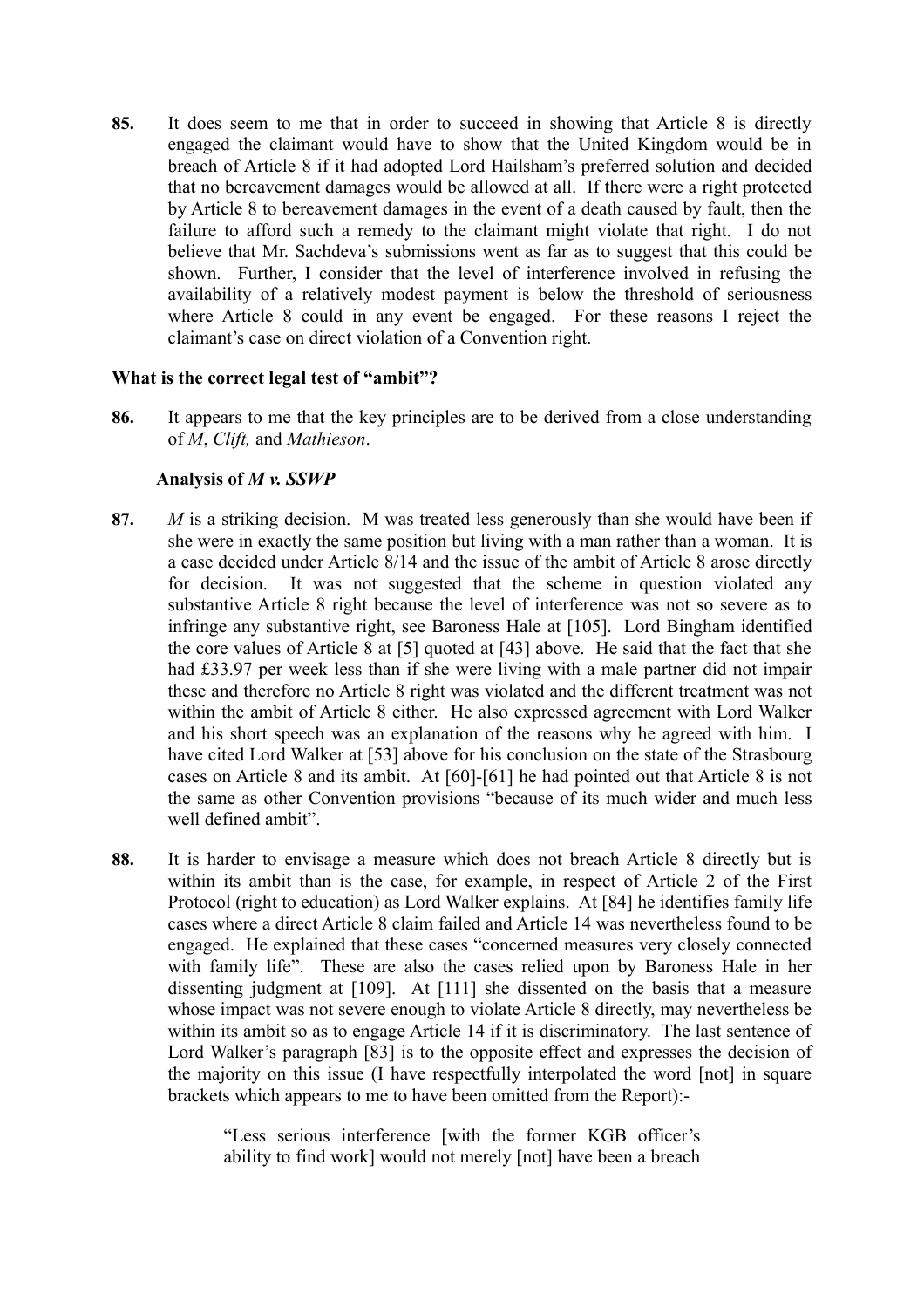**85.** It does seem to me that in order to succeed in showing that Article 8 is directly engaged the claimant would have to show that the United Kingdom would be in breach of Article 8 if it had adopted Lord Hailsham's preferred solution and decided that no bereavement damages would be allowed at all. If there were a right protected by Article 8 to bereavement damages in the event of a death caused by fault, then the failure to afford such a remedy to the claimant might violate that right. I do not believe that Mr. Sachdeva's submissions went as far as to suggest that this could be shown. Further, I consider that the level of interference involved in refusing the availability of a relatively modest payment is below the threshold of seriousness where Article 8 could in any event be engaged. For these reasons I reject the claimant's case on direct violation of a Convention right.

**What is the correct legal test of "ambit"?**

**86.** It appears to me that the key principles are to be derived from a close understanding of *M*, *Clift,* and *Mathieson*.

**Analysis of *M v. SSWP***

**87.** *M* is a striking decision. M was treated less generously than she would have been if she were in exactly the same position but living with a man rather than a woman. It is a case decided under Article 8/14 and the issue of the ambit of Article 8 arose directly for decision. It was not suggested that the scheme in question violated any substantive Article 8 right because the level of interference was not so severe as to infringe any substantive right, see Baroness Hale at [105]. Lord Bingham identified the core values of Article 8 at [5] quoted at [43] above. He said that the fact that she had £33.97 per week less than if she were living with a male partner did not impair these and therefore no Article 8 right was violated and the different treatment was not within the ambit of Article 8 either. He also expressed agreement with Lord Walker and his short speech was an explanation of the reasons why he agreed with him. I have cited Lord Walker at [53] above for his conclusion on the state of the Strasbourg cases on Article 8 and its ambit. At [60]-[61] he had pointed out that Article 8 is not the same as other Convention provisions "because of its much wider and much less well defined ambit".

**88.** It is harder to envisage a measure which does not breach Article 8 directly but is within its ambit than is the case, for example, in respect of Article 2 of the First Protocol (right to education) as Lord Walker explains. At [84] he identifies family life cases where a direct Article 8 claim failed and Article 14 was nevertheless found to be engaged. He explained that these cases "concerned measures very closely connected with family life". These are also the cases relied upon by Baroness Hale in her dissenting judgment at [109]. At [111] she dissented on the basis that a measure whose impact was not severe enough to violate Article 8 directly, may nevertheless be within its ambit so as to engage Article 14 if it is discriminatory. The last sentence of Lord Walker's paragraph [83] is to the opposite effect and expresses the decision of the majority on this issue (I have respectfully interpolated the word [not] in square brackets which appears to me to have been omitted from the Report):-

> "Less serious interference [with the former KGB officer's ability to find work] would not merely [not] have been a breach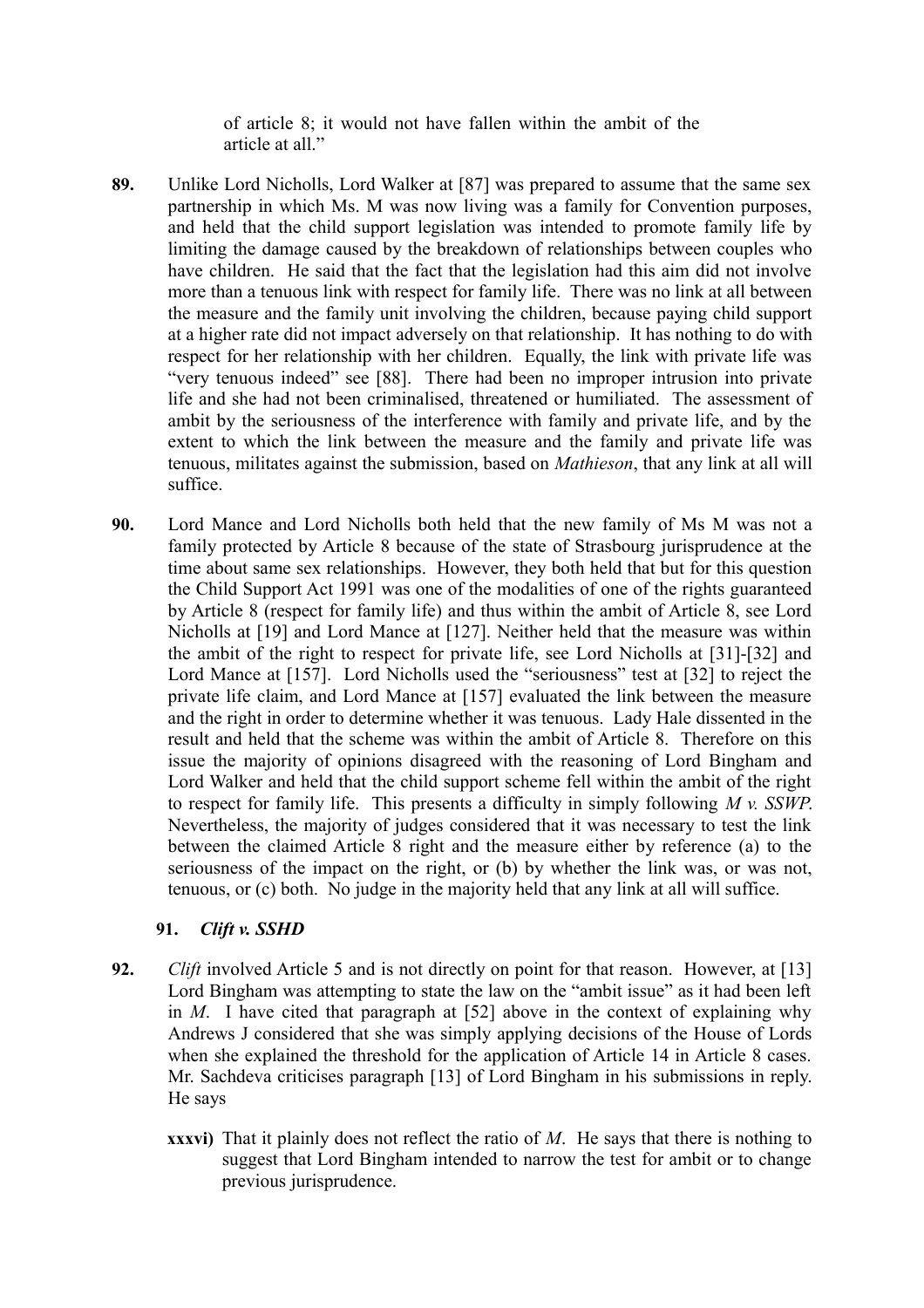of article 8; it would not have fallen within the ambit of the article at all."

**89.** Unlike Lord Nicholls, Lord Walker at [87] was prepared to assume that the same sex partnership in which Ms. M was now living was a family for Convention purposes, and held that the child support legislation was intended to promote family life by limiting the damage caused by the breakdown of relationships between couples who have children. He said that the fact that the legislation had this aim did not involve more than a tenuous link with respect for family life. There was no link at all between the measure and the family unit involving the children, because paying child support at a higher rate did not impact adversely on that relationship. It has nothing to do with respect for her relationship with her children. Equally, the link with private life was "very tenuous indeed" see [88]. There had been no improper intrusion into private life and she had not been criminalised, threatened or humiliated. The assessment of ambit by the seriousness of the interference with family and private life, and by the extent to which the link between the measure and the family and private life was tenuous, militates against the submission, based on *Mathieson*, that any link at all will suffice.

**90.** Lord Mance and Lord Nicholls both held that the new family of Ms M was not a family protected by Article 8 because of the state of Strasbourg jurisprudence at the time about same sex relationships. However, they both held that but for this question the Child Support Act 1991 was one of the modalities of one of the rights guaranteed by Article 8 (respect for family life) and thus within the ambit of Article 8, see Lord Nicholls at [19] and Lord Mance at [127]. Neither held that the measure was within the ambit of the right to respect for private life, see Lord Nicholls at [31]-[32] and Lord Mance at [157]. Lord Nicholls used the "seriousness" test at [32] to reject the private life claim, and Lord Mance at [157] evaluated the link between the measure and the right in order to determine whether it was tenuous. Lady Hale dissented in the result and held that the scheme was within the ambit of Article 8. Therefore on this issue the majority of opinions disagreed with the reasoning of Lord Bingham and Lord Walker and held that the child support scheme fell within the ambit of the right to respect for family life. This presents a difficulty in simply following *M v. SSWP*. Nevertheless, the majority of judges considered that it was necessary to test the link between the claimed Article 8 right and the measure either by reference (a) to the seriousness of the impact on the right, or (b) by whether the link was, or was not, tenuous, or (c) both. No judge in the majority held that any link at all will suffice.

**91.** ***Clift v. SSHD***

**92.** *Clift* involved Article 5 and is not directly on point for that reason. However, at [13] Lord Bingham was attempting to state the law on the "ambit issue" as it had been left in *M*. I have cited that paragraph at [52] above in the context of explaining why Andrews J considered that she was simply applying decisions of the House of Lords when she explained the threshold for the application of Article 14 in Article 8 cases. Mr. Sachdeva criticises paragraph [13] of Lord Bingham in his submissions in reply. He says

**xxxvi)** That it plainly does not reflect the ratio of *M*. He says that there is nothing to suggest that Lord Bingham intended to narrow the test for ambit or to change previous jurisprudence.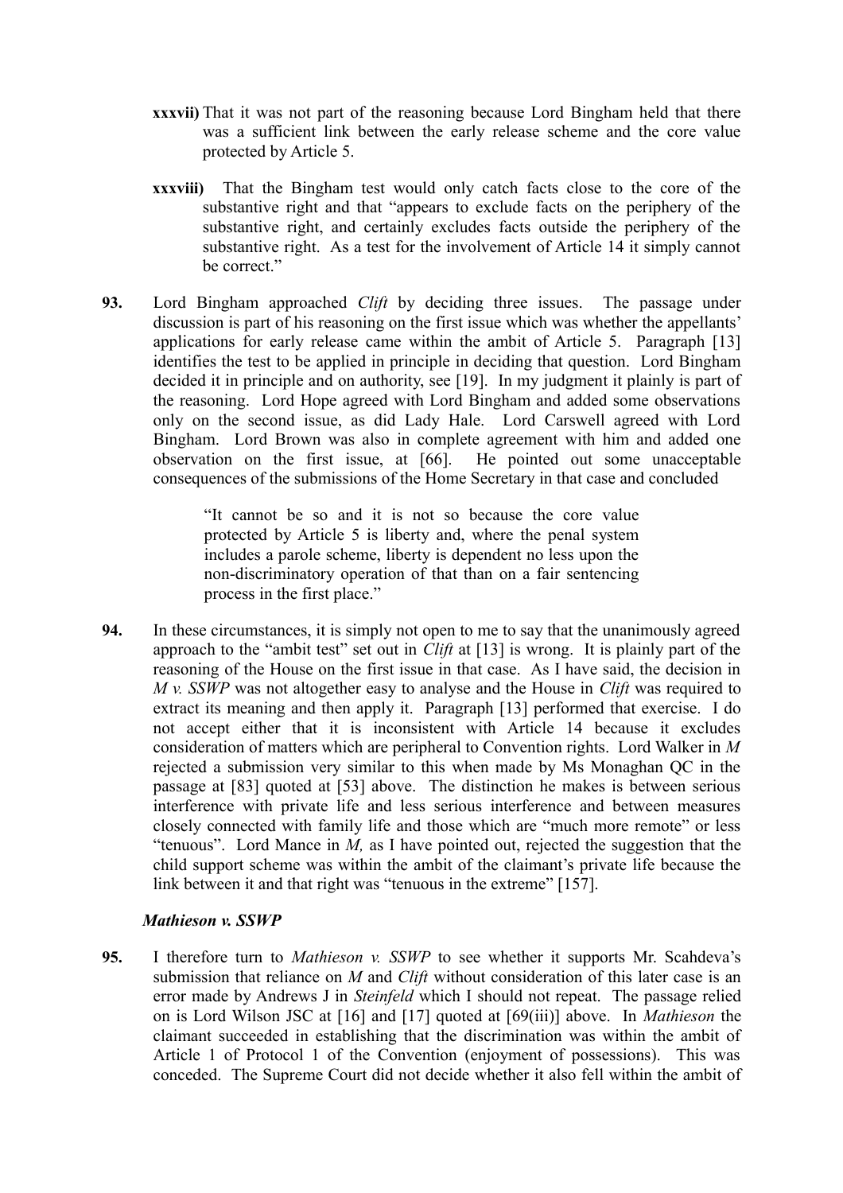**xxxvii)** That it was not part of the reasoning because Lord Bingham held that there was a sufficient link between the early release scheme and the core value protected by Article 5.

**xxxviii)** That the Bingham test would only catch facts close to the core of the substantive right and that "appears to exclude facts on the periphery of the substantive right, and certainly excludes facts outside the periphery of the substantive right. As a test for the involvement of Article 14 it simply cannot be correct."

**93.** Lord Bingham approached *Clift* by deciding three issues. The passage under discussion is part of his reasoning on the first issue which was whether the appellants' applications for early release came within the ambit of Article 5. Paragraph [13] identifies the test to be applied in principle in deciding that question. Lord Bingham decided it in principle and on authority, see [19]. In my judgment it plainly is part of the reasoning. Lord Hope agreed with Lord Bingham and added some observations only on the second issue, as did Lady Hale. Lord Carswell agreed with Lord Bingham. Lord Brown was also in complete agreement with him and added one observation on the first issue, at [66]. He pointed out some unacceptable consequences of the submissions of the Home Secretary in that case and concluded

> "It cannot be so and it is not so because the core value protected by Article 5 is liberty and, where the penal system includes a parole scheme, liberty is dependent no less upon the non-discriminatory operation of that than on a fair sentencing process in the first place."

**94.** In these circumstances, it is simply not open to me to say that the unanimously agreed approach to the "ambit test" set out in *Clift* at [13] is wrong. It is plainly part of the reasoning of the House on the first issue in that case. As I have said, the decision in *M v. SSWP* was not altogether easy to analyse and the House in *Clift* was required to extract its meaning and then apply it. Paragraph [13] performed that exercise. I do not accept either that it is inconsistent with Article 14 because it excludes consideration of matters which are peripheral to Convention rights. Lord Walker in *M* rejected a submission very similar to this when made by Ms Monaghan QC in the passage at [83] quoted at [53] above. The distinction he makes is between serious interference with private life and less serious interference and between measures closely connected with family life and those which are "much more remote" or less "tenuous". Lord Mance in *M,* as I have pointed out, rejected the suggestion that the child support scheme was within the ambit of the claimant's private life because the link between it and that right was "tenuous in the extreme" [157].

### *Mathieson v. SSWP*

**95.** I therefore turn to *Mathieson v. SSWP* to see whether it supports Mr. Scahdeva's submission that reliance on *M* and *Clift* without consideration of this later case is an error made by Andrews J in *Steinfeld* which I should not repeat. The passage relied on is Lord Wilson JSC at [16] and [17] quoted at [69(iii)] above. In *Mathieson* the claimant succeeded in establishing that the discrimination was within the ambit of Article 1 of Protocol 1 of the Convention (enjoyment of possessions). This was conceded. The Supreme Court did not decide whether it also fell within the ambit of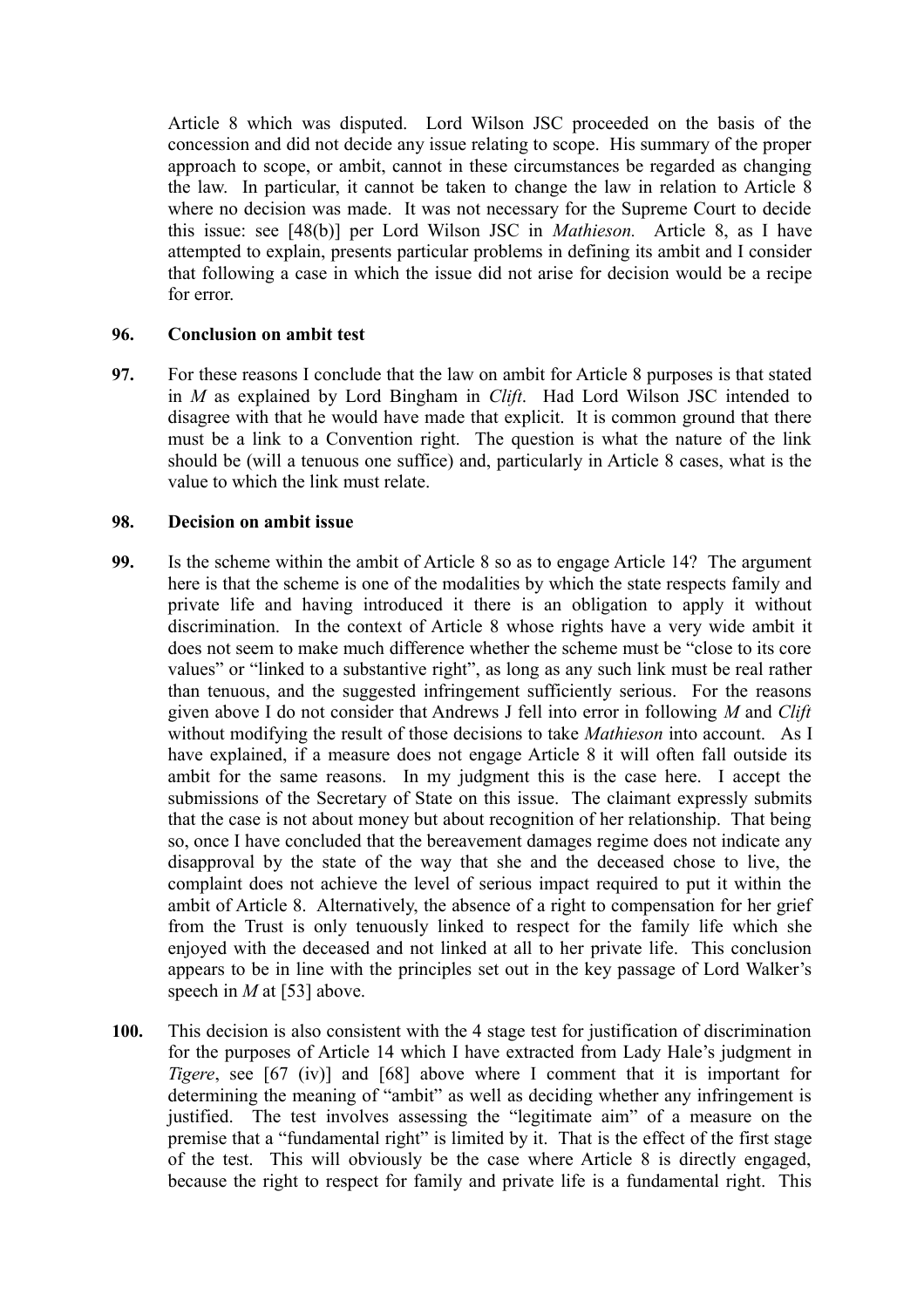Article 8 which was disputed. Lord Wilson JSC proceeded on the basis of the concession and did not decide any issue relating to scope. His summary of the proper approach to scope, or ambit, cannot in these circumstances be regarded as changing the law. In particular, it cannot be taken to change the law in relation to Article 8 where no decision was made. It was not necessary for the Supreme Court to decide this issue: see [48(b)] per Lord Wilson JSC in *Mathieson.* Article 8, as I have attempted to explain, presents particular problems in defining its ambit and I consider that following a case in which the issue did not arise for decision would be a recipe for error.

**96. Conclusion on ambit test**

**97.** For these reasons I conclude that the law on ambit for Article 8 purposes is that stated in *M* as explained by Lord Bingham in *Clift*. Had Lord Wilson JSC intended to disagree with that he would have made that explicit. It is common ground that there must be a link to a Convention right. The question is what the nature of the link should be (will a tenuous one suffice) and, particularly in Article 8 cases, what is the value to which the link must relate.

**98. Decision on ambit issue**

**99.** Is the scheme within the ambit of Article 8 so as to engage Article 14? The argument here is that the scheme is one of the modalities by which the state respects family and private life and having introduced it there is an obligation to apply it without discrimination. In the context of Article 8 whose rights have a very wide ambit it does not seem to make much difference whether the scheme must be "close to its core values" or "linked to a substantive right", as long as any such link must be real rather than tenuous, and the suggested infringement sufficiently serious. For the reasons given above I do not consider that Andrews J fell into error in following *M* and *Clift* without modifying the result of those decisions to take *Mathieson* into account. As I have explained, if a measure does not engage Article 8 it will often fall outside its ambit for the same reasons. In my judgment this is the case here. I accept the submissions of the Secretary of State on this issue. The claimant expressly submits that the case is not about money but about recognition of her relationship. That being so, once I have concluded that the bereavement damages regime does not indicate any disapproval by the state of the way that she and the deceased chose to live, the complaint does not achieve the level of serious impact required to put it within the ambit of Article 8. Alternatively, the absence of a right to compensation for her grief from the Trust is only tenuously linked to respect for the family life which she enjoyed with the deceased and not linked at all to her private life. This conclusion appears to be in line with the principles set out in the key passage of Lord Walker's speech in *M* at [53] above.

**100.** This decision is also consistent with the 4 stage test for justification of discrimination for the purposes of Article 14 which I have extracted from Lady Hale's judgment in *Tigere*, see [67 (iv)] and [68] above where I comment that it is important for determining the meaning of "ambit" as well as deciding whether any infringement is justified. The test involves assessing the "legitimate aim" of a measure on the premise that a "fundamental right" is limited by it. That is the effect of the first stage of the test. This will obviously be the case where Article 8 is directly engaged, because the right to respect for family and private life is a fundamental right. This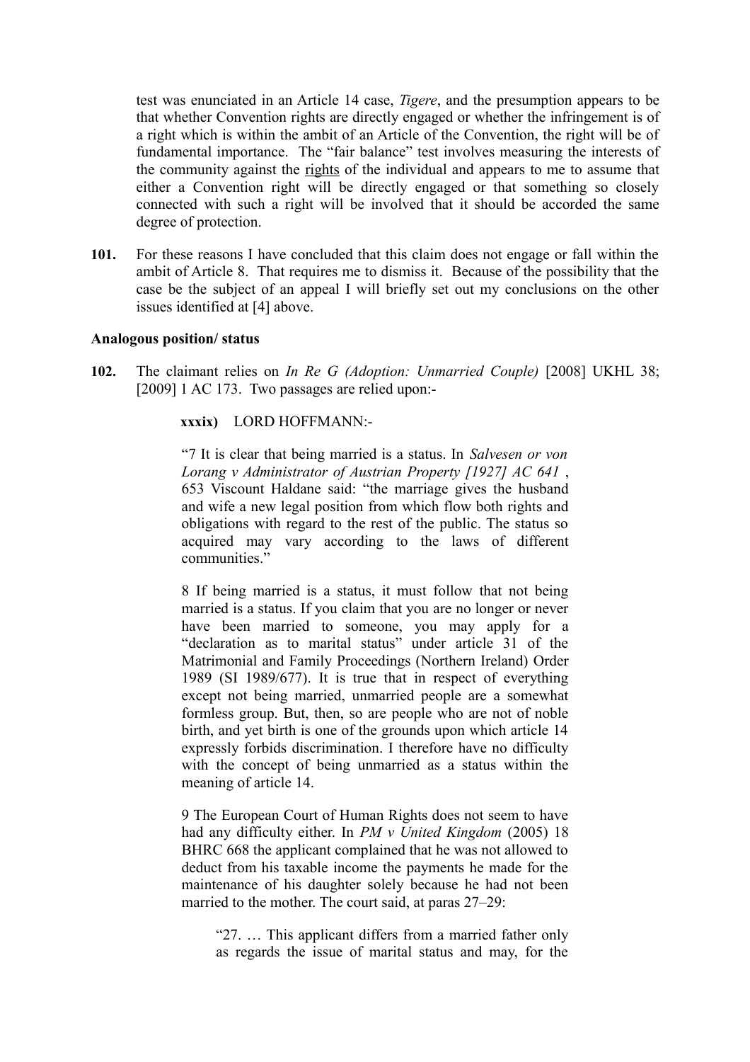test was enunciated in an Article 14 case, *Tigere*, and the presumption appears to be that whether Convention rights are directly engaged or whether the infringement is of a right which is within the ambit of an Article of the Convention, the right will be of fundamental importance. The "fair balance" test involves measuring the interests of the community against the rights of the individual and appears to me to assume that either a Convention right will be directly engaged or that something so closely connected with such a right will be involved that it should be accorded the same degree of protection.

**101.** For these reasons I have concluded that this claim does not engage or fall within the ambit of Article 8. That requires me to dismiss it. Because of the possibility that the case be the subject of an appeal I will briefly set out my conclusions on the other issues identified at [4] above.

**Analogous position/ status**

**102.** The claimant relies on *In Re G (Adoption: Unmarried Couple)* [2008] UKHL 38; [2009] 1 AC 173. Two passages are relied upon:-

> **xxxix)** LORD HOFFMANN:-
>
> "7 It is clear that being married is a status. In *Salvesen or von Lorang v Administrator of Austrian Property [1927] AC 641* , 653 Viscount Haldane said: "the marriage gives the husband and wife a new legal position from which flow both rights and obligations with regard to the rest of the public. The status so acquired may vary according to the laws of different communities."
>
> 8 If being married is a status, it must follow that not being married is a status. If you claim that you are no longer or never have been married to someone, you may apply for a "declaration as to marital status" under article 31 of the Matrimonial and Family Proceedings (Northern Ireland) Order 1989 (SI 1989/677). It is true that in respect of everything except not being married, unmarried people are a somewhat formless group. But, then, so are people who are not of noble birth, and yet birth is one of the grounds upon which article 14 expressly forbids discrimination. I therefore have no difficulty with the concept of being unmarried as a status within the meaning of article 14.
>
> 9 The European Court of Human Rights does not seem to have had any difficulty either. In *PM v United Kingdom* (2005) 18 BHRC 668 the applicant complained that he was not allowed to deduct from his taxable income the payments he made for the maintenance of his daughter solely because he had not been married to the mother. The court said, at paras 27–29:
>
> > "27. … This applicant differs from a married father only as regards the issue of marital status and may, for the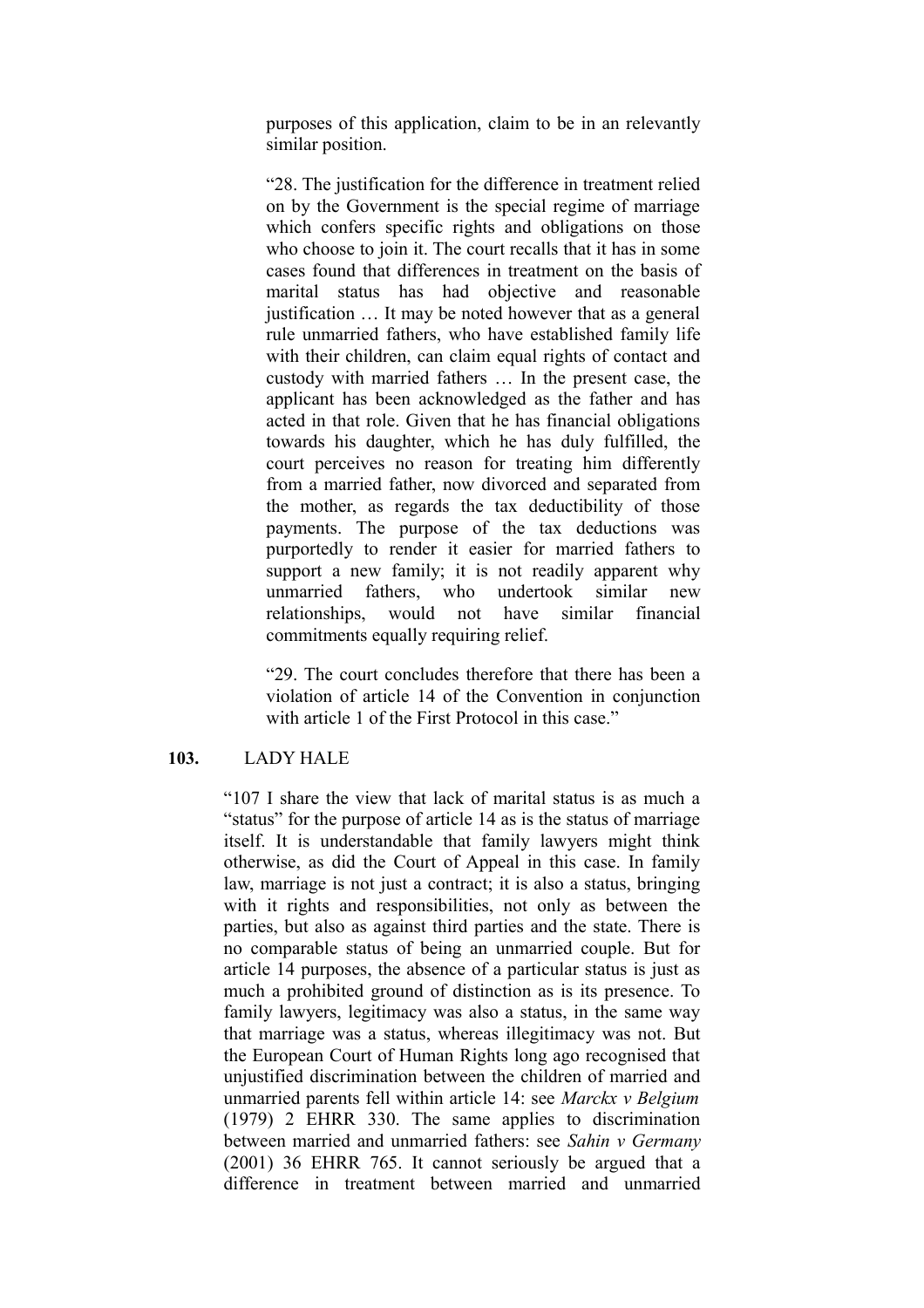purposes of this application, claim to be in an relevantly similar position.

"28. The justification for the difference in treatment relied on by the Government is the special regime of marriage which confers specific rights and obligations on those who choose to join it. The court recalls that it has in some cases found that differences in treatment on the basis of marital status has had objective and reasonable justification … It may be noted however that as a general rule unmarried fathers, who have established family life with their children, can claim equal rights of contact and custody with married fathers … In the present case, the applicant has been acknowledged as the father and has acted in that role. Given that he has financial obligations towards his daughter, which he has duly fulfilled, the court perceives no reason for treating him differently from a married father, now divorced and separated from the mother, as regards the tax deductibility of those payments. The purpose of the tax deductions was purportedly to render it easier for married fathers to support a new family; it is not readily apparent why unmarried fathers, who undertook similar new relationships, would not have similar financial commitments equally requiring relief.

"29. The court concludes therefore that there has been a violation of article 14 of the Convention in conjunction with article 1 of the First Protocol in this case."

**103.** LADY HALE

"107 I share the view that lack of marital status is as much a "status" for the purpose of article 14 as is the status of marriage itself. It is understandable that family lawyers might think otherwise, as did the Court of Appeal in this case. In family law, marriage is not just a contract; it is also a status, bringing with it rights and responsibilities, not only as between the parties, but also as against third parties and the state. There is no comparable status of being an unmarried couple. But for article 14 purposes, the absence of a particular status is just as much a prohibited ground of distinction as is its presence. To family lawyers, legitimacy was also a status, in the same way that marriage was a status, whereas illegitimacy was not. But the European Court of Human Rights long ago recognised that unjustified discrimination between the children of married and unmarried parents fell within article 14: see *Marckx v Belgium* (1979) 2 EHRR 330. The same applies to discrimination between married and unmarried fathers: see *Sahin v Germany* (2001) 36 EHRR 765. It cannot seriously be argued that a difference in treatment between married and unmarried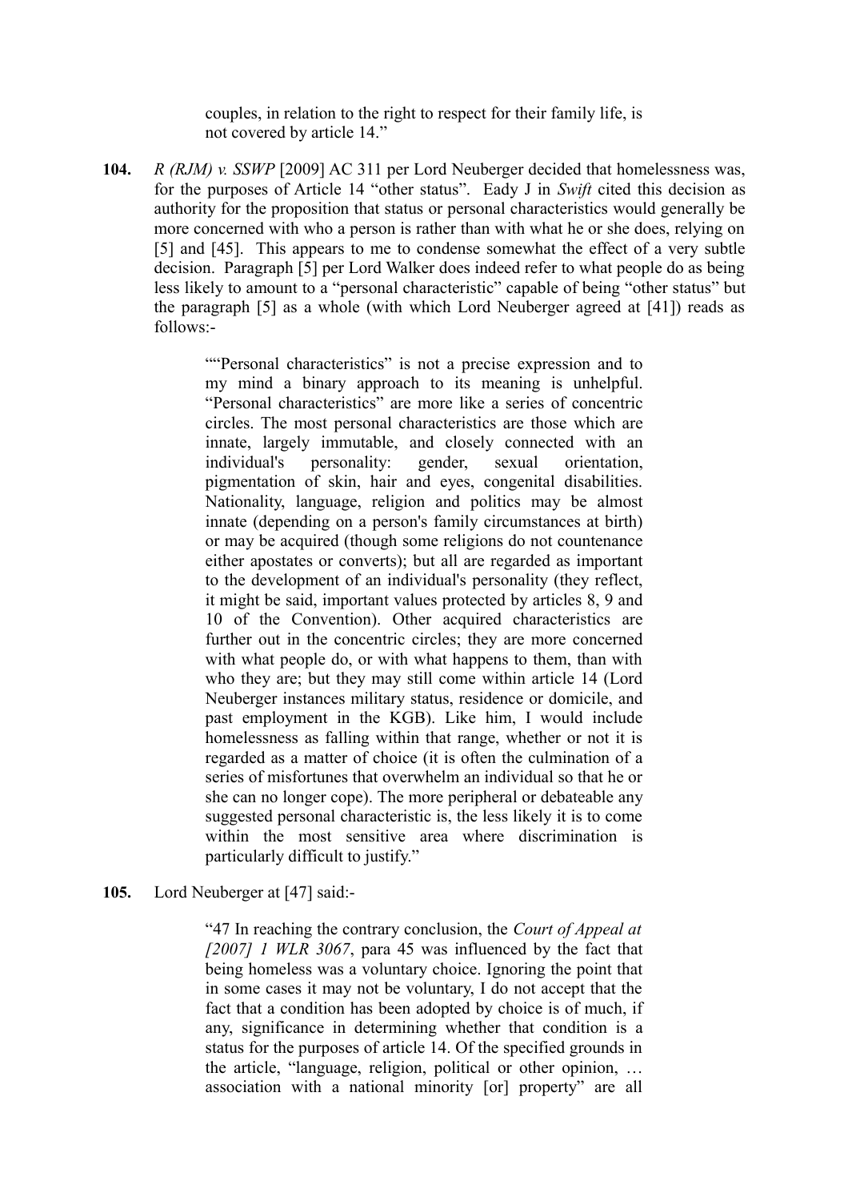> couples, in relation to the right to respect for their family life, is not covered by article 14."

**104.** *R (RJM) v. SSWP* [2009] AC 311 per Lord Neuberger decided that homelessness was, for the purposes of Article 14 "other status". Eady J in *Swift* cited this decision as authority for the proposition that status or personal characteristics would generally be more concerned with who a person is rather than with what he or she does, relying on [5] and [45]. This appears to me to condense somewhat the effect of a very subtle decision. Paragraph [5] per Lord Walker does indeed refer to what people do as being less likely to amount to a "personal characteristic" capable of being "other status" but the paragraph [5] as a whole (with which Lord Neuberger agreed at [41]) reads as follows:-

> ""Personal characteristics" is not a precise expression and to my mind a binary approach to its meaning is unhelpful. "Personal characteristics" are more like a series of concentric circles. The most personal characteristics are those which are innate, largely immutable, and closely connected with an individual's personality: gender, sexual orientation, pigmentation of skin, hair and eyes, congenital disabilities. Nationality, language, religion and politics may be almost innate (depending on a person's family circumstances at birth) or may be acquired (though some religions do not countenance either apostates or converts); but all are regarded as important to the development of an individual's personality (they reflect, it might be said, important values protected by articles 8, 9 and 10 of the Convention). Other acquired characteristics are further out in the concentric circles; they are more concerned with what people do, or with what happens to them, than with who they are; but they may still come within article 14 (Lord Neuberger instances military status, residence or domicile, and past employment in the KGB). Like him, I would include homelessness as falling within that range, whether or not it is regarded as a matter of choice (it is often the culmination of a series of misfortunes that overwhelm an individual so that he or she can no longer cope). The more peripheral or debateable any suggested personal characteristic is, the less likely it is to come within the most sensitive area where discrimination is particularly difficult to justify."

**105.** Lord Neuberger at [47] said:-

> "47 In reaching the contrary conclusion, the *Court of Appeal at [2007] 1 WLR 3067*, para 45 was influenced by the fact that being homeless was a voluntary choice. Ignoring the point that in some cases it may not be voluntary, I do not accept that the fact that a condition has been adopted by choice is of much, if any, significance in determining whether that condition is a status for the purposes of article 14. Of the specified grounds in the article, "language, religion, political or other opinion, … association with a national minority [or] property" are all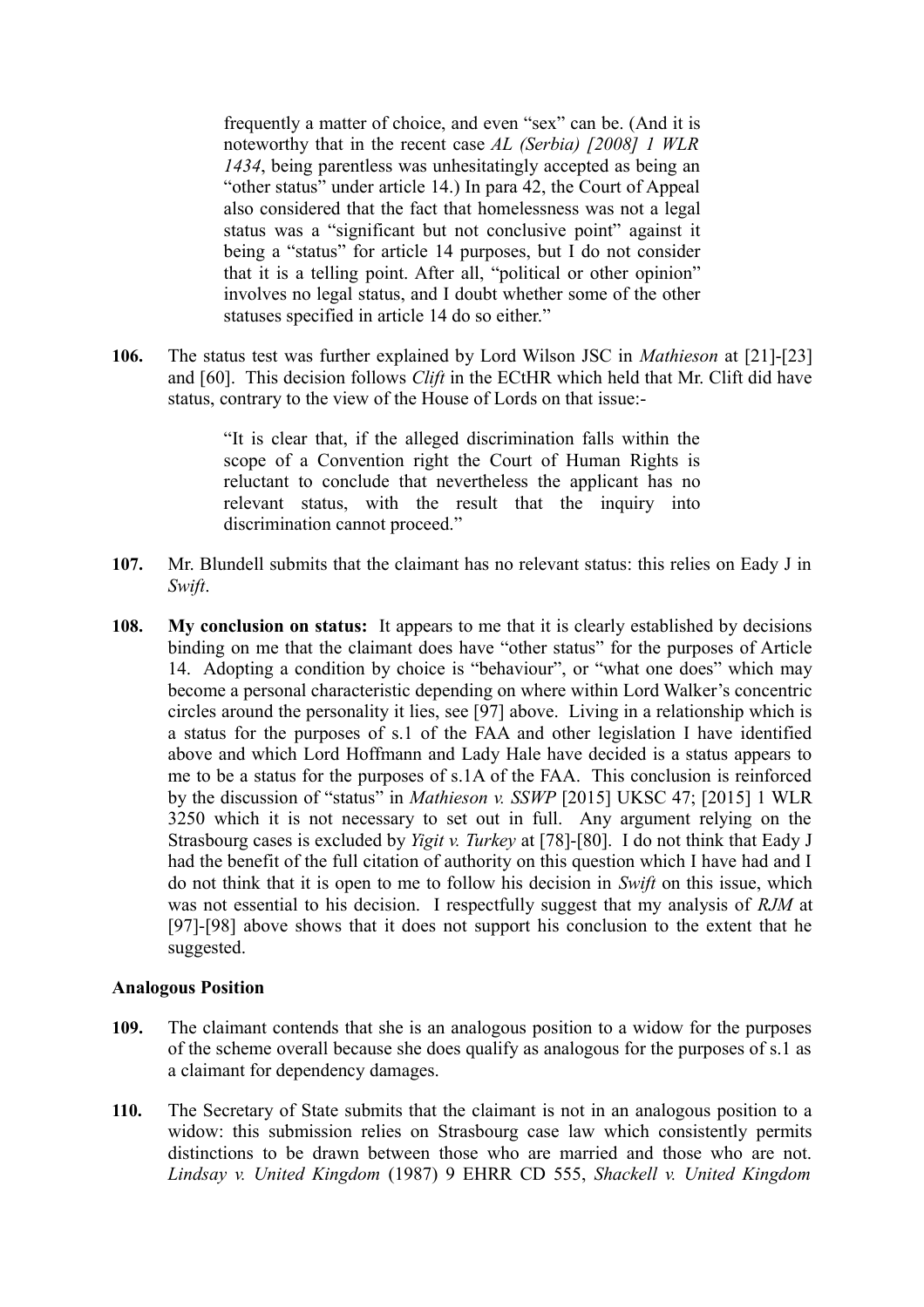> frequently a matter of choice, and even "sex" can be. (And it is noteworthy that in the recent case *AL (Serbia) [2008] 1 WLR 1434*, being parentless was unhesitatingly accepted as being an "other status" under article 14.) In para 42, the Court of Appeal also considered that the fact that homelessness was not a legal status was a "significant but not conclusive point" against it being a "status" for article 14 purposes, but I do not consider that it is a telling point. After all, "political or other opinion" involves no legal status, and I doubt whether some of the other statuses specified in article 14 do so either."

**106.** The status test was further explained by Lord Wilson JSC in *Mathieson* at [21]-[23] and [60]. This decision follows *Clift* in the ECtHR which held that Mr. Clift did have status, contrary to the view of the House of Lords on that issue:-

> "It is clear that, if the alleged discrimination falls within the scope of a Convention right the Court of Human Rights is reluctant to conclude that nevertheless the applicant has no relevant status, with the result that the inquiry into discrimination cannot proceed."

**107.** Mr. Blundell submits that the claimant has no relevant status: this relies on Eady J in *Swift*.

**108.** **My conclusion on status:** It appears to me that it is clearly established by decisions binding on me that the claimant does have "other status" for the purposes of Article 14. Adopting a condition by choice is "behaviour", or "what one does" which may become a personal characteristic depending on where within Lord Walker's concentric circles around the personality it lies, see [97] above. Living in a relationship which is a status for the purposes of s.1 of the FAA and other legislation I have identified above and which Lord Hoffmann and Lady Hale have decided is a status appears to me to be a status for the purposes of s.1A of the FAA. This conclusion is reinforced by the discussion of "status" in *Mathieson v. SSWP* [2015] UKSC 47; [2015] 1 WLR 3250 which it is not necessary to set out in full. Any argument relying on the Strasbourg cases is excluded by *Yigit v. Turkey* at [78]-[80]. I do not think that Eady J had the benefit of the full citation of authority on this question which I have had and I do not think that it is open to me to follow his decision in *Swift* on this issue, which was not essential to his decision. I respectfully suggest that my analysis of *RJM* at [97]-[98] above shows that it does not support his conclusion to the extent that he suggested.

### Analogous Position

**109.** The claimant contends that she is an analogous position to a widow for the purposes of the scheme overall because she does qualify as analogous for the purposes of s.1 as a claimant for dependency damages.

**110.** The Secretary of State submits that the claimant is not in an analogous position to a widow: this submission relies on Strasbourg case law which consistently permits distinctions to be drawn between those who are married and those who are not. *Lindsay v. United Kingdom* (1987) 9 EHRR CD 555, *Shackell v. United Kingdom*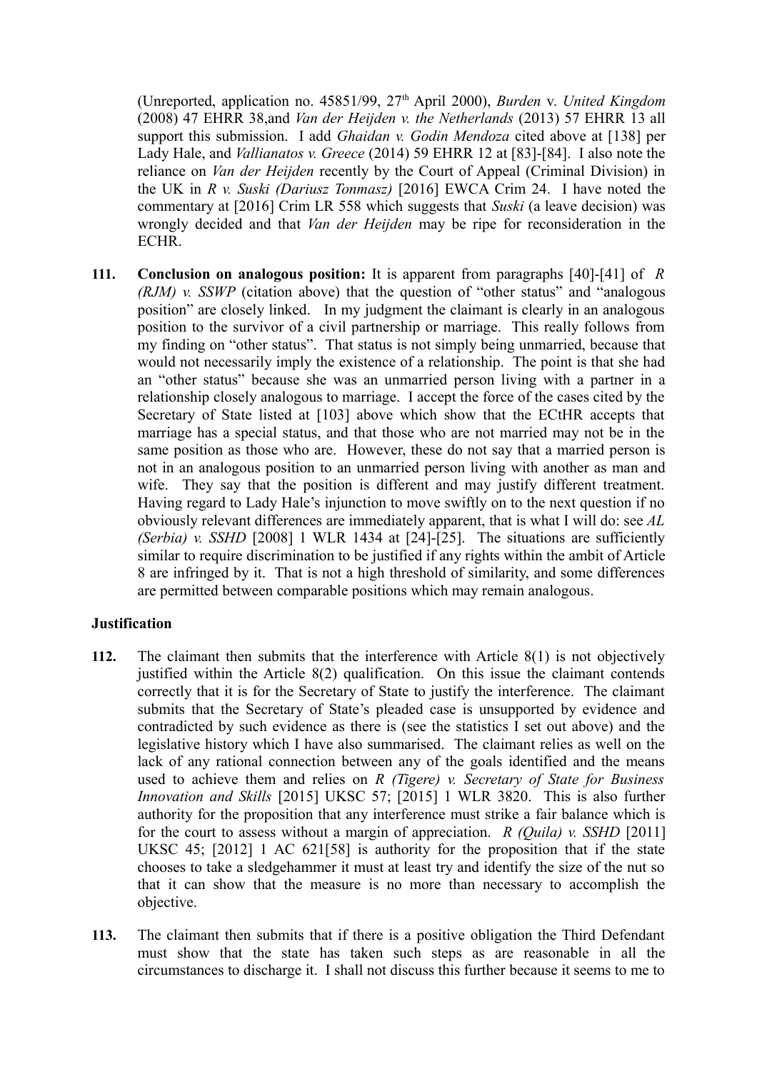(Unreported, application no. 45851/99, 27th April 2000), *Burden* v. *United Kingdom* (2008) 47 EHRR 38,and *Van der Heijden v. the Netherlands* (2013) 57 EHRR 13 all support this submission. I add *Ghaidan v. Godin Mendoza* cited above at [138] per Lady Hale, and *Vallianatos v. Greece* (2014) 59 EHRR 12 at [83]-[84]. I also note the reliance on *Van der Heijden* recently by the Court of Appeal (Criminal Division) in the UK in *R v. Suski (Dariusz Tonmasz)* [2016] EWCA Crim 24. I have noted the commentary at [2016] Crim LR 558 which suggests that *Suski* (a leave decision) was wrongly decided and that *Van der Heijden* may be ripe for reconsideration in the ECHR.

**111.** **Conclusion on analogous position:** It is apparent from paragraphs [40]-[41] of *R (RJM) v. SSWP* (citation above) that the question of "other status" and "analogous position" are closely linked. In my judgment the claimant is clearly in an analogous position to the survivor of a civil partnership or marriage. This really follows from my finding on "other status". That status is not simply being unmarried, because that would not necessarily imply the existence of a relationship. The point is that she had an "other status" because she was an unmarried person living with a partner in a relationship closely analogous to marriage. I accept the force of the cases cited by the Secretary of State listed at [103] above which show that the ECtHR accepts that marriage has a special status, and that those who are not married may not be in the same position as those who are. However, these do not say that a married person is not in an analogous position to an unmarried person living with another as man and wife. They say that the position is different and may justify different treatment. Having regard to Lady Hale's injunction to move swiftly on to the next question if no obviously relevant differences are immediately apparent, that is what I will do: see *AL (Serbia) v. SSHD* [2008] 1 WLR 1434 at [24]-[25]. The situations are sufficiently similar to require discrimination to be justified if any rights within the ambit of Article 8 are infringed by it. That is not a high threshold of similarity, and some differences are permitted between comparable positions which may remain analogous.

**Justification**

**112.** The claimant then submits that the interference with Article 8(1) is not objectively justified within the Article 8(2) qualification. On this issue the claimant contends correctly that it is for the Secretary of State to justify the interference. The claimant submits that the Secretary of State's pleaded case is unsupported by evidence and contradicted by such evidence as there is (see the statistics I set out above) and the legislative history which I have also summarised. The claimant relies as well on the lack of any rational connection between any of the goals identified and the means used to achieve them and relies on *R (Tigere) v. Secretary of State for Business Innovation and Skills* [2015] UKSC 57; [2015] 1 WLR 3820. This is also further authority for the proposition that any interference must strike a fair balance which is for the court to assess without a margin of appreciation. *R (Quila) v. SSHD* [2011] UKSC 45; [2012] 1 AC 621[58] is authority for the proposition that if the state chooses to take a sledgehammer it must at least try and identify the size of the nut so that it can show that the measure is no more than necessary to accomplish the objective.

**113.** The claimant then submits that if there is a positive obligation the Third Defendant must show that the state has taken such steps as are reasonable in all the circumstances to discharge it. I shall not discuss this further because it seems to me to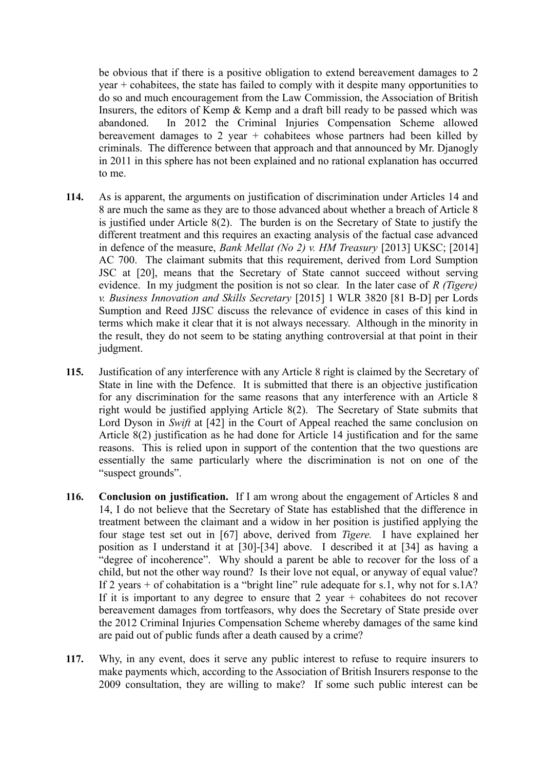be obvious that if there is a positive obligation to extend bereavement damages to 2 year + cohabitees, the state has failed to comply with it despite many opportunities to do so and much encouragement from the Law Commission, the Association of British Insurers, the editors of Kemp & Kemp and a draft bill ready to be passed which was abandoned. In 2012 the Criminal Injuries Compensation Scheme allowed bereavement damages to 2 year + cohabitees whose partners had been killed by criminals. The difference between that approach and that announced by Mr. Djanogly in 2011 in this sphere has not been explained and no rational explanation has occurred to me.

**114.** As is apparent, the arguments on justification of discrimination under Articles 14 and 8 are much the same as they are to those advanced about whether a breach of Article 8 is justified under Article 8(2). The burden is on the Secretary of State to justify the different treatment and this requires an exacting analysis of the factual case advanced in defence of the measure, *Bank Mellat (No 2) v. HM Treasury* [2013] UKSC; [2014] AC 700. The claimant submits that this requirement, derived from Lord Sumption JSC at [20], means that the Secretary of State cannot succeed without serving evidence. In my judgment the position is not so clear. In the later case of *R (Tigere) v. Business Innovation and Skills Secretary* [2015] 1 WLR 3820 [81 B-D] per Lords Sumption and Reed JJSC discuss the relevance of evidence in cases of this kind in terms which make it clear that it is not always necessary. Although in the minority in the result, they do not seem to be stating anything controversial at that point in their judgment.

**115.** Justification of any interference with any Article 8 right is claimed by the Secretary of State in line with the Defence. It is submitted that there is an objective justification for any discrimination for the same reasons that any interference with an Article 8 right would be justified applying Article 8(2). The Secretary of State submits that Lord Dyson in *Swift* at [42] in the Court of Appeal reached the same conclusion on Article 8(2) justification as he had done for Article 14 justification and for the same reasons. This is relied upon in support of the contention that the two questions are essentially the same particularly where the discrimination is not on one of the "suspect grounds".

**116.** **Conclusion on justification.** If I am wrong about the engagement of Articles 8 and 14, I do not believe that the Secretary of State has established that the difference in treatment between the claimant and a widow in her position is justified applying the four stage test set out in [67] above, derived from *Tigere.* I have explained her position as I understand it at [30]-[34] above. I described it at [34] as having a "degree of incoherence". Why should a parent be able to recover for the loss of a child, but not the other way round? Is their love not equal, or anyway of equal value? If 2 years + of cohabitation is a "bright line" rule adequate for s.1, why not for s.1A? If it is important to any degree to ensure that 2 year + cohabitees do not recover bereavement damages from tortfeasors, why does the Secretary of State preside over the 2012 Criminal Injuries Compensation Scheme whereby damages of the same kind are paid out of public funds after a death caused by a crime?

**117.** Why, in any event, does it serve any public interest to refuse to require insurers to make payments which, according to the Association of British Insurers response to the 2009 consultation, they are willing to make? If some such public interest can be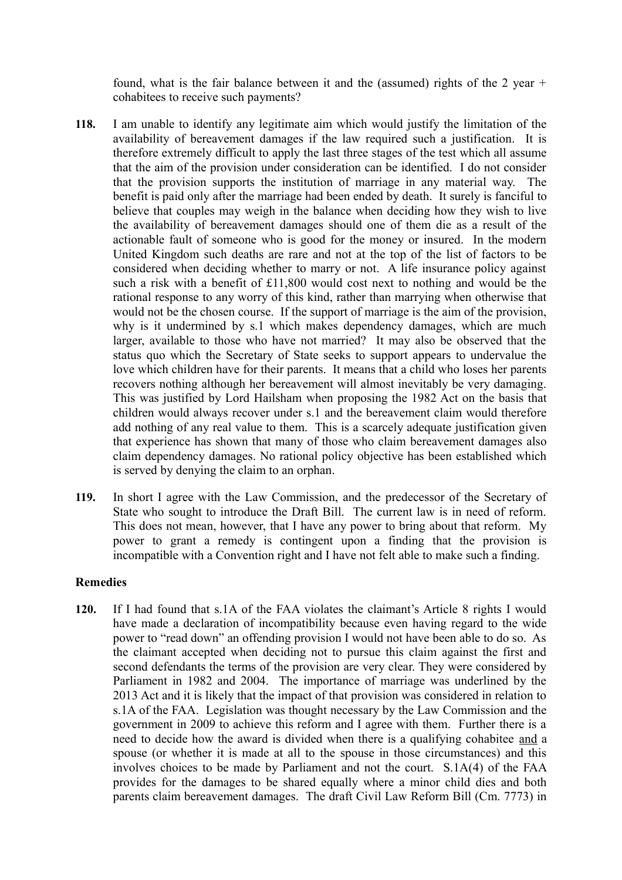found, what is the fair balance between it and the (assumed) rights of the 2 year + cohabitees to receive such payments?

**118.** I am unable to identify any legitimate aim which would justify the limitation of the availability of bereavement damages if the law required such a justification. It is therefore extremely difficult to apply the last three stages of the test which all assume that the aim of the provision under consideration can be identified. I do not consider that the provision supports the institution of marriage in any material way. The benefit is paid only after the marriage had been ended by death. It surely is fanciful to believe that couples may weigh in the balance when deciding how they wish to live the availability of bereavement damages should one of them die as a result of the actionable fault of someone who is good for the money or insured. In the modern United Kingdom such deaths are rare and not at the top of the list of factors to be considered when deciding whether to marry or not. A life insurance policy against such a risk with a benefit of £11,800 would cost next to nothing and would be the rational response to any worry of this kind, rather than marrying when otherwise that would not be the chosen course. If the support of marriage is the aim of the provision, why is it undermined by s.1 which makes dependency damages, which are much larger, available to those who have not married? It may also be observed that the status quo which the Secretary of State seeks to support appears to undervalue the love which children have for their parents. It means that a child who loses her parents recovers nothing although her bereavement will almost inevitably be very damaging. This was justified by Lord Hailsham when proposing the 1982 Act on the basis that children would always recover under s.1 and the bereavement claim would therefore add nothing of any real value to them. This is a scarcely adequate justification given that experience has shown that many of those who claim bereavement damages also claim dependency damages. No rational policy objective has been established which is served by denying the claim to an orphan.

**119.** In short I agree with the Law Commission, and the predecessor of the Secretary of State who sought to introduce the Draft Bill. The current law is in need of reform. This does not mean, however, that I have any power to bring about that reform. My power to grant a remedy is contingent upon a finding that the provision is incompatible with a Convention right and I have not felt able to make such a finding.

**Remedies**

**120.** If I had found that s.1A of the FAA violates the claimant's Article 8 rights I would have made a declaration of incompatibility because even having regard to the wide power to "read down" an offending provision I would not have been able to do so. As the claimant accepted when deciding not to pursue this claim against the first and second defendants the terms of the provision are very clear. They were considered by Parliament in 1982 and 2004. The importance of marriage was underlined by the 2013 Act and it is likely that the impact of that provision was considered in relation to s.1A of the FAA. Legislation was thought necessary by the Law Commission and the government in 2009 to achieve this reform and I agree with them. Further there is a need to decide how the award is divided when there is a qualifying cohabitee and a spouse (or whether it is made at all to the spouse in those circumstances) and this involves choices to be made by Parliament and not the court. S.1A(4) of the FAA provides for the damages to be shared equally where a minor child dies and both parents claim bereavement damages. The draft Civil Law Reform Bill (Cm. 7773) in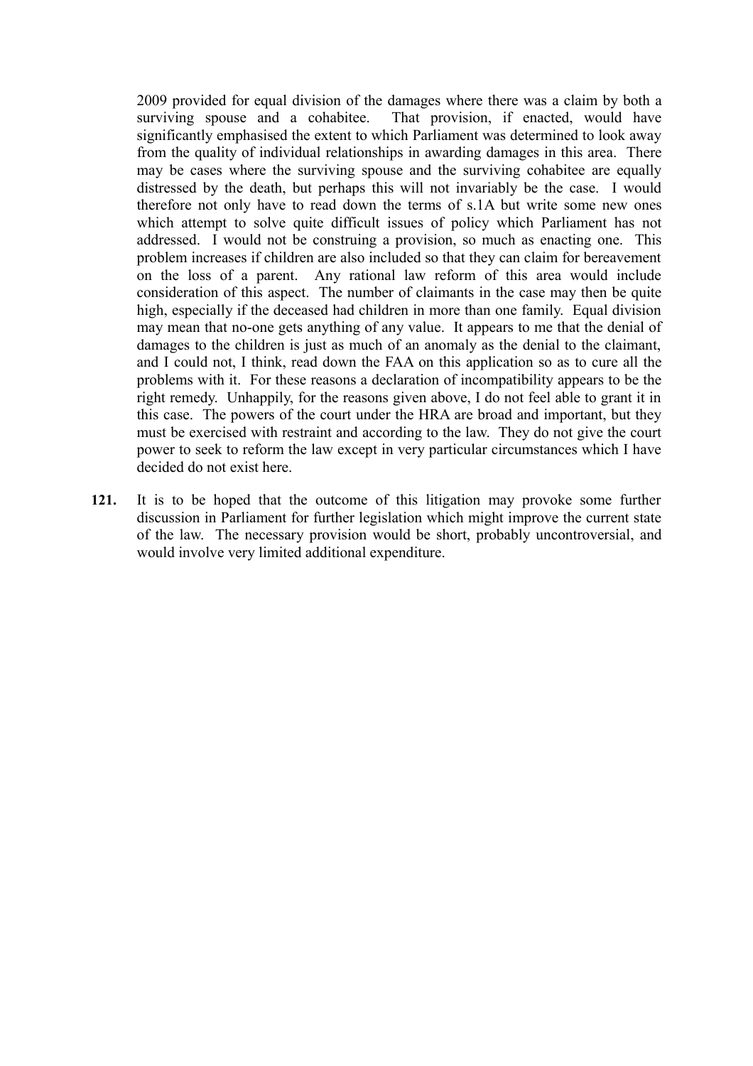2009 provided for equal division of the damages where there was a claim by both a surviving spouse and a cohabitee. That provision, if enacted, would have significantly emphasised the extent to which Parliament was determined to look away from the quality of individual relationships in awarding damages in this area. There may be cases where the surviving spouse and the surviving cohabitee are equally distressed by the death, but perhaps this will not invariably be the case. I would therefore not only have to read down the terms of s.1A but write some new ones which attempt to solve quite difficult issues of policy which Parliament has not addressed. I would not be construing a provision, so much as enacting one. This problem increases if children are also included so that they can claim for bereavement on the loss of a parent. Any rational law reform of this area would include consideration of this aspect. The number of claimants in the case may then be quite high, especially if the deceased had children in more than one family. Equal division may mean that no-one gets anything of any value. It appears to me that the denial of damages to the children is just as much of an anomaly as the denial to the claimant, and I could not, I think, read down the FAA on this application so as to cure all the problems with it. For these reasons a declaration of incompatibility appears to be the right remedy. Unhappily, for the reasons given above, I do not feel able to grant it in this case. The powers of the court under the HRA are broad and important, but they must be exercised with restraint and according to the law. They do not give the court power to seek to reform the law except in very particular circumstances which I have decided do not exist here.

**121.** It is to be hoped that the outcome of this litigation may provoke some further discussion in Parliament for further legislation which might improve the current state of the law. The necessary provision would be short, probably uncontroversial, and would involve very limited additional expenditure.